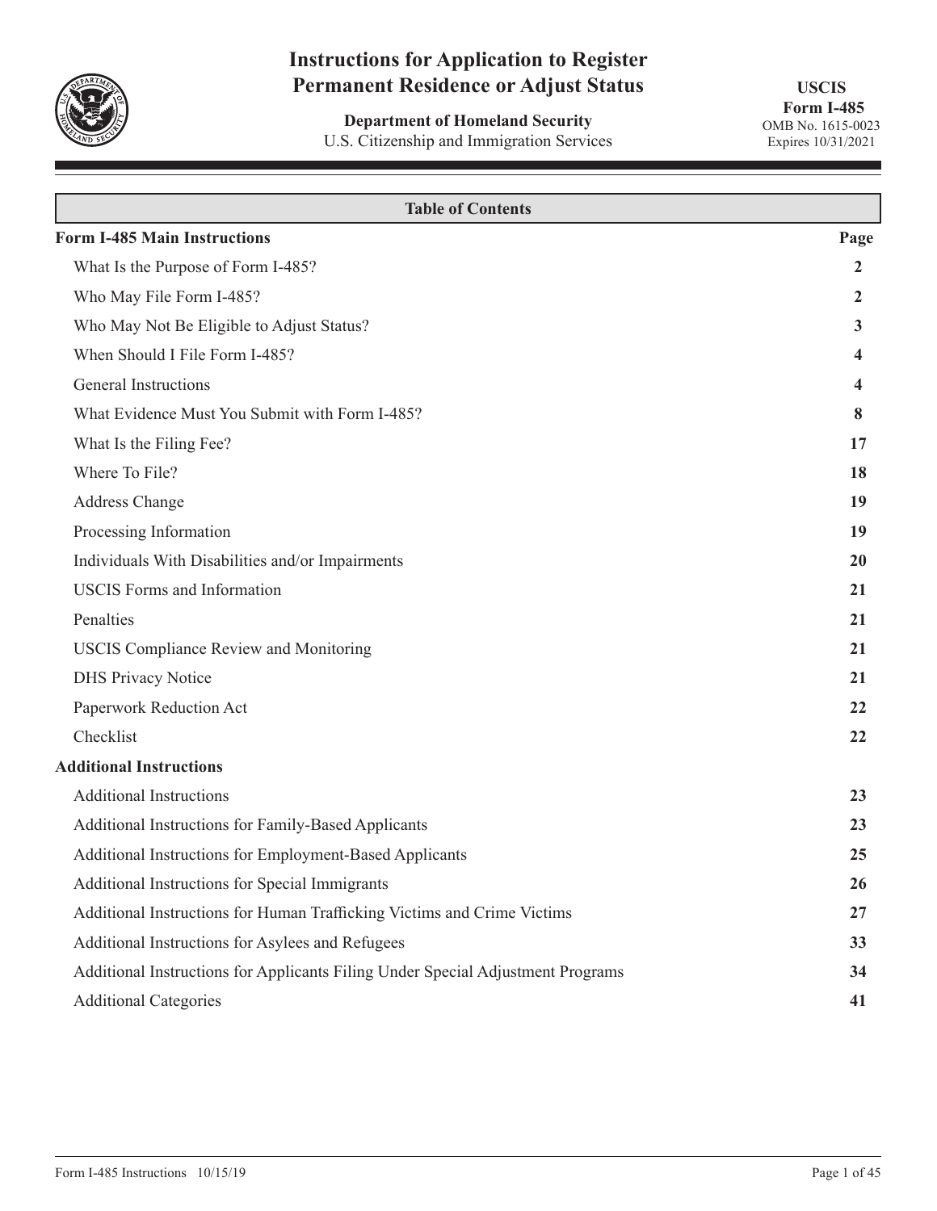# Instructions for Application to Register Permanent Residence or Adjust Status

**Department of Homeland Security**
U.S. Citizenship and Immigration Services

**USCIS**
**Form I-485**
OMB No. 1615-0023
Expires 10/31/2021

| Table of Contents | |
|---|---|
| **Form I-485 Main Instructions** | **Page** |
| What Is the Purpose of Form I-485? | **2** |
| Who May File Form I-485? | **2** |
| Who May Not Be Eligible to Adjust Status? | **3** |
| When Should I File Form I-485? | **4** |
| General Instructions | **4** |
| What Evidence Must You Submit with Form I-485? | **8** |
| What Is the Filing Fee? | **17** |
| Where To File? | **18** |
| Address Change | **19** |
| Processing Information | **19** |
| Individuals With Disabilities and/or Impairments | **20** |
| USCIS Forms and Information | **21** |
| Penalties | **21** |
| USCIS Compliance Review and Monitoring | **21** |
| DHS Privacy Notice | **21** |
| Paperwork Reduction Act | **22** |
| Checklist | **22** |
| **Additional Instructions** | |
| Additional Instructions | **23** |
| Additional Instructions for Family-Based Applicants | **23** |
| Additional Instructions for Employment-Based Applicants | **25** |
| Additional Instructions for Special Immigrants | **26** |
| Additional Instructions for Human Trafficking Victims and Crime Victims | **27** |
| Additional Instructions for Asylees and Refugees | **33** |
| Additional Instructions for Applicants Filing Under Special Adjustment Programs | **34** |
| Additional Categories | **41** |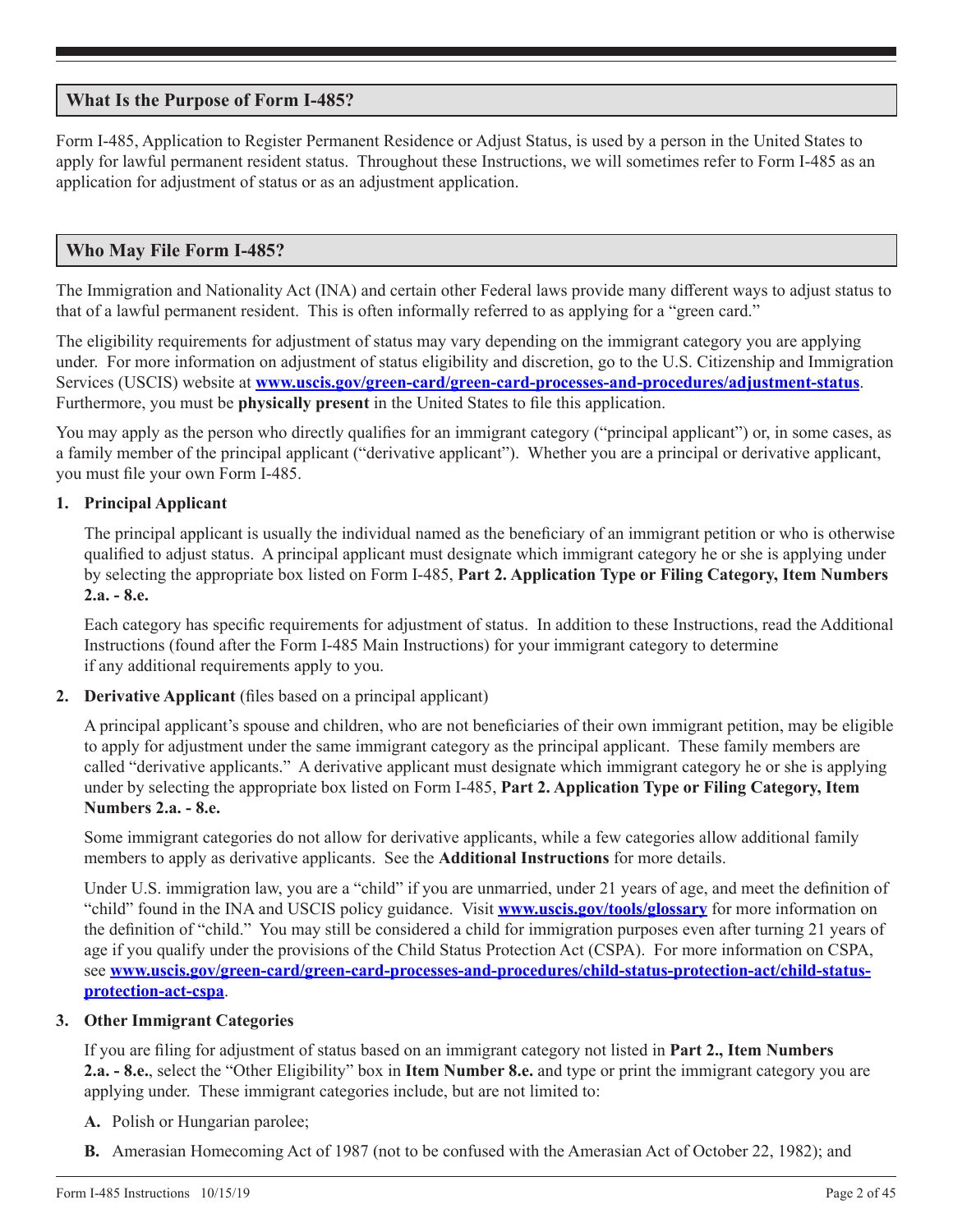## What Is the Purpose of Form I-485?

Form I-485, Application to Register Permanent Residence or Adjust Status, is used by a person in the United States to apply for lawful permanent resident status. Throughout these Instructions, we will sometimes refer to Form I-485 as an application for adjustment of status or as an adjustment application.

## Who May File Form I-485?

The Immigration and Nationality Act (INA) and certain other Federal laws provide many different ways to adjust status to that of a lawful permanent resident. This is often informally referred to as applying for a "green card."

The eligibility requirements for adjustment of status may vary depending on the immigrant category you are applying under. For more information on adjustment of status eligibility and discretion, go to the U.S. Citizenship and Immigration Services (USCIS) website at **www.uscis.gov/green-card/green-card-processes-and-procedures/adjustment-status**. Furthermore, you must be **physically present** in the United States to file this application.

You may apply as the person who directly qualifies for an immigrant category ("principal applicant") or, in some cases, as a family member of the principal applicant ("derivative applicant"). Whether you are a principal or derivative applicant, you must file your own Form I-485.

1. **Principal Applicant**

   The principal applicant is usually the individual named as the beneficiary of an immigrant petition or who is otherwise qualified to adjust status. A principal applicant must designate which immigrant category he or she is applying under by selecting the appropriate box listed on Form I-485, **Part 2. Application Type or Filing Category, Item Numbers 2.a. - 8.e.**

   Each category has specific requirements for adjustment of status. In addition to these Instructions, read the Additional Instructions (found after the Form I-485 Main Instructions) for your immigrant category to determine if any additional requirements apply to you.

2. **Derivative Applicant** (files based on a principal applicant)

   A principal applicant's spouse and children, who are not beneficiaries of their own immigrant petition, may be eligible to apply for adjustment under the same immigrant category as the principal applicant. These family members are called "derivative applicants." A derivative applicant must designate which immigrant category he or she is applying under by selecting the appropriate box listed on Form I-485, **Part 2. Application Type or Filing Category, Item Numbers 2.a. - 8.e.**

   Some immigrant categories do not allow for derivative applicants, while a few categories allow additional family members to apply as derivative applicants. See the **Additional Instructions** for more details.

   Under U.S. immigration law, you are a "child" if you are unmarried, under 21 years of age, and meet the definition of "child" found in the INA and USCIS policy guidance. Visit **www.uscis.gov/tools/glossary** for more information on the definition of "child." You may still be considered a child for immigration purposes even after turning 21 years of age if you qualify under the provisions of the Child Status Protection Act (CSPA). For more information on CSPA, see **www.uscis.gov/green-card/green-card-processes-and-procedures/child-status-protection-act/child-status-protection-act-cspa**.

3. **Other Immigrant Categories**

   If you are filing for adjustment of status based on an immigrant category not listed in **Part 2., Item Numbers 2.a. - 8.e.**, select the "Other Eligibility" box in **Item Number 8.e.** and type or print the immigrant category you are applying under. These immigrant categories include, but are not limited to:

   **A.** Polish or Hungarian parolee;

   **B.** Amerasian Homecoming Act of 1987 (not to be confused with the Amerasian Act of October 22, 1982); and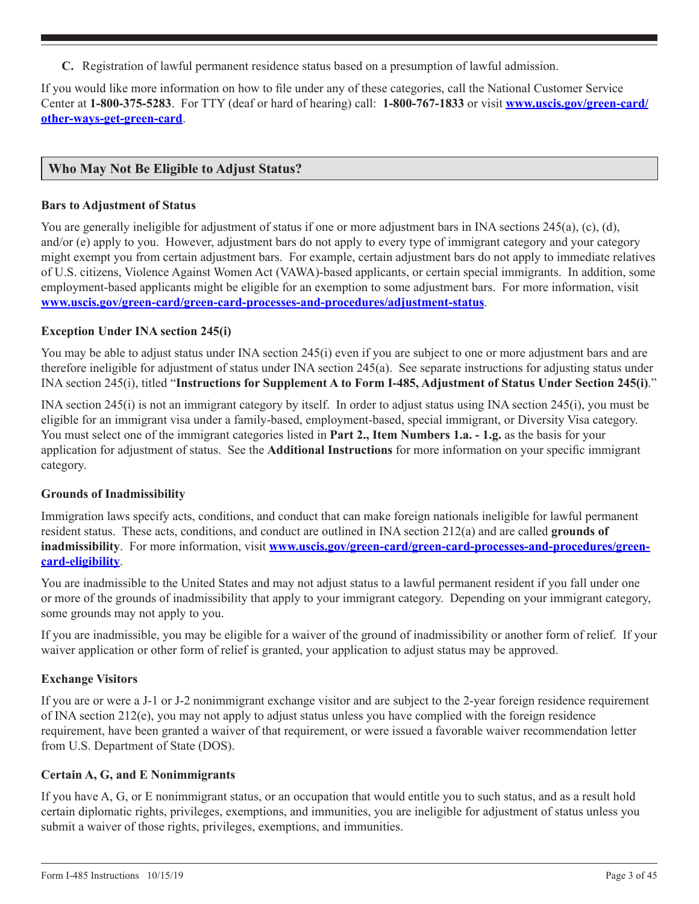**C.** Registration of lawful permanent residence status based on a presumption of lawful admission.

If you would like more information on how to file under any of these categories, call the National Customer Service Center at **1-800-375-5283**. For TTY (deaf or hard of hearing) call: **1-800-767-1833** or visit **[www.uscis.gov/green-card/other-ways-get-green-card](www.uscis.gov/green-card/other-ways-get-green-card)**.

## Who May Not Be Eligible to Adjust Status?

### Bars to Adjustment of Status

You are generally ineligible for adjustment of status if one or more adjustment bars in INA sections 245(a), (c), (d), and/or (e) apply to you. However, adjustment bars do not apply to every type of immigrant category and your category might exempt you from certain adjustment bars. For example, certain adjustment bars do not apply to immediate relatives of U.S. citizens, Violence Against Women Act (VAWA)-based applicants, or certain special immigrants. In addition, some employment-based applicants might be eligible for an exemption to some adjustment bars. For more information, visit **[www.uscis.gov/green-card/green-card-processes-and-procedures/adjustment-status](www.uscis.gov/green-card/green-card-processes-and-procedures/adjustment-status)**.

### Exception Under INA section 245(i)

You may be able to adjust status under INA section 245(i) even if you are subject to one or more adjustment bars and are therefore ineligible for adjustment of status under INA section 245(a). See separate instructions for adjusting status under INA section 245(i), titled "**Instructions for Supplement A to Form I-485, Adjustment of Status Under Section 245(i)**."

INA section 245(i) is not an immigrant category by itself. In order to adjust status using INA section 245(i), you must be eligible for an immigrant visa under a family-based, employment-based, special immigrant, or Diversity Visa category. You must select one of the immigrant categories listed in **Part 2., Item Numbers 1.a. - 1.g.** as the basis for your application for adjustment of status. See the **Additional Instructions** for more information on your specific immigrant category.

### Grounds of Inadmissibility

Immigration laws specify acts, conditions, and conduct that can make foreign nationals ineligible for lawful permanent resident status. These acts, conditions, and conduct are outlined in INA section 212(a) and are called **grounds of inadmissibility**. For more information, visit **[www.uscis.gov/green-card/green-card-processes-and-procedures/green-card-eligibility](www.uscis.gov/green-card/green-card-processes-and-procedures/green-card-eligibility)**.

You are inadmissible to the United States and may not adjust status to a lawful permanent resident if you fall under one or more of the grounds of inadmissibility that apply to your immigrant category. Depending on your immigrant category, some grounds may not apply to you.

If you are inadmissible, you may be eligible for a waiver of the ground of inadmissibility or another form of relief. If your waiver application or other form of relief is granted, your application to adjust status may be approved.

### Exchange Visitors

If you are or were a J-1 or J-2 nonimmigrant exchange visitor and are subject to the 2-year foreign residence requirement of INA section 212(e), you may not apply to adjust status unless you have complied with the foreign residence requirement, have been granted a waiver of that requirement, or were issued a favorable waiver recommendation letter from U.S. Department of State (DOS).

### Certain A, G, and E Nonimmigrants

If you have A, G, or E nonimmigrant status, or an occupation that would entitle you to such status, and as a result hold certain diplomatic rights, privileges, exemptions, and immunities, you are ineligible for adjustment of status unless you submit a waiver of those rights, privileges, exemptions, and immunities.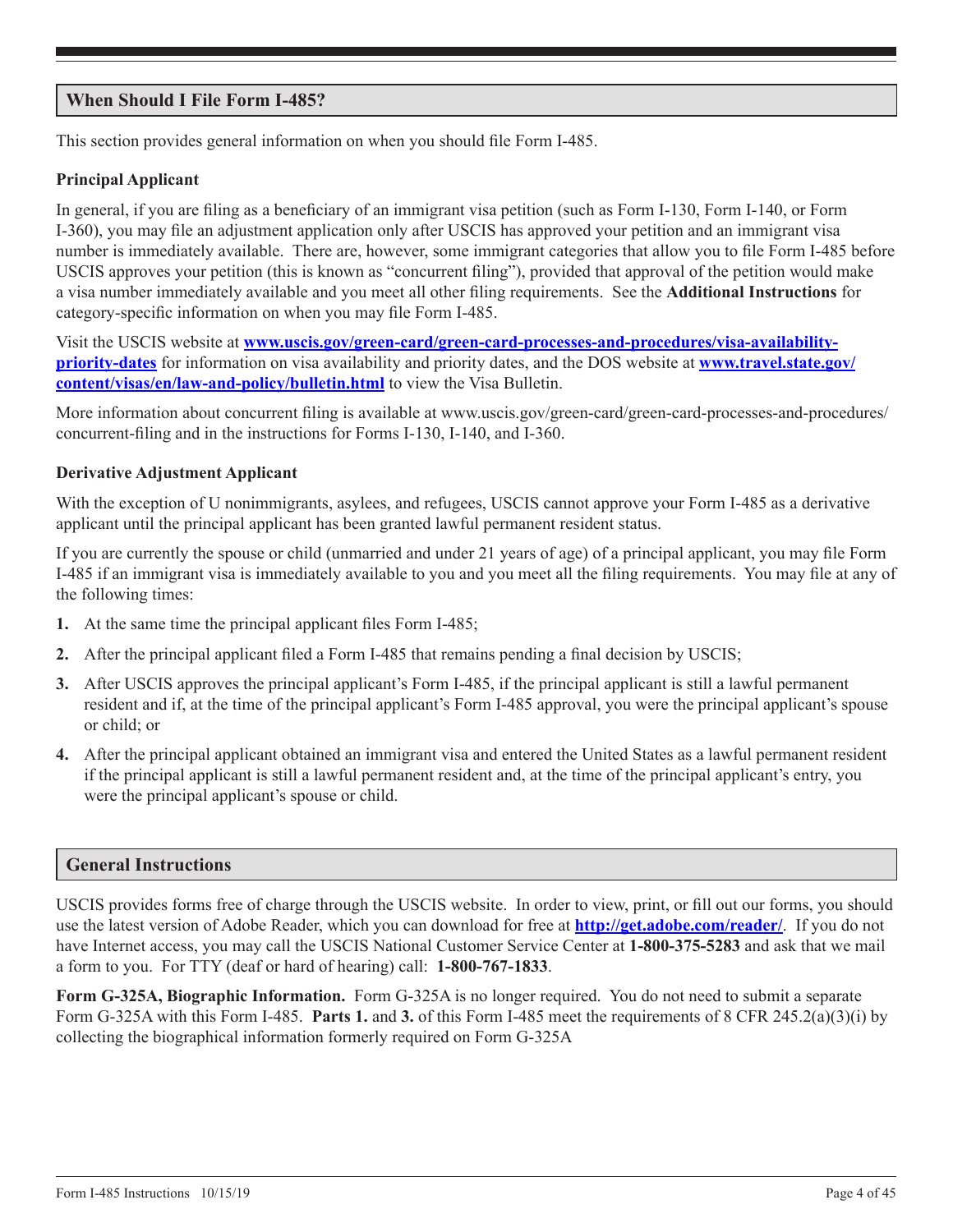## When Should I File Form I-485?

This section provides general information on when you should file Form I-485.

### Principal Applicant

In general, if you are filing as a beneficiary of an immigrant visa petition (such as Form I-130, Form I-140, or Form I-360), you may file an adjustment application only after USCIS has approved your petition and an immigrant visa number is immediately available. There are, however, some immigrant categories that allow you to file Form I-485 before USCIS approves your petition (this is known as "concurrent filing"), provided that approval of the petition would make a visa number immediately available and you meet all other filing requirements. See the **Additional Instructions** for category-specific information on when you may file Form I-485.

Visit the USCIS website at **[www.uscis.gov/green-card/green-card-processes-and-procedures/visa-availability-priority-dates](www.uscis.gov/green-card/green-card-processes-and-procedures/visa-availability-priority-dates)** for information on visa availability and priority dates, and the DOS website at **[www.travel.state.gov/content/visas/en/law-and-policy/bulletin.html](www.travel.state.gov/content/visas/en/law-and-policy/bulletin.html)** to view the Visa Bulletin.

More information about concurrent filing is available at www.uscis.gov/green-card/green-card-processes-and-procedures/concurrent-filing and in the instructions for Forms I-130, I-140, and I-360.

### Derivative Adjustment Applicant

With the exception of U nonimmigrants, asylees, and refugees, USCIS cannot approve your Form I-485 as a derivative applicant until the principal applicant has been granted lawful permanent resident status.

If you are currently the spouse or child (unmarried and under 21 years of age) of a principal applicant, you may file Form I-485 if an immigrant visa is immediately available to you and you meet all the filing requirements. You may file at any of the following times:

1. At the same time the principal applicant files Form I-485;
2. After the principal applicant filed a Form I-485 that remains pending a final decision by USCIS;
3. After USCIS approves the principal applicant's Form I-485, if the principal applicant is still a lawful permanent resident and if, at the time of the principal applicant's Form I-485 approval, you were the principal applicant's spouse or child; or
4. After the principal applicant obtained an immigrant visa and entered the United States as a lawful permanent resident if the principal applicant is still a lawful permanent resident and, at the time of the principal applicant's entry, you were the principal applicant's spouse or child.

## General Instructions

USCIS provides forms free of charge through the USCIS website. In order to view, print, or fill out our forms, you should use the latest version of Adobe Reader, which you can download for free at **[http://get.adobe.com/reader/](http://get.adobe.com/reader/)**. If you do not have Internet access, you may call the USCIS National Customer Service Center at **1-800-375-5283** and ask that we mail a form to you. For TTY (deaf or hard of hearing) call: **1-800-767-1833**.

**Form G-325A, Biographic Information.** Form G-325A is no longer required. You do not need to submit a separate Form G-325A with this Form I-485. **Parts 1.** and **3.** of this Form I-485 meet the requirements of 8 CFR 245.2(a)(3)(i) by collecting the biographical information formerly required on Form G-325A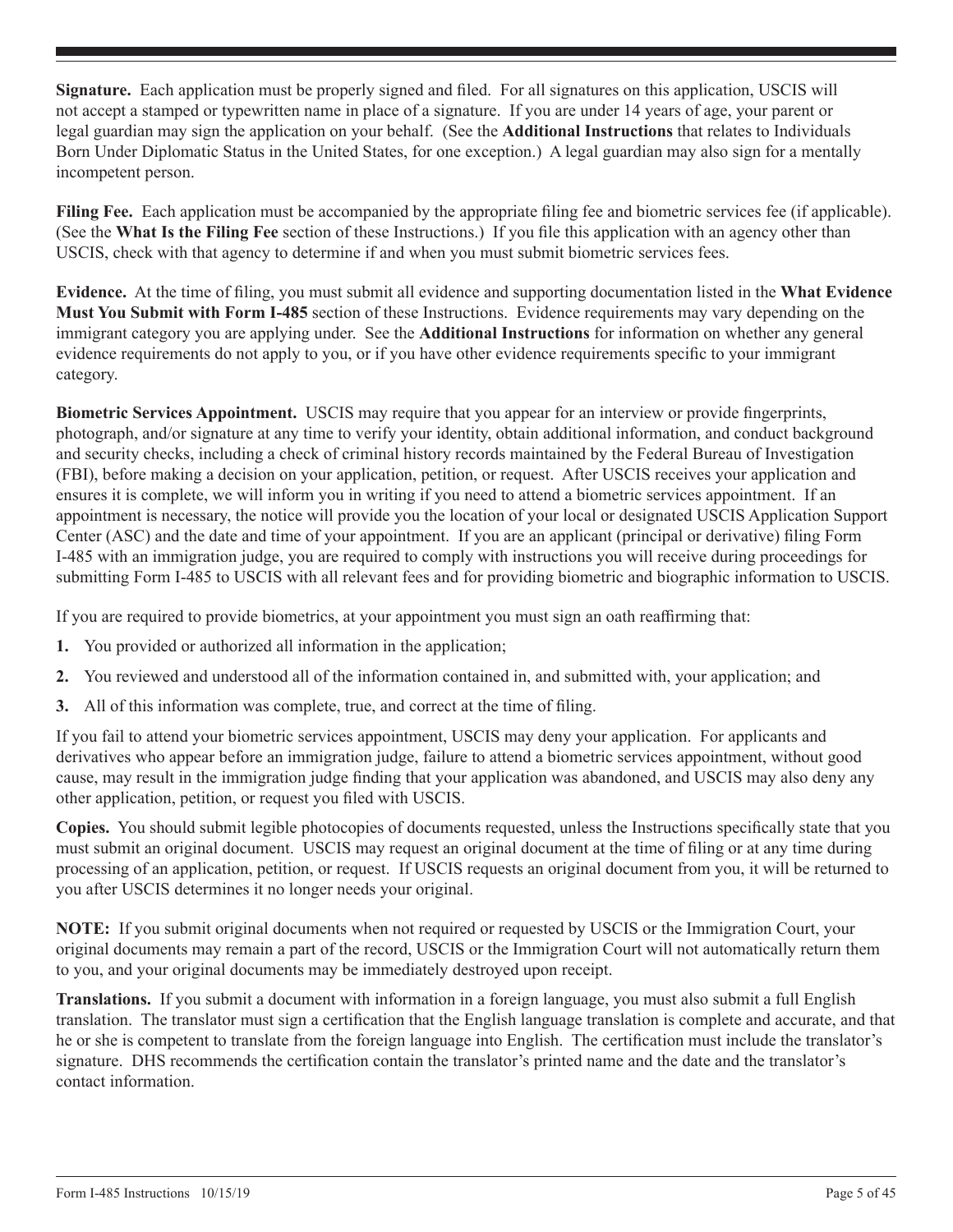**Signature.** Each application must be properly signed and filed. For all signatures on this application, USCIS will not accept a stamped or typewritten name in place of a signature. If you are under 14 years of age, your parent or legal guardian may sign the application on your behalf. (See the **Additional Instructions** that relates to Individuals Born Under Diplomatic Status in the United States, for one exception.) A legal guardian may also sign for a mentally incompetent person.

**Filing Fee.** Each application must be accompanied by the appropriate filing fee and biometric services fee (if applicable). (See the **What Is the Filing Fee** section of these Instructions.) If you file this application with an agency other than USCIS, check with that agency to determine if and when you must submit biometric services fees.

**Evidence.** At the time of filing, you must submit all evidence and supporting documentation listed in the **What Evidence Must You Submit with Form I-485** section of these Instructions. Evidence requirements may vary depending on the immigrant category you are applying under. See the **Additional Instructions** for information on whether any general evidence requirements do not apply to you, or if you have other evidence requirements specific to your immigrant category.

**Biometric Services Appointment.** USCIS may require that you appear for an interview or provide fingerprints, photograph, and/or signature at any time to verify your identity, obtain additional information, and conduct background and security checks, including a check of criminal history records maintained by the Federal Bureau of Investigation (FBI), before making a decision on your application, petition, or request. After USCIS receives your application and ensures it is complete, we will inform you in writing if you need to attend a biometric services appointment. If an appointment is necessary, the notice will provide you the location of your local or designated USCIS Application Support Center (ASC) and the date and time of your appointment. If you are an applicant (principal or derivative) filing Form I-485 with an immigration judge, you are required to comply with instructions you will receive during proceedings for submitting Form I-485 to USCIS with all relevant fees and for providing biometric and biographic information to USCIS.

If you are required to provide biometrics, at your appointment you must sign an oath reaffirming that:

1. You provided or authorized all information in the application;
2. You reviewed and understood all of the information contained in, and submitted with, your application; and
3. All of this information was complete, true, and correct at the time of filing.

If you fail to attend your biometric services appointment, USCIS may deny your application. For applicants and derivatives who appear before an immigration judge, failure to attend a biometric services appointment, without good cause, may result in the immigration judge finding that your application was abandoned, and USCIS may also deny any other application, petition, or request you filed with USCIS.

**Copies.** You should submit legible photocopies of documents requested, unless the Instructions specifically state that you must submit an original document. USCIS may request an original document at the time of filing or at any time during processing of an application, petition, or request. If USCIS requests an original document from you, it will be returned to you after USCIS determines it no longer needs your original.

**NOTE:** If you submit original documents when not required or requested by USCIS or the Immigration Court, your original documents may remain a part of the record, USCIS or the Immigration Court will not automatically return them to you, and your original documents may be immediately destroyed upon receipt.

**Translations.** If you submit a document with information in a foreign language, you must also submit a full English translation. The translator must sign a certification that the English language translation is complete and accurate, and that he or she is competent to translate from the foreign language into English. The certification must include the translator's signature. DHS recommends the certification contain the translator's printed name and the date and the translator's contact information.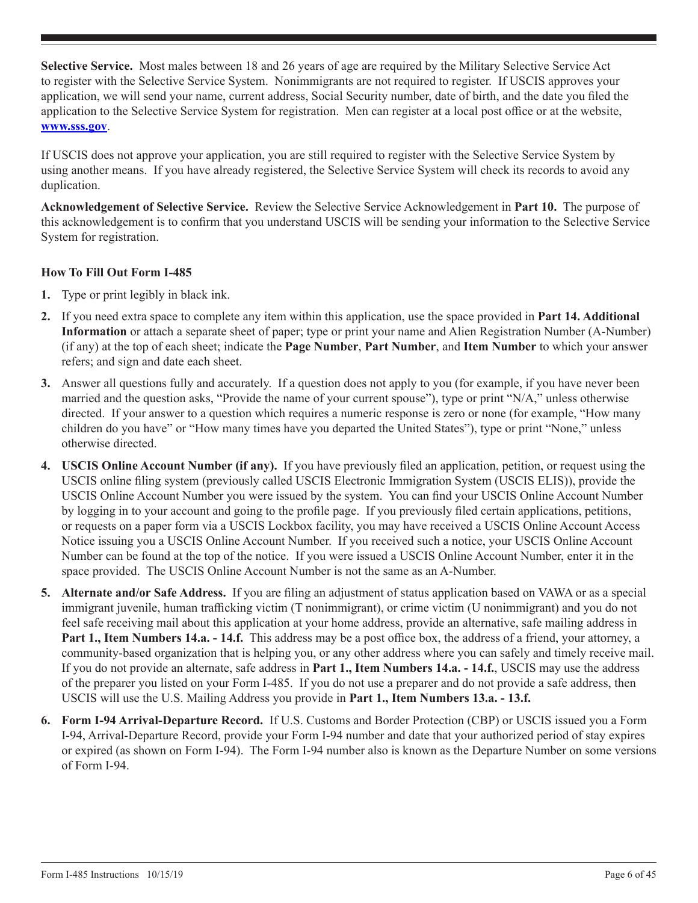**Selective Service.** Most males between 18 and 26 years of age are required by the Military Selective Service Act to register with the Selective Service System. Nonimmigrants are not required to register. If USCIS approves your application, we will send your name, current address, Social Security number, date of birth, and the date you filed the application to the Selective Service System for registration. Men can register at a local post office or at the website, **www.sss.gov**.

If USCIS does not approve your application, you are still required to register with the Selective Service System by using another means. If you have already registered, the Selective Service System will check its records to avoid any duplication.

**Acknowledgement of Selective Service.** Review the Selective Service Acknowledgement in **Part 10.** The purpose of this acknowledgement is to confirm that you understand USCIS will be sending your information to the Selective Service System for registration.

### How To Fill Out Form I-485

1. Type or print legibly in black ink.
2. If you need extra space to complete any item within this application, use the space provided in **Part 14. Additional Information** or attach a separate sheet of paper; type or print your name and Alien Registration Number (A-Number) (if any) at the top of each sheet; indicate the **Page Number**, **Part Number**, and **Item Number** to which your answer refers; and sign and date each sheet.
3. Answer all questions fully and accurately. If a question does not apply to you (for example, if you have never been married and the question asks, "Provide the name of your current spouse"), type or print "N/A," unless otherwise directed. If your answer to a question which requires a numeric response is zero or none (for example, "How many children do you have" or "How many times have you departed the United States"), type or print "None," unless otherwise directed.
4. **USCIS Online Account Number (if any).** If you have previously filed an application, petition, or request using the USCIS online filing system (previously called USCIS Electronic Immigration System (USCIS ELIS)), provide the USCIS Online Account Number you were issued by the system. You can find your USCIS Online Account Number by logging in to your account and going to the profile page. If you previously filed certain applications, petitions, or requests on a paper form via a USCIS Lockbox facility, you may have received a USCIS Online Account Access Notice issuing you a USCIS Online Account Number. If you received such a notice, your USCIS Online Account Number can be found at the top of the notice. If you were issued a USCIS Online Account Number, enter it in the space provided. The USCIS Online Account Number is not the same as an A-Number.
5. **Alternate and/or Safe Address.** If you are filing an adjustment of status application based on VAWA or as a special immigrant juvenile, human trafficking victim (T nonimmigrant), or crime victim (U nonimmigrant) and you do not feel safe receiving mail about this application at your home address, provide an alternative, safe mailing address in **Part 1., Item Numbers 14.a. - 14.f.** This address may be a post office box, the address of a friend, your attorney, a community-based organization that is helping you, or any other address where you can safely and timely receive mail. If you do not provide an alternate, safe address in **Part 1., Item Numbers 14.a. - 14.f.**, USCIS may use the address of the preparer you listed on your Form I-485. If you do not use a preparer and do not provide a safe address, then USCIS will use the U.S. Mailing Address you provide in **Part 1., Item Numbers 13.a. - 13.f.**
6. **Form I-94 Arrival-Departure Record.** If U.S. Customs and Border Protection (CBP) or USCIS issued you a Form I-94, Arrival-Departure Record, provide your Form I-94 number and date that your authorized period of stay expires or expired (as shown on Form I-94). The Form I-94 number also is known as the Departure Number on some versions of Form I-94.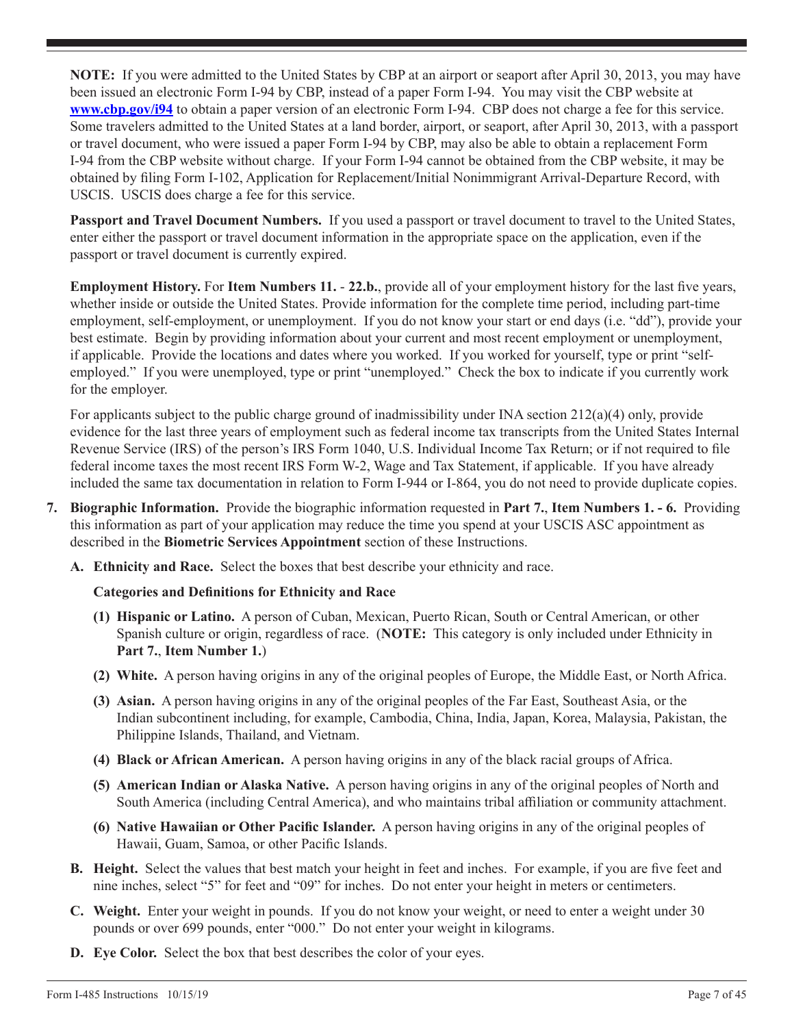**NOTE:** If you were admitted to the United States by CBP at an airport or seaport after April 30, 2013, you may have been issued an electronic Form I-94 by CBP, instead of a paper Form I-94. You may visit the CBP website at **[www.cbp.gov/i94](http://www.cbp.gov/i94)** to obtain a paper version of an electronic Form I-94. CBP does not charge a fee for this service. Some travelers admitted to the United States at a land border, airport, or seaport, after April 30, 2013, with a passport or travel document, who were issued a paper Form I-94 by CBP, may also be able to obtain a replacement Form I-94 from the CBP website without charge. If your Form I-94 cannot be obtained from the CBP website, it may be obtained by filing Form I-102, Application for Replacement/Initial Nonimmigrant Arrival-Departure Record, with USCIS. USCIS does charge a fee for this service.

**Passport and Travel Document Numbers.** If you used a passport or travel document to travel to the United States, enter either the passport or travel document information in the appropriate space on the application, even if the passport or travel document is currently expired.

**Employment History.** For **Item Numbers 11.** - **22.b.**, provide all of your employment history for the last five years, whether inside or outside the United States. Provide information for the complete time period, including part-time employment, self-employment, or unemployment. If you do not know your start or end days (i.e. "dd"), provide your best estimate. Begin by providing information about your current and most recent employment or unemployment, if applicable. Provide the locations and dates where you worked. If you worked for yourself, type or print "self-employed." If you were unemployed, type or print "unemployed." Check the box to indicate if you currently work for the employer.

For applicants subject to the public charge ground of inadmissibility under INA section 212(a)(4) only, provide evidence for the last three years of employment such as federal income tax transcripts from the United States Internal Revenue Service (IRS) of the person's IRS Form 1040, U.S. Individual Income Tax Return; or if not required to file federal income taxes the most recent IRS Form W-2, Wage and Tax Statement, if applicable. If you have already included the same tax documentation in relation to Form I-944 or I-864, you do not need to provide duplicate copies.

7. **Biographic Information.** Provide the biographic information requested in **Part 7.**, **Item Numbers 1. - 6.** Providing this information as part of your application may reduce the time you spend at your USCIS ASC appointment as described in the **Biometric Services Appointment** section of these Instructions.

   **A. Ethnicity and Race.** Select the boxes that best describe your ethnicity and race.

   **Categories and Definitions for Ethnicity and Race**

   **(1) Hispanic or Latino.** A person of Cuban, Mexican, Puerto Rican, South or Central American, or other Spanish culture or origin, regardless of race. (**NOTE:** This category is only included under Ethnicity in **Part 7.**, **Item Number 1.**)

   **(2) White.** A person having origins in any of the original peoples of Europe, the Middle East, or North Africa.

   **(3) Asian.** A person having origins in any of the original peoples of the Far East, Southeast Asia, or the Indian subcontinent including, for example, Cambodia, China, India, Japan, Korea, Malaysia, Pakistan, the Philippine Islands, Thailand, and Vietnam.

   **(4) Black or African American.** A person having origins in any of the black racial groups of Africa.

   **(5) American Indian or Alaska Native.** A person having origins in any of the original peoples of North and South America (including Central America), and who maintains tribal affiliation or community attachment.

   **(6) Native Hawaiian or Other Pacific Islander.** A person having origins in any of the original peoples of Hawaii, Guam, Samoa, or other Pacific Islands.

   **B. Height.** Select the values that best match your height in feet and inches. For example, if you are five feet and nine inches, select "5" for feet and "09" for inches. Do not enter your height in meters or centimeters.

   **C. Weight.** Enter your weight in pounds. If you do not know your weight, or need to enter a weight under 30 pounds or over 699 pounds, enter "000." Do not enter your weight in kilograms.

   **D. Eye Color.** Select the box that best describes the color of your eyes.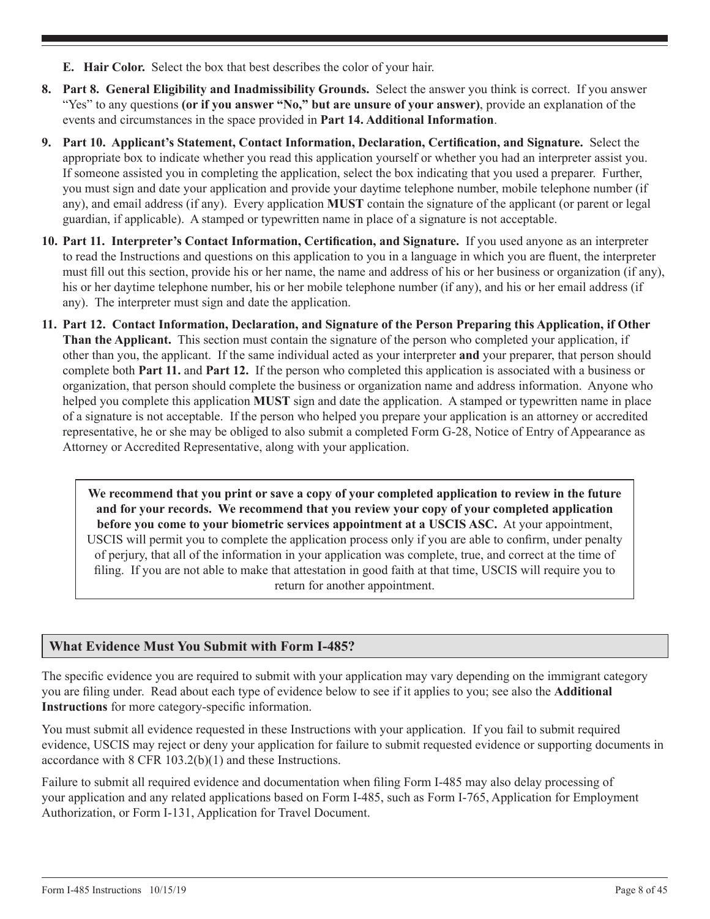**E. Hair Color.** Select the box that best describes the color of your hair.

8. **Part 8. General Eligibility and Inadmissibility Grounds.** Select the answer you think is correct. If you answer "Yes" to any questions **(or if you answer "No," but are unsure of your answer)**, provide an explanation of the events and circumstances in the space provided in **Part 14. Additional Information**.

9. **Part 10. Applicant's Statement, Contact Information, Declaration, Certification, and Signature.** Select the appropriate box to indicate whether you read this application yourself or whether you had an interpreter assist you. If someone assisted you in completing the application, select the box indicating that you used a preparer. Further, you must sign and date your application and provide your daytime telephone number, mobile telephone number (if any), and email address (if any). Every application **MUST** contain the signature of the applicant (or parent or legal guardian, if applicable). A stamped or typewritten name in place of a signature is not acceptable.

10. **Part 11. Interpreter's Contact Information, Certification, and Signature.** If you used anyone as an interpreter to read the Instructions and questions on this application to you in a language in which you are fluent, the interpreter must fill out this section, provide his or her name, the name and address of his or her business or organization (if any), his or her daytime telephone number, his or her mobile telephone number (if any), and his or her email address (if any). The interpreter must sign and date the application.

11. **Part 12. Contact Information, Declaration, and Signature of the Person Preparing this Application, if Other Than the Applicant.** This section must contain the signature of the person who completed your application, if other than you, the applicant. If the same individual acted as your interpreter **and** your preparer, that person should complete both **Part 11.** and **Part 12.** If the person who completed this application is associated with a business or organization, that person should complete the business or organization name and address information. Anyone who helped you complete this application **MUST** sign and date the application. A stamped or typewritten name in place of a signature is not acceptable. If the person who helped you prepare your application is an attorney or accredited representative, he or she may be obliged to also submit a completed Form G-28, Notice of Entry of Appearance as Attorney or Accredited Representative, along with your application.

> **We recommend that you print or save a copy of your completed application to review in the future and for your records. We recommend that you review your copy of your completed application before you come to your biometric services appointment at a USCIS ASC.** At your appointment, USCIS will permit you to complete the application process only if you are able to confirm, under penalty of perjury, that all of the information in your application was complete, true, and correct at the time of filing. If you are not able to make that attestation in good faith at that time, USCIS will require you to return for another appointment.

## What Evidence Must You Submit with Form I-485?

The specific evidence you are required to submit with your application may vary depending on the immigrant category you are filing under. Read about each type of evidence below to see if it applies to you; see also the **Additional Instructions** for more category-specific information.

You must submit all evidence requested in these Instructions with your application. If you fail to submit required evidence, USCIS may reject or deny your application for failure to submit requested evidence or supporting documents in accordance with 8 CFR 103.2(b)(1) and these Instructions.

Failure to submit all required evidence and documentation when filing Form I-485 may also delay processing of your application and any related applications based on Form I-485, such as Form I-765, Application for Employment Authorization, or Form I-131, Application for Travel Document.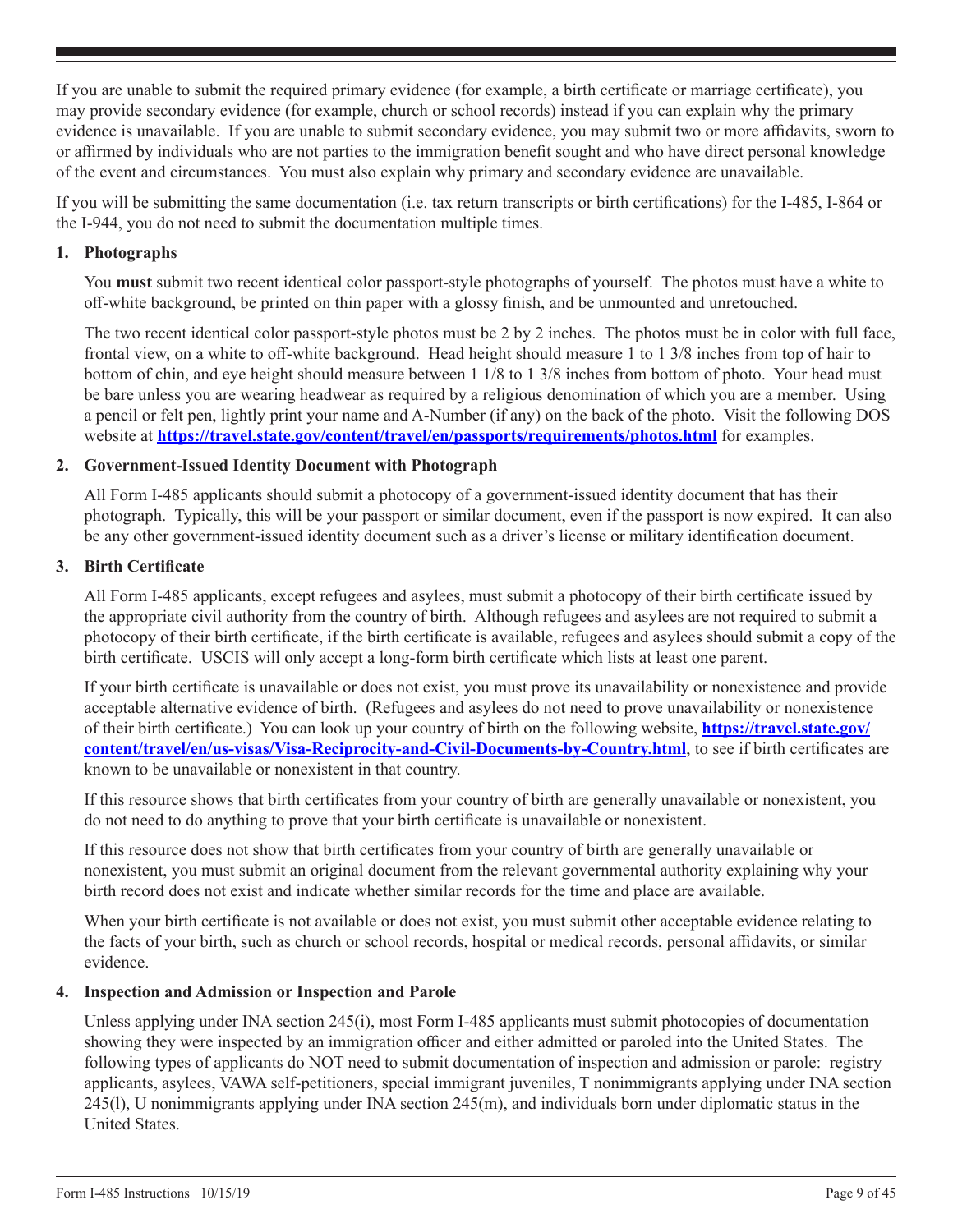If you are unable to submit the required primary evidence (for example, a birth certificate or marriage certificate), you may provide secondary evidence (for example, church or school records) instead if you can explain why the primary evidence is unavailable. If you are unable to submit secondary evidence, you may submit two or more affidavits, sworn to or affirmed by individuals who are not parties to the immigration benefit sought and who have direct personal knowledge of the event and circumstances. You must also explain why primary and secondary evidence are unavailable.

If you will be submitting the same documentation (i.e. tax return transcripts or birth certifications) for the I-485, I-864 or the I-944, you do not need to submit the documentation multiple times.

**1. Photographs**

You **must** submit two recent identical color passport-style photographs of yourself. The photos must have a white to off-white background, be printed on thin paper with a glossy finish, and be unmounted and unretouched.

The two recent identical color passport-style photos must be 2 by 2 inches. The photos must be in color with full face, frontal view, on a white to off-white background. Head height should measure 1 to 1 3/8 inches from top of hair to bottom of chin, and eye height should measure between 1 1/8 to 1 3/8 inches from bottom of photo. Your head must be bare unless you are wearing headwear as required by a religious denomination of which you are a member. Using a pencil or felt pen, lightly print your name and A-Number (if any) on the back of the photo. Visit the following DOS website at **https://travel.state.gov/content/travel/en/passports/requirements/photos.html** for examples.

**2. Government-Issued Identity Document with Photograph**

All Form I-485 applicants should submit a photocopy of a government-issued identity document that has their photograph. Typically, this will be your passport or similar document, even if the passport is now expired. It can also be any other government-issued identity document such as a driver's license or military identification document.

**3. Birth Certificate**

All Form I-485 applicants, except refugees and asylees, must submit a photocopy of their birth certificate issued by the appropriate civil authority from the country of birth. Although refugees and asylees are not required to submit a photocopy of their birth certificate, if the birth certificate is available, refugees and asylees should submit a copy of the birth certificate. USCIS will only accept a long-form birth certificate which lists at least one parent.

If your birth certificate is unavailable or does not exist, you must prove its unavailability or nonexistence and provide acceptable alternative evidence of birth. (Refugees and asylees do not need to prove unavailability or nonexistence of their birth certificate.) You can look up your country of birth on the following website, **https://travel.state.gov/content/travel/en/us-visas/Visa-Reciprocity-and-Civil-Documents-by-Country.html**, to see if birth certificates are known to be unavailable or nonexistent in that country.

If this resource shows that birth certificates from your country of birth are generally unavailable or nonexistent, you do not need to do anything to prove that your birth certificate is unavailable or nonexistent.

If this resource does not show that birth certificates from your country of birth are generally unavailable or nonexistent, you must submit an original document from the relevant governmental authority explaining why your birth record does not exist and indicate whether similar records for the time and place are available.

When your birth certificate is not available or does not exist, you must submit other acceptable evidence relating to the facts of your birth, such as church or school records, hospital or medical records, personal affidavits, or similar evidence.

**4. Inspection and Admission or Inspection and Parole**

Unless applying under INA section 245(i), most Form I-485 applicants must submit photocopies of documentation showing they were inspected by an immigration officer and either admitted or paroled into the United States. The following types of applicants do NOT need to submit documentation of inspection and admission or parole: registry applicants, asylees, VAWA self-petitioners, special immigrant juveniles, T nonimmigrants applying under INA section 245(l), U nonimmigrants applying under INA section 245(m), and individuals born under diplomatic status in the United States.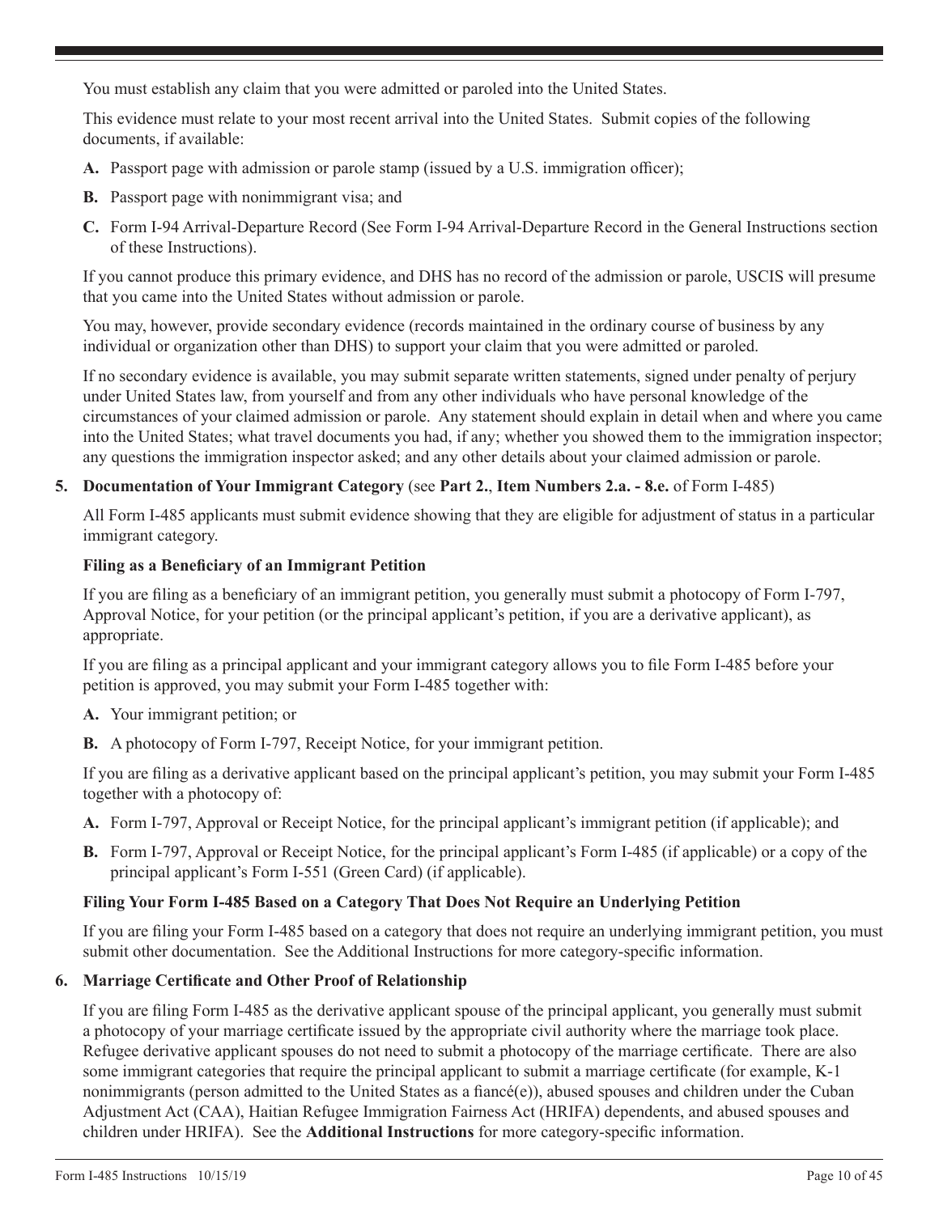You must establish any claim that you were admitted or paroled into the United States.

This evidence must relate to your most recent arrival into the United States. Submit copies of the following documents, if available:

**A.** Passport page with admission or parole stamp (issued by a U.S. immigration officer);

**B.** Passport page with nonimmigrant visa; and

**C.** Form I-94 Arrival-Departure Record (See Form I-94 Arrival-Departure Record in the General Instructions section of these Instructions).

If you cannot produce this primary evidence, and DHS has no record of the admission or parole, USCIS will presume that you came into the United States without admission or parole.

You may, however, provide secondary evidence (records maintained in the ordinary course of business by any individual or organization other than DHS) to support your claim that you were admitted or paroled.

If no secondary evidence is available, you may submit separate written statements, signed under penalty of perjury under United States law, from yourself and from any other individuals who have personal knowledge of the circumstances of your claimed admission or parole. Any statement should explain in detail when and where you came into the United States; what travel documents you had, if any; whether you showed them to the immigration inspector; any questions the immigration inspector asked; and any other details about your claimed admission or parole.

**5. Documentation of Your Immigrant Category** (see **Part 2.**, **Item Numbers 2.a. - 8.e.** of Form I-485)

All Form I-485 applicants must submit evidence showing that they are eligible for adjustment of status in a particular immigrant category.

**Filing as a Beneficiary of an Immigrant Petition**

If you are filing as a beneficiary of an immigrant petition, you generally must submit a photocopy of Form I-797, Approval Notice, for your petition (or the principal applicant's petition, if you are a derivative applicant), as appropriate.

If you are filing as a principal applicant and your immigrant category allows you to file Form I-485 before your petition is approved, you may submit your Form I-485 together with:

**A.** Your immigrant petition; or

**B.** A photocopy of Form I-797, Receipt Notice, for your immigrant petition.

If you are filing as a derivative applicant based on the principal applicant's petition, you may submit your Form I-485 together with a photocopy of:

**A.** Form I-797, Approval or Receipt Notice, for the principal applicant's immigrant petition (if applicable); and

**B.** Form I-797, Approval or Receipt Notice, for the principal applicant's Form I-485 (if applicable) or a copy of the principal applicant's Form I-551 (Green Card) (if applicable).

**Filing Your Form I-485 Based on a Category That Does Not Require an Underlying Petition**

If you are filing your Form I-485 based on a category that does not require an underlying immigrant petition, you must submit other documentation. See the Additional Instructions for more category-specific information.

**6. Marriage Certificate and Other Proof of Relationship**

If you are filing Form I-485 as the derivative applicant spouse of the principal applicant, you generally must submit a photocopy of your marriage certificate issued by the appropriate civil authority where the marriage took place. Refugee derivative applicant spouses do not need to submit a photocopy of the marriage certificate. There are also some immigrant categories that require the principal applicant to submit a marriage certificate (for example, K-1 nonimmigrants (person admitted to the United States as a fiancé(e)), abused spouses and children under the Cuban Adjustment Act (CAA), Haitian Refugee Immigration Fairness Act (HRIFA) dependents, and abused spouses and children under HRIFA). See the **Additional Instructions** for more category-specific information.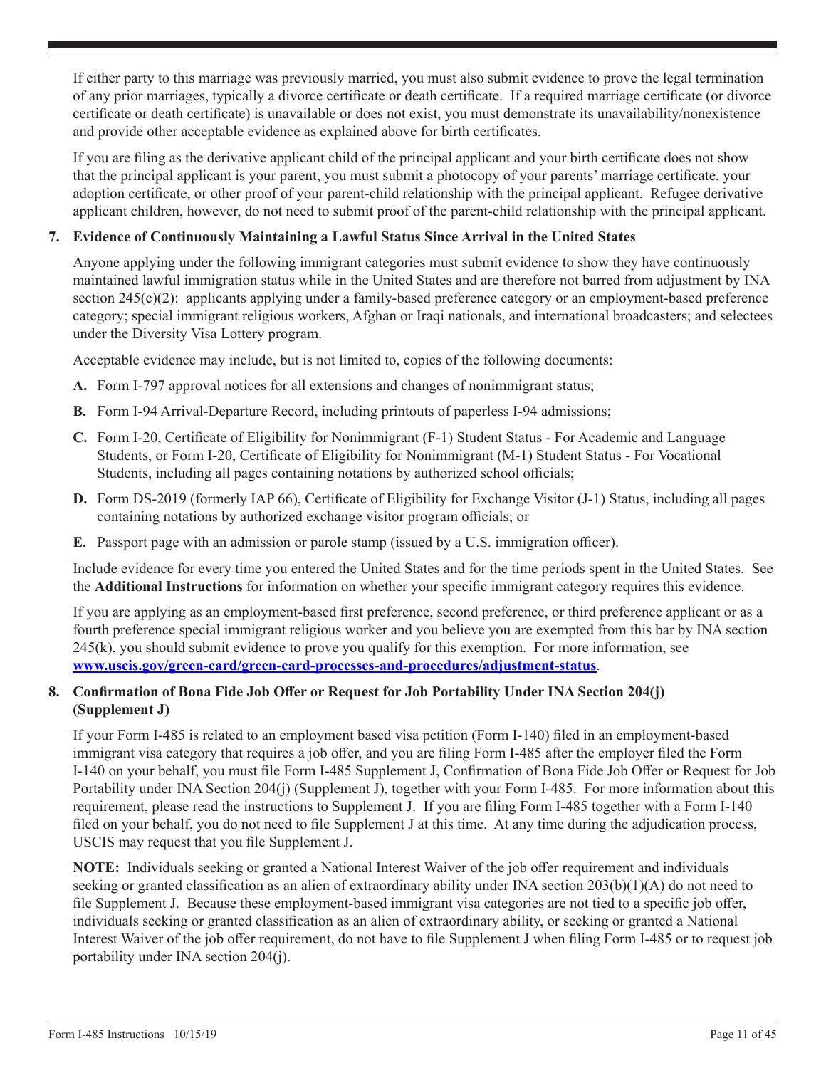If either party to this marriage was previously married, you must also submit evidence to prove the legal termination of any prior marriages, typically a divorce certificate or death certificate. If a required marriage certificate (or divorce certificate or death certificate) is unavailable or does not exist, you must demonstrate its unavailability/nonexistence and provide other acceptable evidence as explained above for birth certificates.

If you are filing as the derivative applicant child of the principal applicant and your birth certificate does not show that the principal applicant is your parent, you must submit a photocopy of your parents' marriage certificate, your adoption certificate, or other proof of your parent-child relationship with the principal applicant. Refugee derivative applicant children, however, do not need to submit proof of the parent-child relationship with the principal applicant.

**7. Evidence of Continuously Maintaining a Lawful Status Since Arrival in the United States**

Anyone applying under the following immigrant categories must submit evidence to show they have continuously maintained lawful immigration status while in the United States and are therefore not barred from adjustment by INA section 245(c)(2): applicants applying under a family-based preference category or an employment-based preference category; special immigrant religious workers, Afghan or Iraqi nationals, and international broadcasters; and selectees under the Diversity Visa Lottery program.

Acceptable evidence may include, but is not limited to, copies of the following documents:

**A.** Form I-797 approval notices for all extensions and changes of nonimmigrant status;

**B.** Form I-94 Arrival-Departure Record, including printouts of paperless I-94 admissions;

**C.** Form I-20, Certificate of Eligibility for Nonimmigrant (F-1) Student Status - For Academic and Language Students, or Form I-20, Certificate of Eligibility for Nonimmigrant (M-1) Student Status - For Vocational Students, including all pages containing notations by authorized school officials;

**D.** Form DS-2019 (formerly IAP 66), Certificate of Eligibility for Exchange Visitor (J-1) Status, including all pages containing notations by authorized exchange visitor program officials; or

**E.** Passport page with an admission or parole stamp (issued by a U.S. immigration officer).

Include evidence for every time you entered the United States and for the time periods spent in the United States. See the **Additional Instructions** for information on whether your specific immigrant category requires this evidence.

If you are applying as an employment-based first preference, second preference, or third preference applicant or as a fourth preference special immigrant religious worker and you believe you are exempted from this bar by INA section 245(k), you should submit evidence to prove you qualify for this exemption. For more information, see **www.uscis.gov/green-card/green-card-processes-and-procedures/adjustment-status**.

**8. Confirmation of Bona Fide Job Offer or Request for Job Portability Under INA Section 204(j) (Supplement J)**

If your Form I-485 is related to an employment based visa petition (Form I-140) filed in an employment-based immigrant visa category that requires a job offer, and you are filing Form I-485 after the employer filed the Form I-140 on your behalf, you must file Form I-485 Supplement J, Confirmation of Bona Fide Job Offer or Request for Job Portability under INA Section 204(j) (Supplement J), together with your Form I-485. For more information about this requirement, please read the instructions to Supplement J. If you are filing Form I-485 together with a Form I-140 filed on your behalf, you do not need to file Supplement J at this time. At any time during the adjudication process, USCIS may request that you file Supplement J.

**NOTE:** Individuals seeking or granted a National Interest Waiver of the job offer requirement and individuals seeking or granted classification as an alien of extraordinary ability under INA section 203(b)(1)(A) do not need to file Supplement J. Because these employment-based immigrant visa categories are not tied to a specific job offer, individuals seeking or granted classification as an alien of extraordinary ability, or seeking or granted a National Interest Waiver of the job offer requirement, do not have to file Supplement J when filing Form I-485 or to request job portability under INA section 204(j).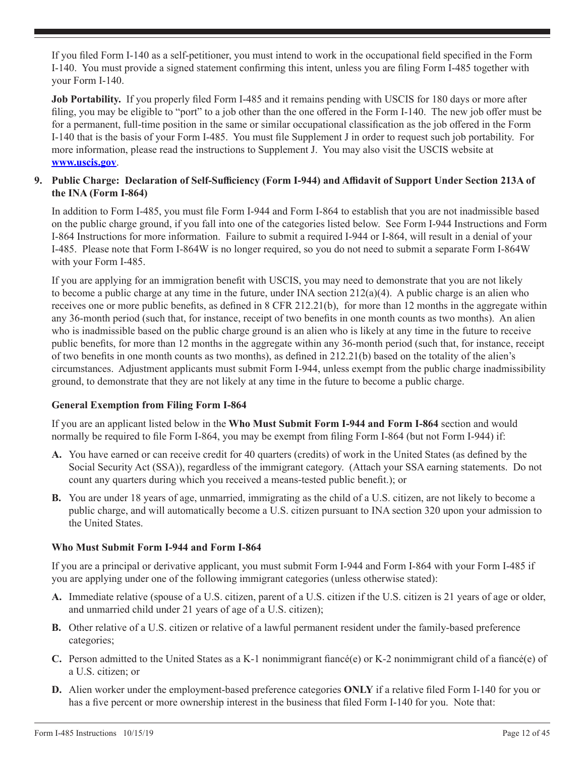If you filed Form I-140 as a self-petitioner, you must intend to work in the occupational field specified in the Form I-140. You must provide a signed statement confirming this intent, unless you are filing Form I-485 together with your Form I-140.

**Job Portability.** If you properly filed Form I-485 and it remains pending with USCIS for 180 days or more after filing, you may be eligible to "port" to a job other than the one offered in the Form I-140. The new job offer must be for a permanent, full-time position in the same or similar occupational classification as the job offered in the Form I-140 that is the basis of your Form I-485. You must file Supplement J in order to request such job portability. For more information, please read the instructions to Supplement J. You may also visit the USCIS website at **www.uscis.gov**.

**9. Public Charge: Declaration of Self-Sufficiency (Form I-944) and Affidavit of Support Under Section 213A of the INA (Form I-864)**

In addition to Form I-485, you must file Form I-944 and Form I-864 to establish that you are not inadmissible based on the public charge ground, if you fall into one of the categories listed below. See Form I-944 Instructions and Form I-864 Instructions for more information. Failure to submit a required I-944 or I-864, will result in a denial of your I-485. Please note that Form I-864W is no longer required, so you do not need to submit a separate Form I-864W with your Form I-485.

If you are applying for an immigration benefit with USCIS, you may need to demonstrate that you are not likely to become a public charge at any time in the future, under INA section 212(a)(4). A public charge is an alien who receives one or more public benefits, as defined in 8 CFR 212.21(b), for more than 12 months in the aggregate within any 36-month period (such that, for instance, receipt of two benefits in one month counts as two months). An alien who is inadmissible based on the public charge ground is an alien who is likely at any time in the future to receive public benefits, for more than 12 months in the aggregate within any 36-month period (such that, for instance, receipt of two benefits in one month counts as two months), as defined in 212.21(b) based on the totality of the alien's circumstances. Adjustment applicants must submit Form I-944, unless exempt from the public charge inadmissibility ground, to demonstrate that they are not likely at any time in the future to become a public charge.

**General Exemption from Filing Form I-864**

If you are an applicant listed below in the **Who Must Submit Form I-944 and Form I-864** section and would normally be required to file Form I-864, you may be exempt from filing Form I-864 (but not Form I-944) if:

**A.** You have earned or can receive credit for 40 quarters (credits) of work in the United States (as defined by the Social Security Act (SSA)), regardless of the immigrant category. (Attach your SSA earning statements. Do not count any quarters during which you received a means-tested public benefit.); or

**B.** You are under 18 years of age, unmarried, immigrating as the child of a U.S. citizen, are not likely to become a public charge, and will automatically become a U.S. citizen pursuant to INA section 320 upon your admission to the United States.

**Who Must Submit Form I-944 and Form I-864**

If you are a principal or derivative applicant, you must submit Form I-944 and Form I-864 with your Form I-485 if you are applying under one of the following immigrant categories (unless otherwise stated):

**A.** Immediate relative (spouse of a U.S. citizen, parent of a U.S. citizen if the U.S. citizen is 21 years of age or older, and unmarried child under 21 years of age of a U.S. citizen);

**B.** Other relative of a U.S. citizen or relative of a lawful permanent resident under the family-based preference categories;

**C.** Person admitted to the United States as a K-1 nonimmigrant fiancé(e) or K-2 nonimmigrant child of a fiancé(e) of a U.S. citizen; or

**D.** Alien worker under the employment-based preference categories **ONLY** if a relative filed Form I-140 for you or has a five percent or more ownership interest in the business that filed Form I-140 for you. Note that: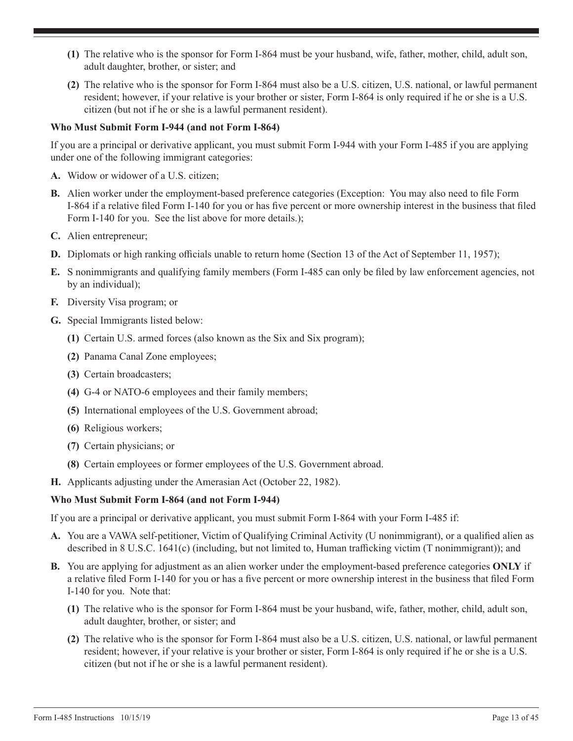**(1)** The relative who is the sponsor for Form I-864 must be your husband, wife, father, mother, child, adult son, adult daughter, brother, or sister; and

**(2)** The relative who is the sponsor for Form I-864 must also be a U.S. citizen, U.S. national, or lawful permanent resident; however, if your relative is your brother or sister, Form I-864 is only required if he or she is a U.S. citizen (but not if he or she is a lawful permanent resident).

**Who Must Submit Form I-944 (and not Form I-864)**

If you are a principal or derivative applicant, you must submit Form I-944 with your Form I-485 if you are applying under one of the following immigrant categories:

**A.** Widow or widower of a U.S. citizen;

**B.** Alien worker under the employment-based preference categories (Exception: You may also need to file Form I-864 if a relative filed Form I-140 for you or has five percent or more ownership interest in the business that filed Form I-140 for you. See the list above for more details.);

**C.** Alien entrepreneur;

**D.** Diplomats or high ranking officials unable to return home (Section 13 of the Act of September 11, 1957);

**E.** S nonimmigrants and qualifying family members (Form I-485 can only be filed by law enforcement agencies, not by an individual);

**F.** Diversity Visa program; or

**G.** Special Immigrants listed below:

**(1)** Certain U.S. armed forces (also known as the Six and Six program);

**(2)** Panama Canal Zone employees;

**(3)** Certain broadcasters;

**(4)** G-4 or NATO-6 employees and their family members;

**(5)** International employees of the U.S. Government abroad;

**(6)** Religious workers;

**(7)** Certain physicians; or

**(8)** Certain employees or former employees of the U.S. Government abroad.

**H.** Applicants adjusting under the Amerasian Act (October 22, 1982).

**Who Must Submit Form I-864 (and not Form I-944)**

If you are a principal or derivative applicant, you must submit Form I-864 with your Form I-485 if:

**A.** You are a VAWA self-petitioner, Victim of Qualifying Criminal Activity (U nonimmigrant), or a qualified alien as described in 8 U.S.C. 1641(c) (including, but not limited to, Human trafficking victim (T nonimmigrant)); and

**B.** You are applying for adjustment as an alien worker under the employment-based preference categories **ONLY** if a relative filed Form I-140 for you or has a five percent or more ownership interest in the business that filed Form I-140 for you. Note that:

**(1)** The relative who is the sponsor for Form I-864 must be your husband, wife, father, mother, child, adult son, adult daughter, brother, or sister; and

**(2)** The relative who is the sponsor for Form I-864 must also be a U.S. citizen, U.S. national, or lawful permanent resident; however, if your relative is your brother or sister, Form I-864 is only required if he or she is a U.S. citizen (but not if he or she is a lawful permanent resident).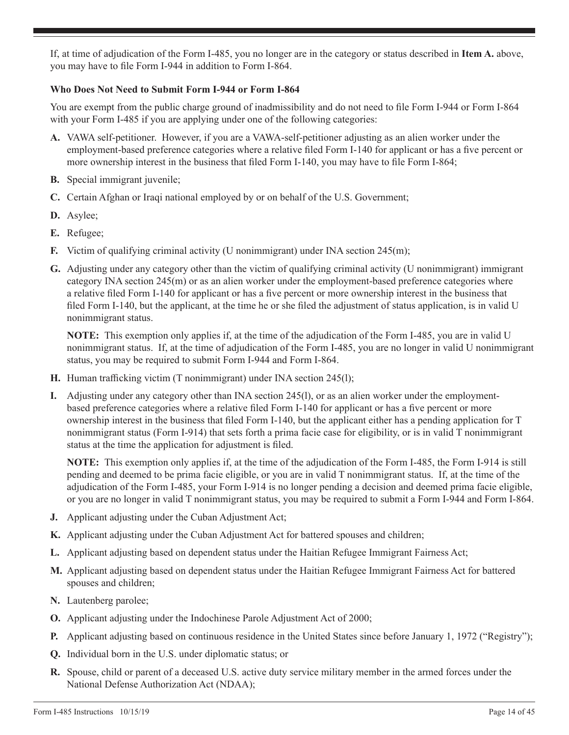If, at time of adjudication of the Form I-485, you no longer are in the category or status described in **Item A.** above, you may have to file Form I-944 in addition to Form I-864.

**Who Does Not Need to Submit Form I-944 or Form I-864**

You are exempt from the public charge ground of inadmissibility and do not need to file Form I-944 or Form I-864 with your Form I-485 if you are applying under one of the following categories:

**A.** VAWA self-petitioner. However, if you are a VAWA-self-petitioner adjusting as an alien worker under the employment-based preference categories where a relative filed Form I-140 for applicant or has a five percent or more ownership interest in the business that filed Form I-140, you may have to file Form I-864;

**B.** Special immigrant juvenile;

**C.** Certain Afghan or Iraqi national employed by or on behalf of the U.S. Government;

**D.** Asylee;

**E.** Refugee;

**F.** Victim of qualifying criminal activity (U nonimmigrant) under INA section 245(m);

**G.** Adjusting under any category other than the victim of qualifying criminal activity (U nonimmigrant) immigrant category INA section 245(m) or as an alien worker under the employment-based preference categories where a relative filed Form I-140 for applicant or has a five percent or more ownership interest in the business that filed Form I-140, but the applicant, at the time he or she filed the adjustment of status application, is in valid U nonimmigrant status.

**NOTE:** This exemption only applies if, at the time of the adjudication of the Form I-485, you are in valid U nonimmigrant status. If, at the time of adjudication of the Form I-485, you are no longer in valid U nonimmigrant status, you may be required to submit Form I-944 and Form I-864.

**H.** Human trafficking victim (T nonimmigrant) under INA section 245(l);

**I.** Adjusting under any category other than INA section 245(l), or as an alien worker under the employment-based preference categories where a relative filed Form I-140 for applicant or has a five percent or more ownership interest in the business that filed Form I-140, but the applicant either has a pending application for T nonimmigrant status (Form I-914) that sets forth a prima facie case for eligibility, or is in valid T nonimmigrant status at the time the application for adjustment is filed.

**NOTE:** This exemption only applies if, at the time of the adjudication of the Form I-485, the Form I-914 is still pending and deemed to be prima facie eligible, or you are in valid T nonimmigrant status. If, at the time of the adjudication of the Form I-485, your Form I-914 is no longer pending a decision and deemed prima facie eligible, or you are no longer in valid T nonimmigrant status, you may be required to submit a Form I-944 and Form I-864.

**J.** Applicant adjusting under the Cuban Adjustment Act;

**K.** Applicant adjusting under the Cuban Adjustment Act for battered spouses and children;

**L.** Applicant adjusting based on dependent status under the Haitian Refugee Immigrant Fairness Act;

**M.** Applicant adjusting based on dependent status under the Haitian Refugee Immigrant Fairness Act for battered spouses and children;

**N.** Lautenberg parolee;

**O.** Applicant adjusting under the Indochinese Parole Adjustment Act of 2000;

**P.** Applicant adjusting based on continuous residence in the United States since before January 1, 1972 ("Registry");

**Q.** Individual born in the U.S. under diplomatic status; or

**R.** Spouse, child or parent of a deceased U.S. active duty service military member in the armed forces under the National Defense Authorization Act (NDAA);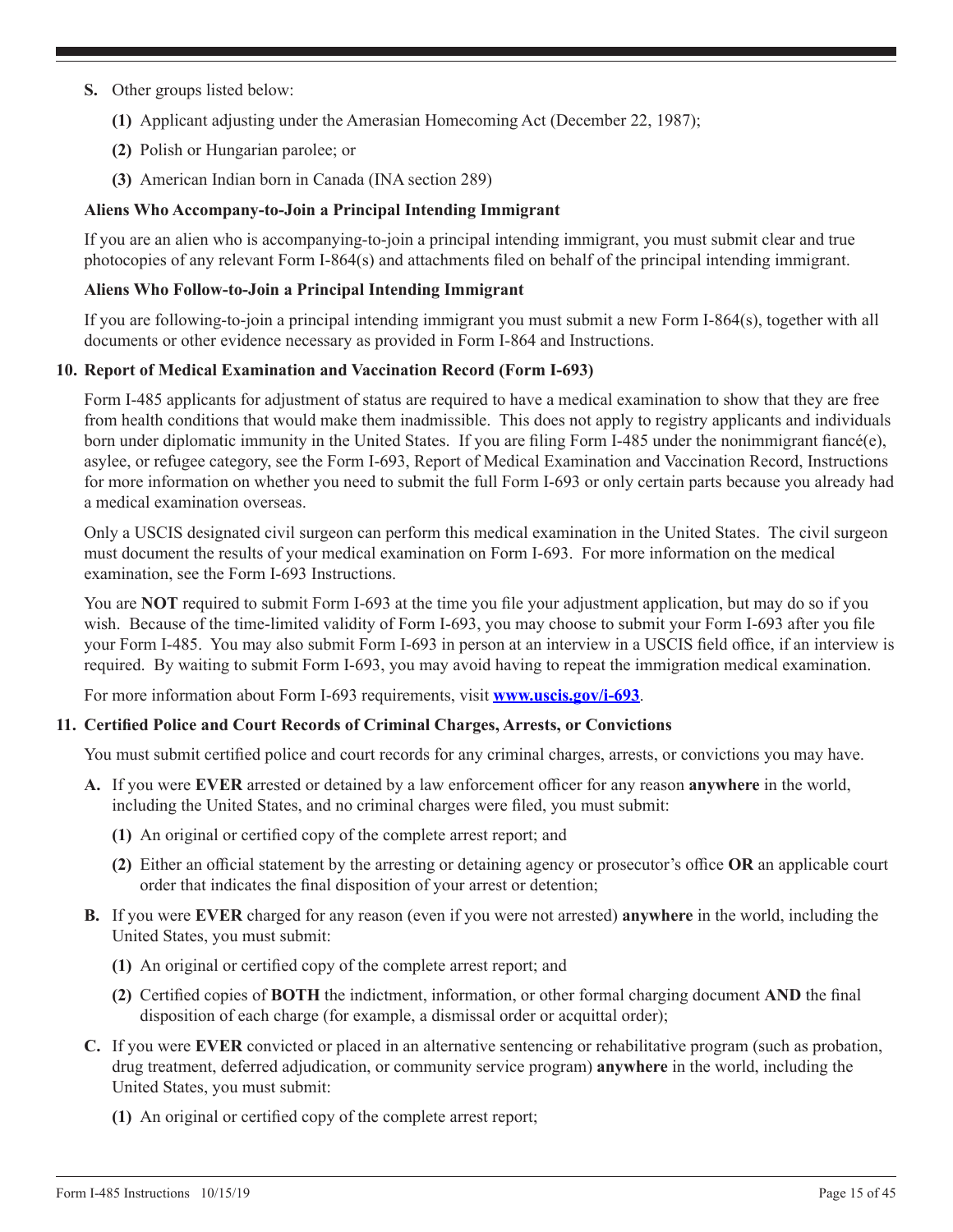**S.** Other groups listed below:

**(1)** Applicant adjusting under the Amerasian Homecoming Act (December 22, 1987);

**(2)** Polish or Hungarian parolee; or

**(3)** American Indian born in Canada (INA section 289)

**Aliens Who Accompany-to-Join a Principal Intending Immigrant**

If you are an alien who is accompanying-to-join a principal intending immigrant, you must submit clear and true photocopies of any relevant Form I-864(s) and attachments filed on behalf of the principal intending immigrant.

**Aliens Who Follow-to-Join a Principal Intending Immigrant**

If you are following-to-join a principal intending immigrant you must submit a new Form I-864(s), together with all documents or other evidence necessary as provided in Form I-864 and Instructions.

**10. Report of Medical Examination and Vaccination Record (Form I-693)**

Form I-485 applicants for adjustment of status are required to have a medical examination to show that they are free from health conditions that would make them inadmissible. This does not apply to registry applicants and individuals born under diplomatic immunity in the United States. If you are filing Form I-485 under the nonimmigrant fiancé(e), asylee, or refugee category, see the Form I-693, Report of Medical Examination and Vaccination Record, Instructions for more information on whether you need to submit the full Form I-693 or only certain parts because you already had a medical examination overseas.

Only a USCIS designated civil surgeon can perform this medical examination in the United States. The civil surgeon must document the results of your medical examination on Form I-693. For more information on the medical examination, see the Form I-693 Instructions.

You are **NOT** required to submit Form I-693 at the time you file your adjustment application, but may do so if you wish. Because of the time-limited validity of Form I-693, you may choose to submit your Form I-693 after you file your Form I-485. You may also submit Form I-693 in person at an interview in a USCIS field office, if an interview is required. By waiting to submit Form I-693, you may avoid having to repeat the immigration medical examination.

For more information about Form I-693 requirements, visit **www.uscis.gov/i-693**.

**11. Certified Police and Court Records of Criminal Charges, Arrests, or Convictions**

You must submit certified police and court records for any criminal charges, arrests, or convictions you may have.

**A.** If you were **EVER** arrested or detained by a law enforcement officer for any reason **anywhere** in the world, including the United States, and no criminal charges were filed, you must submit:

**(1)** An original or certified copy of the complete arrest report; and

**(2)** Either an official statement by the arresting or detaining agency or prosecutor's office **OR** an applicable court order that indicates the final disposition of your arrest or detention;

**B.** If you were **EVER** charged for any reason (even if you were not arrested) **anywhere** in the world, including the United States, you must submit:

**(1)** An original or certified copy of the complete arrest report; and

**(2)** Certified copies of **BOTH** the indictment, information, or other formal charging document **AND** the final disposition of each charge (for example, a dismissal order or acquittal order);

**C.** If you were **EVER** convicted or placed in an alternative sentencing or rehabilitative program (such as probation, drug treatment, deferred adjudication, or community service program) **anywhere** in the world, including the United States, you must submit:

**(1)** An original or certified copy of the complete arrest report;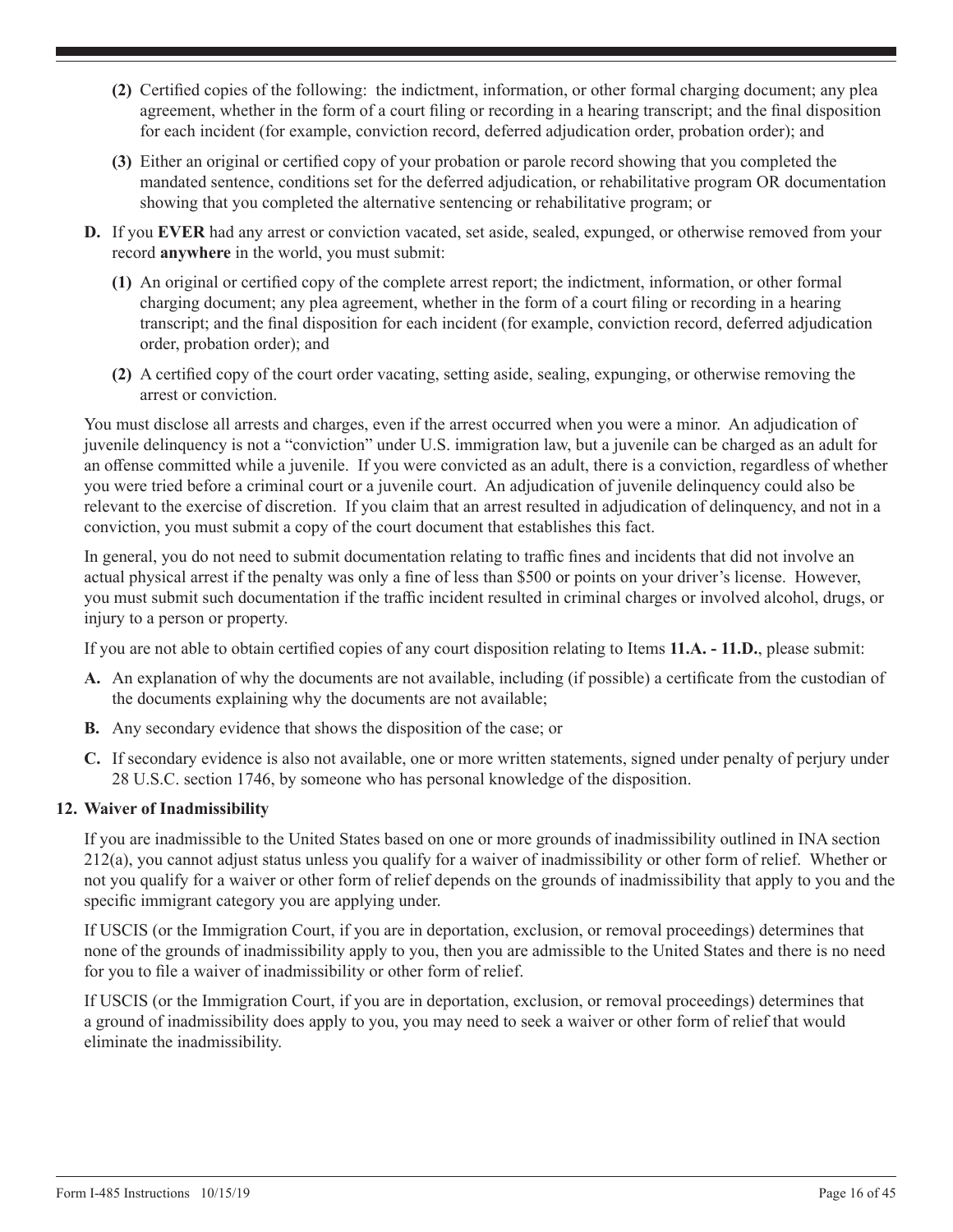**(2)** Certified copies of the following: the indictment, information, or other formal charging document; any plea agreement, whether in the form of a court filing or recording in a hearing transcript; and the final disposition for each incident (for example, conviction record, deferred adjudication order, probation order); and

**(3)** Either an original or certified copy of your probation or parole record showing that you completed the mandated sentence, conditions set for the deferred adjudication, or rehabilitative program OR documentation showing that you completed the alternative sentencing or rehabilitative program; or

**D.** If you **EVER** had any arrest or conviction vacated, set aside, sealed, expunged, or otherwise removed from your record **anywhere** in the world, you must submit:

**(1)** An original or certified copy of the complete arrest report; the indictment, information, or other formal charging document; any plea agreement, whether in the form of a court filing or recording in a hearing transcript; and the final disposition for each incident (for example, conviction record, deferred adjudication order, probation order); and

**(2)** A certified copy of the court order vacating, setting aside, sealing, expunging, or otherwise removing the arrest or conviction.

You must disclose all arrests and charges, even if the arrest occurred when you were a minor. An adjudication of juvenile delinquency is not a "conviction" under U.S. immigration law, but a juvenile can be charged as an adult for an offense committed while a juvenile. If you were convicted as an adult, there is a conviction, regardless of whether you were tried before a criminal court or a juvenile court. An adjudication of juvenile delinquency could also be relevant to the exercise of discretion. If you claim that an arrest resulted in adjudication of delinquency, and not in a conviction, you must submit a copy of the court document that establishes this fact.

In general, you do not need to submit documentation relating to traffic fines and incidents that did not involve an actual physical arrest if the penalty was only a fine of less than $500 or points on your driver's license. However, you must submit such documentation if the traffic incident resulted in criminal charges or involved alcohol, drugs, or injury to a person or property.

If you are not able to obtain certified copies of any court disposition relating to Items **11.A. - 11.D.**, please submit:

**A.** An explanation of why the documents are not available, including (if possible) a certificate from the custodian of the documents explaining why the documents are not available;

**B.** Any secondary evidence that shows the disposition of the case; or

**C.** If secondary evidence is also not available, one or more written statements, signed under penalty of perjury under 28 U.S.C. section 1746, by someone who has personal knowledge of the disposition.

### 12. Waiver of Inadmissibility

If you are inadmissible to the United States based on one or more grounds of inadmissibility outlined in INA section 212(a), you cannot adjust status unless you qualify for a waiver of inadmissibility or other form of relief. Whether or not you qualify for a waiver or other form of relief depends on the grounds of inadmissibility that apply to you and the specific immigrant category you are applying under.

If USCIS (or the Immigration Court, if you are in deportation, exclusion, or removal proceedings) determines that none of the grounds of inadmissibility apply to you, then you are admissible to the United States and there is no need for you to file a waiver of inadmissibility or other form of relief.

If USCIS (or the Immigration Court, if you are in deportation, exclusion, or removal proceedings) determines that a ground of inadmissibility does apply to you, you may need to seek a waiver or other form of relief that would eliminate the inadmissibility.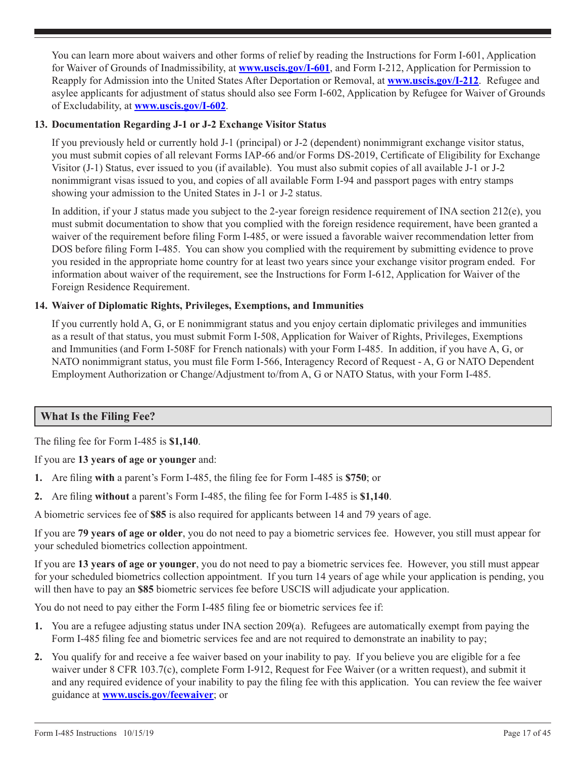You can learn more about waivers and other forms of relief by reading the Instructions for Form I-601, Application for Waiver of Grounds of Inadmissibility, at **www.uscis.gov/I-601**, and Form I-212, Application for Permission to Reapply for Admission into the United States After Deportation or Removal, at **www.uscis.gov/I-212**. Refugee and asylee applicants for adjustment of status should also see Form I-602, Application by Refugee for Waiver of Grounds of Excludability, at **www.uscis.gov/I-602**.

**13. Documentation Regarding J-1 or J-2 Exchange Visitor Status**

If you previously held or currently hold J-1 (principal) or J-2 (dependent) nonimmigrant exchange visitor status, you must submit copies of all relevant Forms IAP-66 and/or Forms DS-2019, Certificate of Eligibility for Exchange Visitor (J-1) Status, ever issued to you (if available). You must also submit copies of all available J-1 or J-2 nonimmigrant visas issued to you, and copies of all available Form I-94 and passport pages with entry stamps showing your admission to the United States in J-1 or J-2 status.

In addition, if your J status made you subject to the 2-year foreign residence requirement of INA section 212(e), you must submit documentation to show that you complied with the foreign residence requirement, have been granted a waiver of the requirement before filing Form I-485, or were issued a favorable waiver recommendation letter from DOS before filing Form I-485. You can show you complied with the requirement by submitting evidence to prove you resided in the appropriate home country for at least two years since your exchange visitor program ended. For information about waiver of the requirement, see the Instructions for Form I-612, Application for Waiver of the Foreign Residence Requirement.

**14. Waiver of Diplomatic Rights, Privileges, Exemptions, and Immunities**

If you currently hold A, G, or E nonimmigrant status and you enjoy certain diplomatic privileges and immunities as a result of that status, you must submit Form I-508, Application for Waiver of Rights, Privileges, Exemptions and Immunities (and Form I-508F for French nationals) with your Form I-485. In addition, if you have A, G, or NATO nonimmigrant status, you must file Form I-566, Interagency Record of Request - A, G or NATO Dependent Employment Authorization or Change/Adjustment to/from A, G or NATO Status, with your Form I-485.

## What Is the Filing Fee?

The filing fee for Form I-485 is **$1,140**.

If you are **13 years of age or younger** and:

1. Are filing **with** a parent's Form I-485, the filing fee for Form I-485 is **$750**; or
2. Are filing **without** a parent's Form I-485, the filing fee for Form I-485 is **$1,140**.

A biometric services fee of **$85** is also required for applicants between 14 and 79 years of age.

If you are **79 years of age or older**, you do not need to pay a biometric services fee. However, you still must appear for your scheduled biometrics collection appointment.

If you are **13 years of age or younger**, you do not need to pay a biometric services fee. However, you still must appear for your scheduled biometrics collection appointment. If you turn 14 years of age while your application is pending, you will then have to pay an **$85** biometric services fee before USCIS will adjudicate your application.

You do not need to pay either the Form I-485 filing fee or biometric services fee if:

1. You are a refugee adjusting status under INA section 209(a). Refugees are automatically exempt from paying the Form I-485 filing fee and biometric services fee and are not required to demonstrate an inability to pay;
2. You qualify for and receive a fee waiver based on your inability to pay. If you believe you are eligible for a fee waiver under 8 CFR 103.7(c), complete Form I-912, Request for Fee Waiver (or a written request), and submit it and any required evidence of your inability to pay the filing fee with this application. You can review the fee waiver guidance at **www.uscis.gov/feewaiver**; or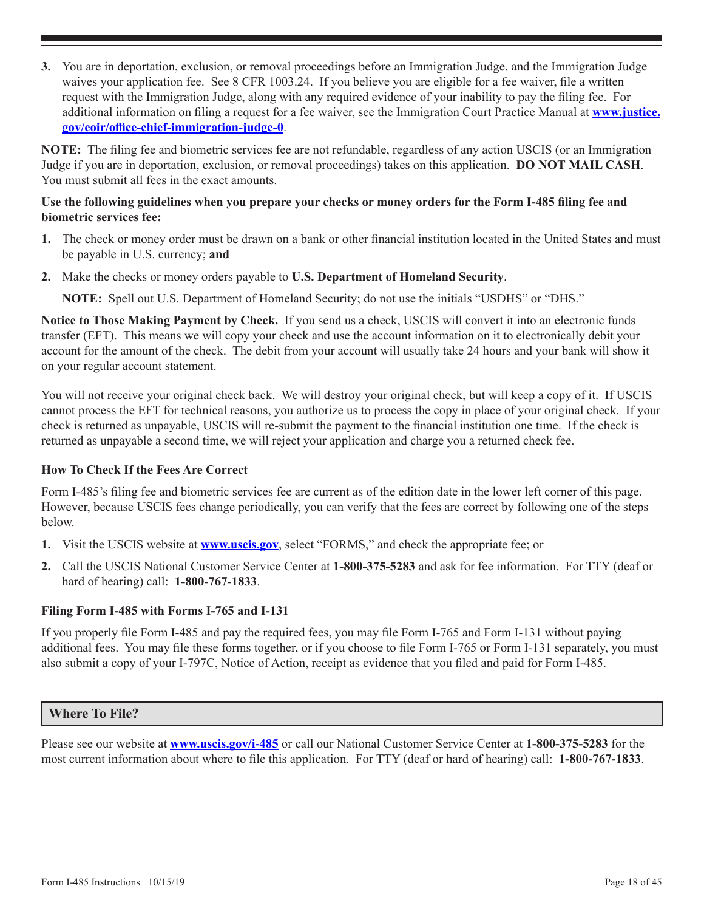3. You are in deportation, exclusion, or removal proceedings before an Immigration Judge, and the Immigration Judge waives your application fee. See 8 CFR 1003.24. If you believe you are eligible for a fee waiver, file a written request with the Immigration Judge, along with any required evidence of your inability to pay the filing fee. For additional information on filing a request for a fee waiver, see the Immigration Court Practice Manual at **www.justice.gov/eoir/office-chief-immigration-judge-0**.

**NOTE:** The filing fee and biometric services fee are not refundable, regardless of any action USCIS (or an Immigration Judge if you are in deportation, exclusion, or removal proceedings) takes on this application. **DO NOT MAIL CASH**. You must submit all fees in the exact amounts.

**Use the following guidelines when you prepare your checks or money orders for the Form I-485 filing fee and biometric services fee:**

1. The check or money order must be drawn on a bank or other financial institution located in the United States and must be payable in U.S. currency; **and**
2. Make the checks or money orders payable to **U.S. Department of Homeland Security**.

   **NOTE:** Spell out U.S. Department of Homeland Security; do not use the initials "USDHS" or "DHS."

**Notice to Those Making Payment by Check.** If you send us a check, USCIS will convert it into an electronic funds transfer (EFT). This means we will copy your check and use the account information on it to electronically debit your account for the amount of the check. The debit from your account will usually take 24 hours and your bank will show it on your regular account statement.

You will not receive your original check back. We will destroy your original check, but will keep a copy of it. If USCIS cannot process the EFT for technical reasons, you authorize us to process the copy in place of your original check. If your check is returned as unpayable, USCIS will re-submit the payment to the financial institution one time. If the check is returned as unpayable a second time, we will reject your application and charge you a returned check fee.

### How To Check If the Fees Are Correct

Form I-485's filing fee and biometric services fee are current as of the edition date in the lower left corner of this page. However, because USCIS fees change periodically, you can verify that the fees are correct by following one of the steps below.

1. Visit the USCIS website at **www.uscis.gov**, select "FORMS," and check the appropriate fee; or
2. Call the USCIS National Customer Service Center at **1-800-375-5283** and ask for fee information. For TTY (deaf or hard of hearing) call: **1-800-767-1833**.

### Filing Form I-485 with Forms I-765 and I-131

If you properly file Form I-485 and pay the required fees, you may file Form I-765 and Form I-131 without paying additional fees. You may file these forms together, or if you choose to file Form I-765 or Form I-131 separately, you must also submit a copy of your I-797C, Notice of Action, receipt as evidence that you filed and paid for Form I-485.

## Where To File?

Please see our website at **www.uscis.gov/i-485** or call our National Customer Service Center at **1-800-375-5283** for the most current information about where to file this application. For TTY (deaf or hard of hearing) call: **1-800-767-1833**.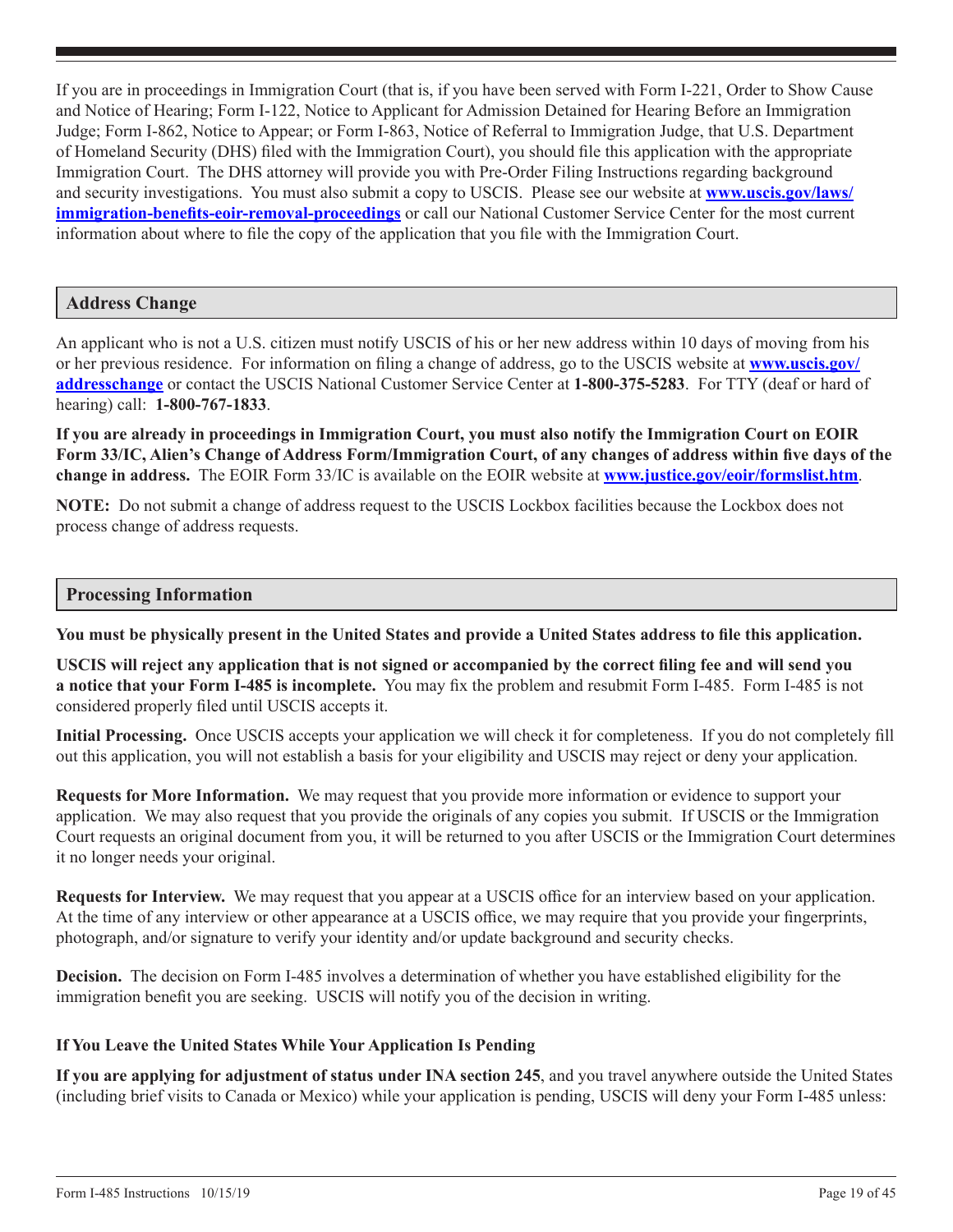If you are in proceedings in Immigration Court (that is, if you have been served with Form I-221, Order to Show Cause and Notice of Hearing; Form I-122, Notice to Applicant for Admission Detained for Hearing Before an Immigration Judge; Form I-862, Notice to Appear; or Form I-863, Notice of Referral to Immigration Judge, that U.S. Department of Homeland Security (DHS) filed with the Immigration Court), you should file this application with the appropriate Immigration Court. The DHS attorney will provide you with Pre-Order Filing Instructions regarding background and security investigations. You must also submit a copy to USCIS. Please see our website at **www.uscis.gov/laws/immigration-benefits-eoir-removal-proceedings** or call our National Customer Service Center for the most current information about where to file the copy of the application that you file with the Immigration Court.

## Address Change

An applicant who is not a U.S. citizen must notify USCIS of his or her new address within 10 days of moving from his or her previous residence. For information on filing a change of address, go to the USCIS website at **www.uscis.gov/addresschange** or contact the USCIS National Customer Service Center at **1-800-375-5283**. For TTY (deaf or hard of hearing) call: **1-800-767-1833**.

**If you are already in proceedings in Immigration Court, you must also notify the Immigration Court on EOIR Form 33/IC, Alien's Change of Address Form/Immigration Court, of any changes of address within five days of the change in address.** The EOIR Form 33/IC is available on the EOIR website at **www.justice.gov/eoir/formslist.htm**.

**NOTE:** Do not submit a change of address request to the USCIS Lockbox facilities because the Lockbox does not process change of address requests.

## Processing Information

**You must be physically present in the United States and provide a United States address to file this application.**

**USCIS will reject any application that is not signed or accompanied by the correct filing fee and will send you a notice that your Form I-485 is incomplete.** You may fix the problem and resubmit Form I-485. Form I-485 is not considered properly filed until USCIS accepts it.

**Initial Processing.** Once USCIS accepts your application we will check it for completeness. If you do not completely fill out this application, you will not establish a basis for your eligibility and USCIS may reject or deny your application.

**Requests for More Information.** We may request that you provide more information or evidence to support your application. We may also request that you provide the originals of any copies you submit. If USCIS or the Immigration Court requests an original document from you, it will be returned to you after USCIS or the Immigration Court determines it no longer needs your original.

**Requests for Interview.** We may request that you appear at a USCIS office for an interview based on your application. At the time of any interview or other appearance at a USCIS office, we may require that you provide your fingerprints, photograph, and/or signature to verify your identity and/or update background and security checks.

**Decision.** The decision on Form I-485 involves a determination of whether you have established eligibility for the immigration benefit you are seeking. USCIS will notify you of the decision in writing.

### If You Leave the United States While Your Application Is Pending

**If you are applying for adjustment of status under INA section 245**, and you travel anywhere outside the United States (including brief visits to Canada or Mexico) while your application is pending, USCIS will deny your Form I-485 unless: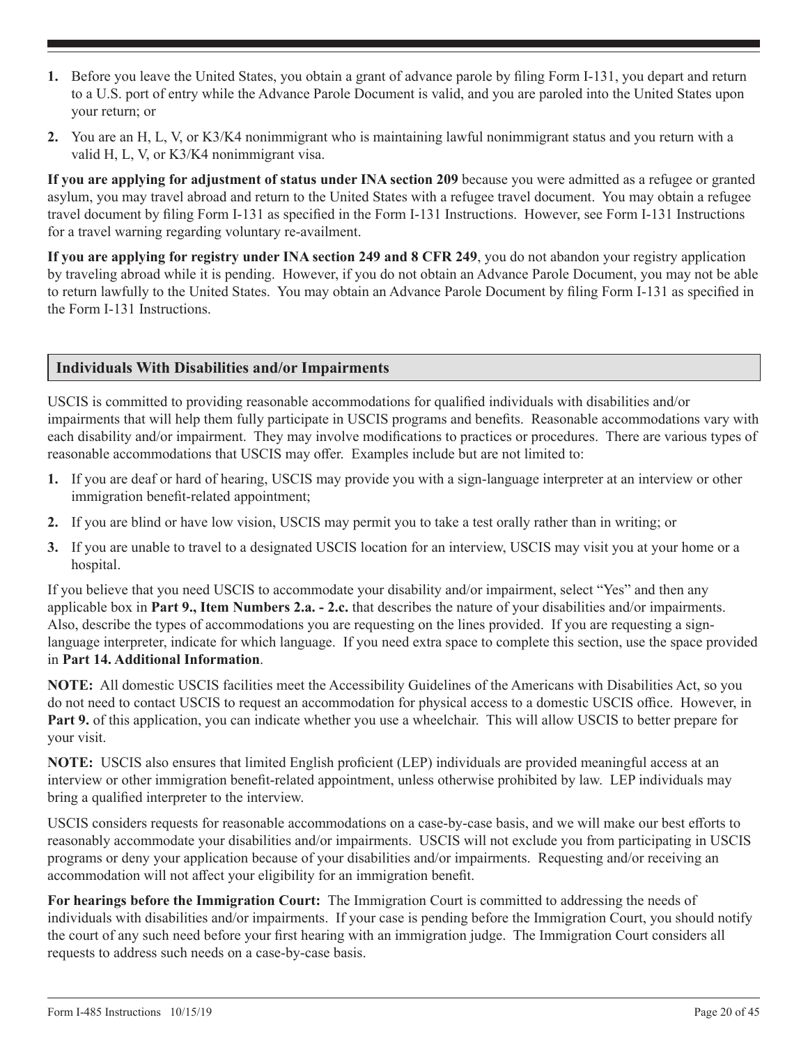1. Before you leave the United States, you obtain a grant of advance parole by filing Form I-131, you depart and return to a U.S. port of entry while the Advance Parole Document is valid, and you are paroled into the United States upon your return; or
2. You are an H, L, V, or K3/K4 nonimmigrant who is maintaining lawful nonimmigrant status and you return with a valid H, L, V, or K3/K4 nonimmigrant visa.

**If you are applying for adjustment of status under INA section 209** because you were admitted as a refugee or granted asylum, you may travel abroad and return to the United States with a refugee travel document. You may obtain a refugee travel document by filing Form I-131 as specified in the Form I-131 Instructions. However, see Form I-131 Instructions for a travel warning regarding voluntary re-availment.

**If you are applying for registry under INA section 249 and 8 CFR 249**, you do not abandon your registry application by traveling abroad while it is pending. However, if you do not obtain an Advance Parole Document, you may not be able to return lawfully to the United States. You may obtain an Advance Parole Document by filing Form I-131 as specified in the Form I-131 Instructions.

## Individuals With Disabilities and/or Impairments

USCIS is committed to providing reasonable accommodations for qualified individuals with disabilities and/or impairments that will help them fully participate in USCIS programs and benefits. Reasonable accommodations vary with each disability and/or impairment. They may involve modifications to practices or procedures. There are various types of reasonable accommodations that USCIS may offer. Examples include but are not limited to:

1. If you are deaf or hard of hearing, USCIS may provide you with a sign-language interpreter at an interview or other immigration benefit-related appointment;
2. If you are blind or have low vision, USCIS may permit you to take a test orally rather than in writing; or
3. If you are unable to travel to a designated USCIS location for an interview, USCIS may visit you at your home or a hospital.

If you believe that you need USCIS to accommodate your disability and/or impairment, select "Yes" and then any applicable box in **Part 9., Item Numbers 2.a. - 2.c.** that describes the nature of your disabilities and/or impairments. Also, describe the types of accommodations you are requesting on the lines provided. If you are requesting a sign-language interpreter, indicate for which language. If you need extra space to complete this section, use the space provided in **Part 14. Additional Information**.

**NOTE:** All domestic USCIS facilities meet the Accessibility Guidelines of the Americans with Disabilities Act, so you do not need to contact USCIS to request an accommodation for physical access to a domestic USCIS office. However, in **Part 9.** of this application, you can indicate whether you use a wheelchair. This will allow USCIS to better prepare for your visit.

**NOTE:** USCIS also ensures that limited English proficient (LEP) individuals are provided meaningful access at an interview or other immigration benefit-related appointment, unless otherwise prohibited by law. LEP individuals may bring a qualified interpreter to the interview.

USCIS considers requests for reasonable accommodations on a case-by-case basis, and we will make our best efforts to reasonably accommodate your disabilities and/or impairments. USCIS will not exclude you from participating in USCIS programs or deny your application because of your disabilities and/or impairments. Requesting and/or receiving an accommodation will not affect your eligibility for an immigration benefit.

**For hearings before the Immigration Court:** The Immigration Court is committed to addressing the needs of individuals with disabilities and/or impairments. If your case is pending before the Immigration Court, you should notify the court of any such need before your first hearing with an immigration judge. The Immigration Court considers all requests to address such needs on a case-by-case basis.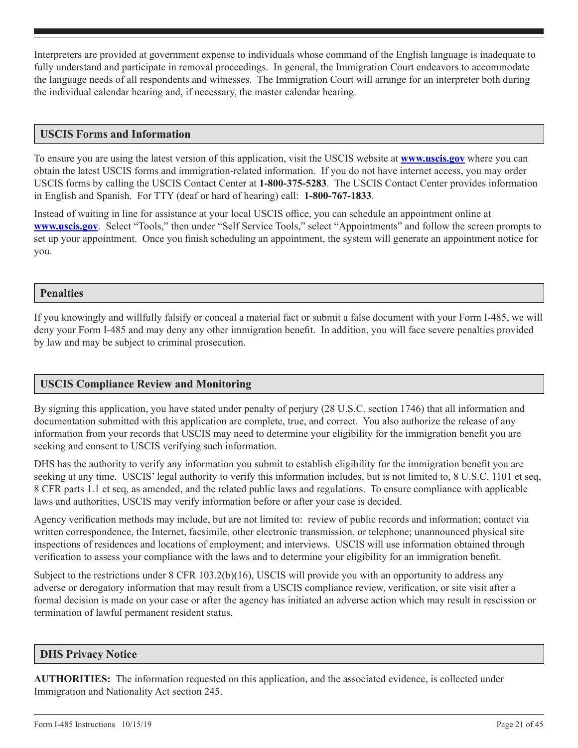Interpreters are provided at government expense to individuals whose command of the English language is inadequate to fully understand and participate in removal proceedings. In general, the Immigration Court endeavors to accommodate the language needs of all respondents and witnesses. The Immigration Court will arrange for an interpreter both during the individual calendar hearing and, if necessary, the master calendar hearing.

## USCIS Forms and Information

To ensure you are using the latest version of this application, visit the USCIS website at **www.uscis.gov** where you can obtain the latest USCIS forms and immigration-related information. If you do not have internet access, you may order USCIS forms by calling the USCIS Contact Center at **1-800-375-5283**. The USCIS Contact Center provides information in English and Spanish. For TTY (deaf or hard of hearing) call: **1-800-767-1833**.

Instead of waiting in line for assistance at your local USCIS office, you can schedule an appointment online at **www.uscis.gov**. Select "Tools," then under "Self Service Tools," select "Appointments" and follow the screen prompts to set up your appointment. Once you finish scheduling an appointment, the system will generate an appointment notice for you.

## Penalties

If you knowingly and willfully falsify or conceal a material fact or submit a false document with your Form I-485, we will deny your Form I-485 and may deny any other immigration benefit. In addition, you will face severe penalties provided by law and may be subject to criminal prosecution.

## USCIS Compliance Review and Monitoring

By signing this application, you have stated under penalty of perjury (28 U.S.C. section 1746) that all information and documentation submitted with this application are complete, true, and correct. You also authorize the release of any information from your records that USCIS may need to determine your eligibility for the immigration benefit you are seeking and consent to USCIS verifying such information.

DHS has the authority to verify any information you submit to establish eligibility for the immigration benefit you are seeking at any time. USCIS' legal authority to verify this information includes, but is not limited to, 8 U.S.C. 1101 et seq, 8 CFR parts 1.1 et seq, as amended, and the related public laws and regulations. To ensure compliance with applicable laws and authorities, USCIS may verify information before or after your case is decided.

Agency verification methods may include, but are not limited to: review of public records and information; contact via written correspondence, the Internet, facsimile, other electronic transmission, or telephone; unannounced physical site inspections of residences and locations of employment; and interviews. USCIS will use information obtained through verification to assess your compliance with the laws and to determine your eligibility for an immigration benefit.

Subject to the restrictions under 8 CFR 103.2(b)(16), USCIS will provide you with an opportunity to address any adverse or derogatory information that may result from a USCIS compliance review, verification, or site visit after a formal decision is made on your case or after the agency has initiated an adverse action which may result in rescission or termination of lawful permanent resident status.

## DHS Privacy Notice

**AUTHORITIES:** The information requested on this application, and the associated evidence, is collected under Immigration and Nationality Act section 245.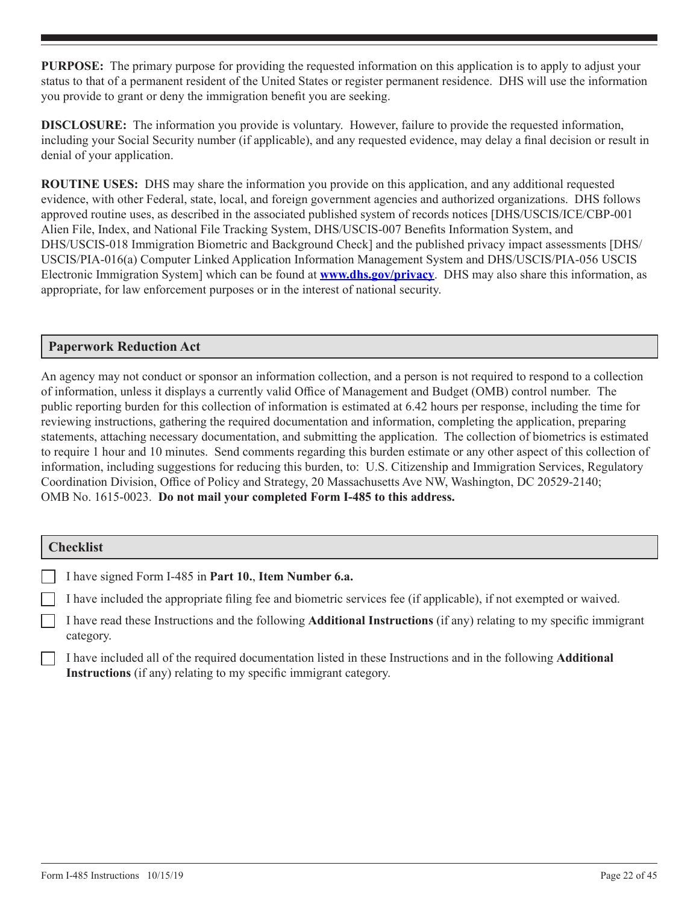**PURPOSE:** The primary purpose for providing the requested information on this application is to apply to adjust your status to that of a permanent resident of the United States or register permanent residence. DHS will use the information you provide to grant or deny the immigration benefit you are seeking.

**DISCLOSURE:** The information you provide is voluntary. However, failure to provide the requested information, including your Social Security number (if applicable), and any requested evidence, may delay a final decision or result in denial of your application.

**ROUTINE USES:** DHS may share the information you provide on this application, and any additional requested evidence, with other Federal, state, local, and foreign government agencies and authorized organizations. DHS follows approved routine uses, as described in the associated published system of records notices [DHS/USCIS/ICE/CBP-001 Alien File, Index, and National File Tracking System, DHS/USCIS-007 Benefits Information System, and DHS/USCIS-018 Immigration Biometric and Background Check] and the published privacy impact assessments [DHS/USCIS/PIA-016(a) Computer Linked Application Information Management System and DHS/USCIS/PIA-056 USCIS Electronic Immigration System] which can be found at **www.dhs.gov/privacy**. DHS may also share this information, as appropriate, for law enforcement purposes or in the interest of national security.

## Paperwork Reduction Act

An agency may not conduct or sponsor an information collection, and a person is not required to respond to a collection of information, unless it displays a currently valid Office of Management and Budget (OMB) control number. The public reporting burden for this collection of information is estimated at 6.42 hours per response, including the time for reviewing instructions, gathering the required documentation and information, completing the application, preparing statements, attaching necessary documentation, and submitting the application. The collection of biometrics is estimated to require 1 hour and 10 minutes. Send comments regarding this burden estimate or any other aspect of this collection of information, including suggestions for reducing this burden, to: U.S. Citizenship and Immigration Services, Regulatory Coordination Division, Office of Policy and Strategy, 20 Massachusetts Ave NW, Washington, DC 20529-2140; OMB No. 1615-0023. **Do not mail your completed Form I-485 to this address.**

## Checklist

- [ ] I have signed Form I-485 in **Part 10.**, **Item Number 6.a.**
- [ ] I have included the appropriate filing fee and biometric services fee (if applicable), if not exempted or waived.
- [ ] I have read these Instructions and the following **Additional Instructions** (if any) relating to my specific immigrant category.
- [ ] I have included all of the required documentation listed in these Instructions and in the following **Additional Instructions** (if any) relating to my specific immigrant category.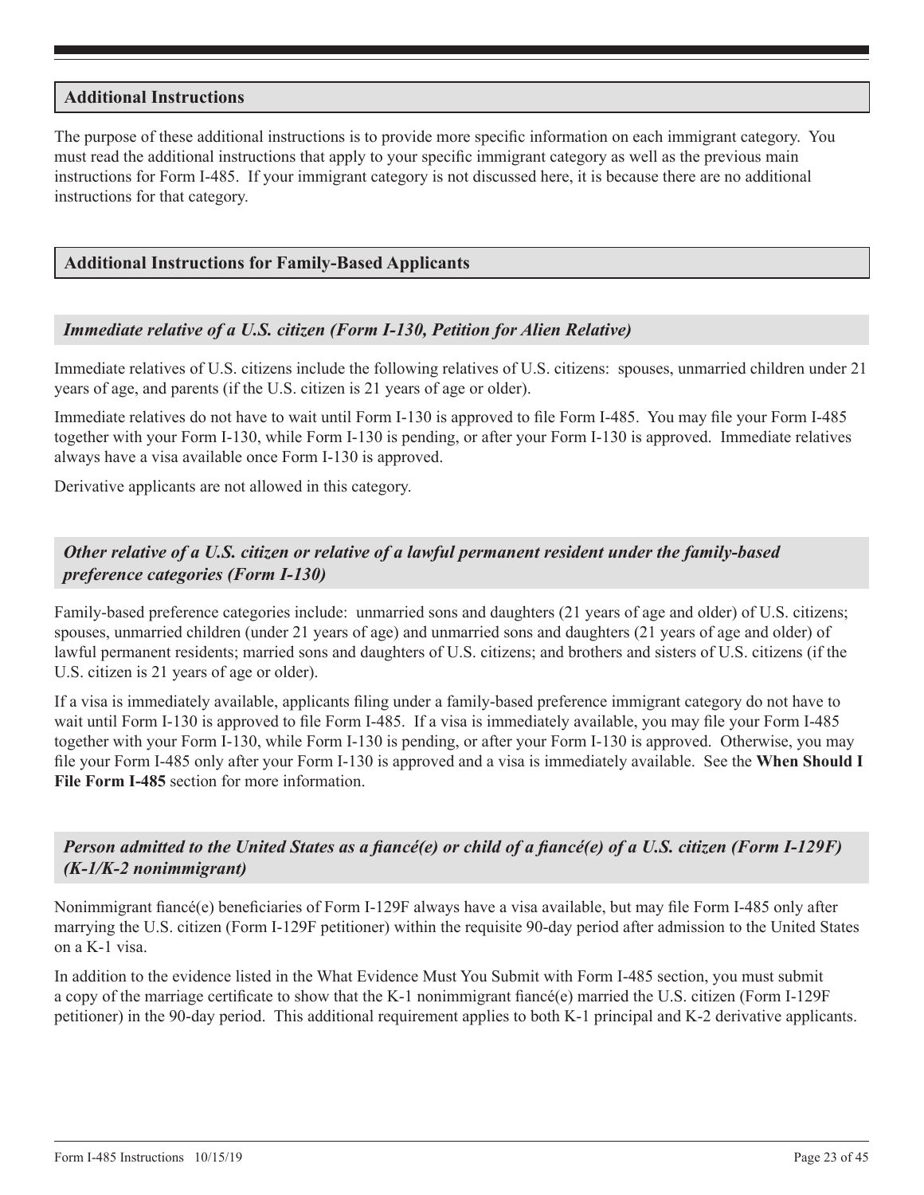## Additional Instructions

The purpose of these additional instructions is to provide more specific information on each immigrant category. You must read the additional instructions that apply to your specific immigrant category as well as the previous main instructions for Form I-485. If your immigrant category is not discussed here, it is because there are no additional instructions for that category.

## Additional Instructions for Family-Based Applicants

### *Immediate relative of a U.S. citizen (Form I-130, Petition for Alien Relative)*

Immediate relatives of U.S. citizens include the following relatives of U.S. citizens: spouses, unmarried children under 21 years of age, and parents (if the U.S. citizen is 21 years of age or older).

Immediate relatives do not have to wait until Form I-130 is approved to file Form I-485. You may file your Form I-485 together with your Form I-130, while Form I-130 is pending, or after your Form I-130 is approved. Immediate relatives always have a visa available once Form I-130 is approved.

Derivative applicants are not allowed in this category.

### *Other relative of a U.S. citizen or relative of a lawful permanent resident under the family-based preference categories (Form I-130)*

Family-based preference categories include: unmarried sons and daughters (21 years of age and older) of U.S. citizens; spouses, unmarried children (under 21 years of age) and unmarried sons and daughters (21 years of age and older) of lawful permanent residents; married sons and daughters of U.S. citizens; and brothers and sisters of U.S. citizens (if the U.S. citizen is 21 years of age or older).

If a visa is immediately available, applicants filing under a family-based preference immigrant category do not have to wait until Form I-130 is approved to file Form I-485. If a visa is immediately available, you may file your Form I-485 together with your Form I-130, while Form I-130 is pending, or after your Form I-130 is approved. Otherwise, you may file your Form I-485 only after your Form I-130 is approved and a visa is immediately available. See the **When Should I File Form I-485** section for more information.

### *Person admitted to the United States as a fiancé(e) or child of a fiancé(e) of a U.S. citizen (Form I-129F) (K-1/K-2 nonimmigrant)*

Nonimmigrant fiancé(e) beneficiaries of Form I-129F always have a visa available, but may file Form I-485 only after marrying the U.S. citizen (Form I-129F petitioner) within the requisite 90-day period after admission to the United States on a K-1 visa.

In addition to the evidence listed in the What Evidence Must You Submit with Form I-485 section, you must submit a copy of the marriage certificate to show that the K-1 nonimmigrant fiancé(e) married the U.S. citizen (Form I-129F petitioner) in the 90-day period. This additional requirement applies to both K-1 principal and K-2 derivative applicants.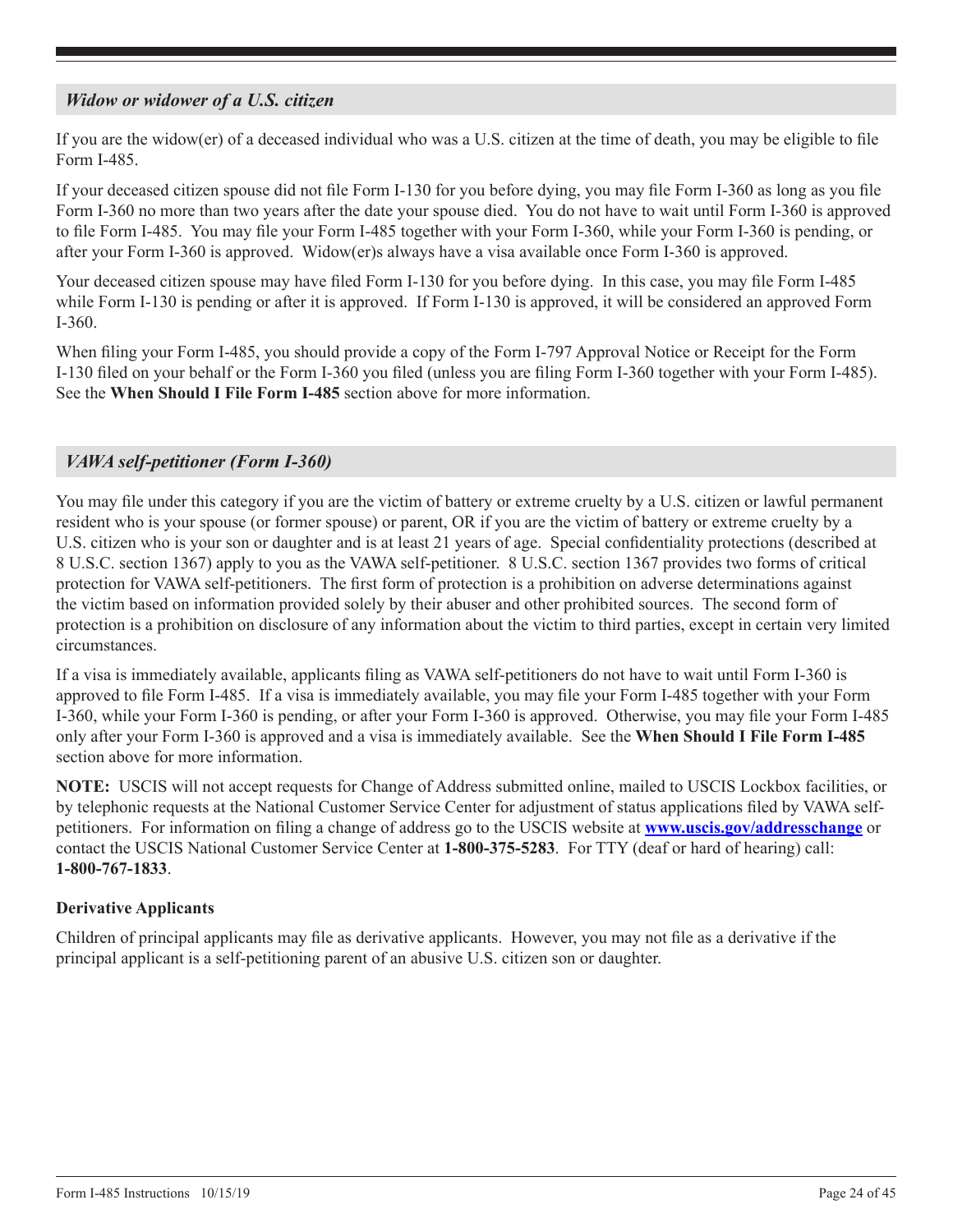### *Widow or widower of a U.S. citizen*

If you are the widow(er) of a deceased individual who was a U.S. citizen at the time of death, you may be eligible to file Form I-485.

If your deceased citizen spouse did not file Form I-130 for you before dying, you may file Form I-360 as long as you file Form I-360 no more than two years after the date your spouse died. You do not have to wait until Form I-360 is approved to file Form I-485. You may file your Form I-485 together with your Form I-360, while your Form I-360 is pending, or after your Form I-360 is approved. Widow(er)s always have a visa available once Form I-360 is approved.

Your deceased citizen spouse may have filed Form I-130 for you before dying. In this case, you may file Form I-485 while Form I-130 is pending or after it is approved. If Form I-130 is approved, it will be considered an approved Form I-360.

When filing your Form I-485, you should provide a copy of the Form I-797 Approval Notice or Receipt for the Form I-130 filed on your behalf or the Form I-360 you filed (unless you are filing Form I-360 together with your Form I-485). See the **When Should I File Form I-485** section above for more information.

### *VAWA self-petitioner (Form I-360)*

You may file under this category if you are the victim of battery or extreme cruelty by a U.S. citizen or lawful permanent resident who is your spouse (or former spouse) or parent, OR if you are the victim of battery or extreme cruelty by a U.S. citizen who is your son or daughter and is at least 21 years of age. Special confidentiality protections (described at 8 U.S.C. section 1367) apply to you as the VAWA self-petitioner. 8 U.S.C. section 1367 provides two forms of critical protection for VAWA self-petitioners. The first form of protection is a prohibition on adverse determinations against the victim based on information provided solely by their abuser and other prohibited sources. The second form of protection is a prohibition on disclosure of any information about the victim to third parties, except in certain very limited circumstances.

If a visa is immediately available, applicants filing as VAWA self-petitioners do not have to wait until Form I-360 is approved to file Form I-485. If a visa is immediately available, you may file your Form I-485 together with your Form I-360, while your Form I-360 is pending, or after your Form I-360 is approved. Otherwise, you may file your Form I-485 only after your Form I-360 is approved and a visa is immediately available. See the **When Should I File Form I-485** section above for more information.

**NOTE:** USCIS will not accept requests for Change of Address submitted online, mailed to USCIS Lockbox facilities, or by telephonic requests at the National Customer Service Center for adjustment of status applications filed by VAWA self-petitioners. For information on filing a change of address go to the USCIS website at **www.uscis.gov/addresschange** or contact the USCIS National Customer Service Center at **1-800-375-5283**. For TTY (deaf or hard of hearing) call: **1-800-767-1833**.

**Derivative Applicants**

Children of principal applicants may file as derivative applicants. However, you may not file as a derivative if the principal applicant is a self-petitioning parent of an abusive U.S. citizen son or daughter.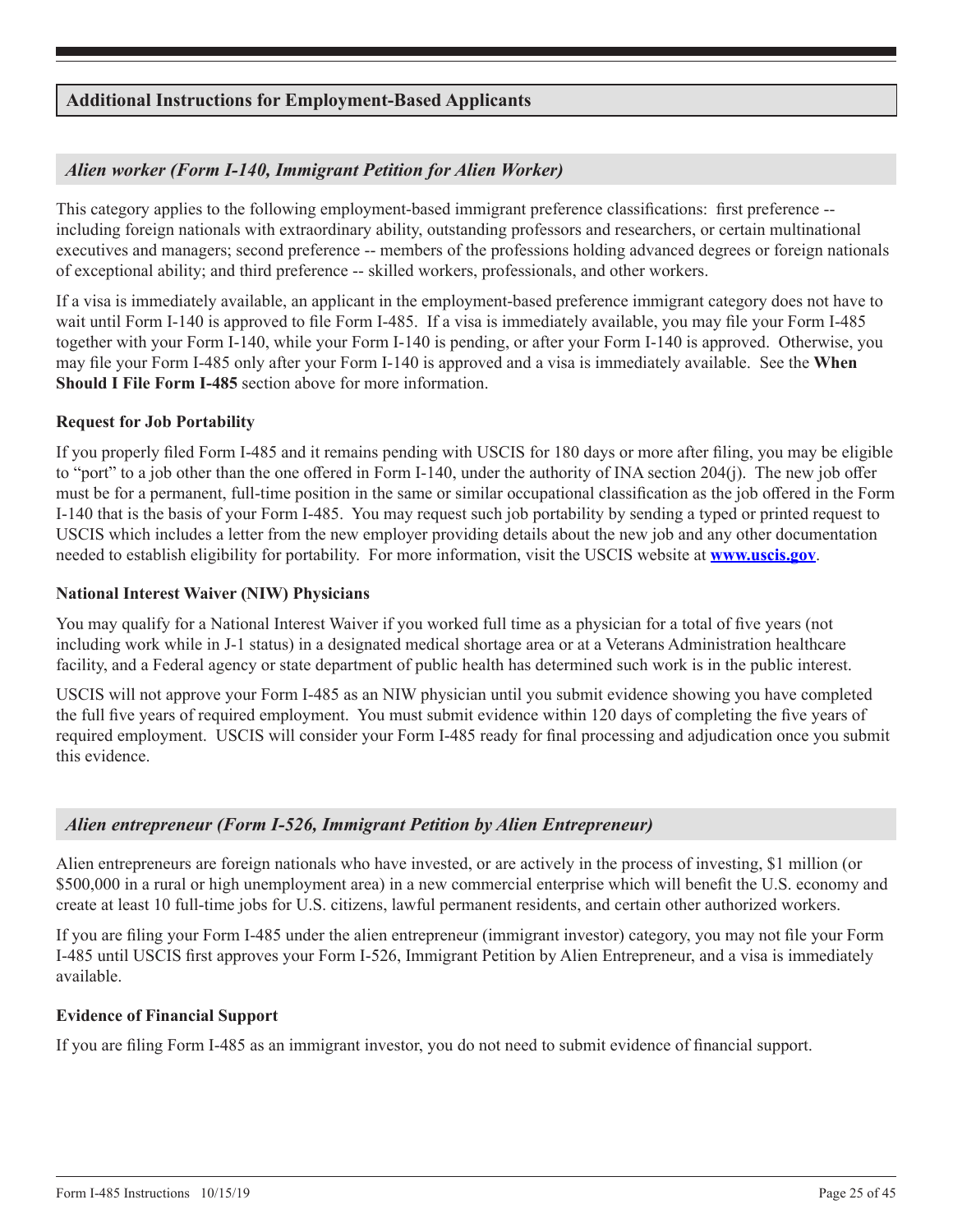## Additional Instructions for Employment-Based Applicants

### *Alien worker (Form I-140, Immigrant Petition for Alien Worker)*

This category applies to the following employment-based immigrant preference classifications: first preference -- including foreign nationals with extraordinary ability, outstanding professors and researchers, or certain multinational executives and managers; second preference -- members of the professions holding advanced degrees or foreign nationals of exceptional ability; and third preference -- skilled workers, professionals, and other workers.

If a visa is immediately available, an applicant in the employment-based preference immigrant category does not have to wait until Form I-140 is approved to file Form I-485. If a visa is immediately available, you may file your Form I-485 together with your Form I-140, while your Form I-140 is pending, or after your Form I-140 is approved. Otherwise, you may file your Form I-485 only after your Form I-140 is approved and a visa is immediately available. See the **When Should I File Form I-485** section above for more information.

**Request for Job Portability**

If you properly filed Form I-485 and it remains pending with USCIS for 180 days or more after filing, you may be eligible to "port" to a job other than the one offered in Form I-140, under the authority of INA section 204(j). The new job offer must be for a permanent, full-time position in the same or similar occupational classification as the job offered in the Form I-140 that is the basis of your Form I-485. You may request such job portability by sending a typed or printed request to USCIS which includes a letter from the new employer providing details about the new job and any other documentation needed to establish eligibility for portability. For more information, visit the USCIS website at **www.uscis.gov**.

**National Interest Waiver (NIW) Physicians**

You may qualify for a National Interest Waiver if you worked full time as a physician for a total of five years (not including work while in J-1 status) in a designated medical shortage area or at a Veterans Administration healthcare facility, and a Federal agency or state department of public health has determined such work is in the public interest.

USCIS will not approve your Form I-485 as an NIW physician until you submit evidence showing you have completed the full five years of required employment. You must submit evidence within 120 days of completing the five years of required employment. USCIS will consider your Form I-485 ready for final processing and adjudication once you submit this evidence.

### *Alien entrepreneur (Form I-526, Immigrant Petition by Alien Entrepreneur)*

Alien entrepreneurs are foreign nationals who have invested, or are actively in the process of investing, $1 million (or $500,000 in a rural or high unemployment area) in a new commercial enterprise which will benefit the U.S. economy and create at least 10 full-time jobs for U.S. citizens, lawful permanent residents, and certain other authorized workers.

If you are filing your Form I-485 under the alien entrepreneur (immigrant investor) category, you may not file your Form I-485 until USCIS first approves your Form I-526, Immigrant Petition by Alien Entrepreneur, and a visa is immediately available.

**Evidence of Financial Support**

If you are filing Form I-485 as an immigrant investor, you do not need to submit evidence of financial support.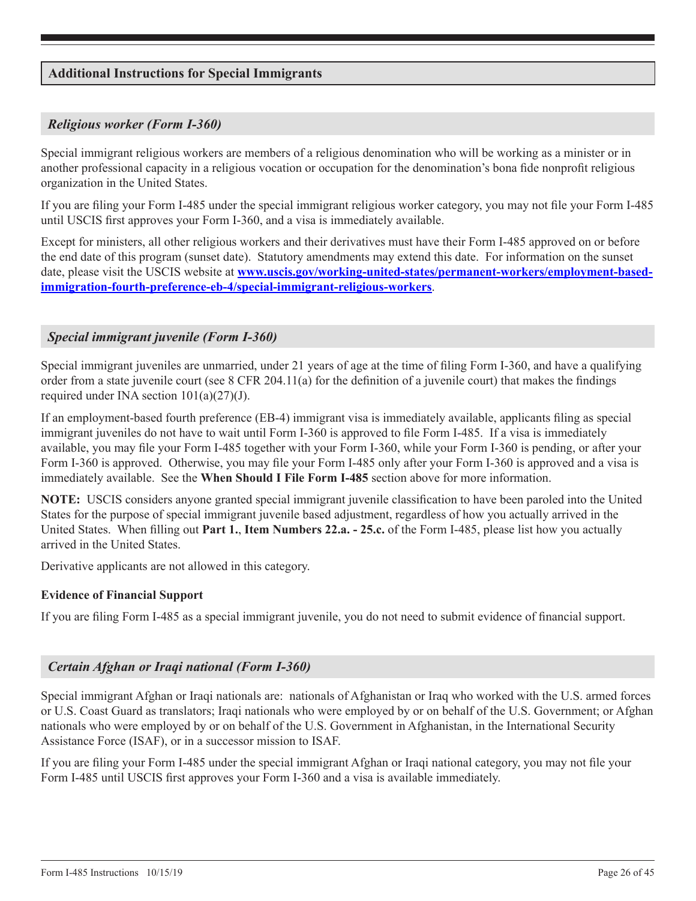## Additional Instructions for Special Immigrants

### *Religious worker (Form I-360)*

Special immigrant religious workers are members of a religious denomination who will be working as a minister or in another professional capacity in a religious vocation or occupation for the denomination's bona fide nonprofit religious organization in the United States.

If you are filing your Form I-485 under the special immigrant religious worker category, you may not file your Form I-485 until USCIS first approves your Form I-360, and a visa is immediately available.

Except for ministers, all other religious workers and their derivatives must have their Form I-485 approved on or before the end date of this program (sunset date). Statutory amendments may extend this date. For information on the sunset date, please visit the USCIS website at **[www.uscis.gov/working-united-states/permanent-workers/employment-based-immigration-fourth-preference-eb-4/special-immigrant-religious-workers](www.uscis.gov/working-united-states/permanent-workers/employment-based-immigration-fourth-preference-eb-4/special-immigrant-religious-workers)**.

### *Special immigrant juvenile (Form I-360)*

Special immigrant juveniles are unmarried, under 21 years of age at the time of filing Form I-360, and have a qualifying order from a state juvenile court (see 8 CFR 204.11(a) for the definition of a juvenile court) that makes the findings required under INA section 101(a)(27)(J).

If an employment-based fourth preference (EB-4) immigrant visa is immediately available, applicants filing as special immigrant juveniles do not have to wait until Form I-360 is approved to file Form I-485. If a visa is immediately available, you may file your Form I-485 together with your Form I-360, while your Form I-360 is pending, or after your Form I-360 is approved. Otherwise, you may file your Form I-485 only after your Form I-360 is approved and a visa is immediately available. See the **When Should I File Form I-485** section above for more information.

**NOTE:** USCIS considers anyone granted special immigrant juvenile classification to have been paroled into the United States for the purpose of special immigrant juvenile based adjustment, regardless of how you actually arrived in the United States. When filling out **Part 1.**, **Item Numbers 22.a. - 25.c.** of the Form I-485, please list how you actually arrived in the United States.

Derivative applicants are not allowed in this category.

**Evidence of Financial Support**

If you are filing Form I-485 as a special immigrant juvenile, you do not need to submit evidence of financial support.

### *Certain Afghan or Iraqi national (Form I-360)*

Special immigrant Afghan or Iraqi nationals are: nationals of Afghanistan or Iraq who worked with the U.S. armed forces or U.S. Coast Guard as translators; Iraqi nationals who were employed by or on behalf of the U.S. Government; or Afghan nationals who were employed by or on behalf of the U.S. Government in Afghanistan, in the International Security Assistance Force (ISAF), or in a successor mission to ISAF.

If you are filing your Form I-485 under the special immigrant Afghan or Iraqi national category, you may not file your Form I-485 until USCIS first approves your Form I-360 and a visa is available immediately.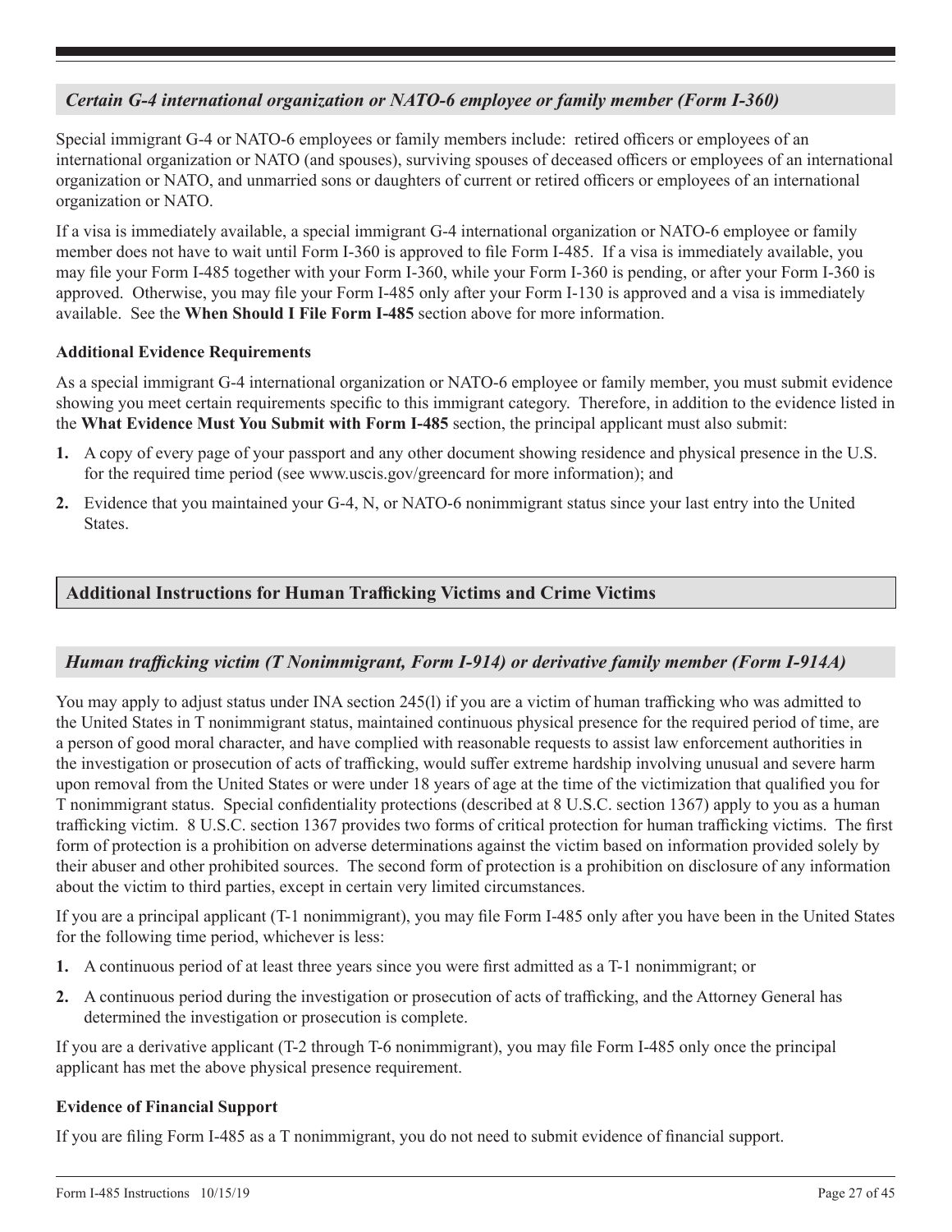### *Certain G-4 international organization or NATO-6 employee or family member (Form I-360)*

Special immigrant G-4 or NATO-6 employees or family members include: retired officers or employees of an international organization or NATO (and spouses), surviving spouses of deceased officers or employees of an international organization or NATO, and unmarried sons or daughters of current or retired officers or employees of an international organization or NATO.

If a visa is immediately available, a special immigrant G-4 international organization or NATO-6 employee or family member does not have to wait until Form I-360 is approved to file Form I-485. If a visa is immediately available, you may file your Form I-485 together with your Form I-360, while your Form I-360 is pending, or after your Form I-360 is approved. Otherwise, you may file your Form I-485 only after your Form I-130 is approved and a visa is immediately available. See the **When Should I File Form I-485** section above for more information.

**Additional Evidence Requirements**

As a special immigrant G-4 international organization or NATO-6 employee or family member, you must submit evidence showing you meet certain requirements specific to this immigrant category. Therefore, in addition to the evidence listed in the **What Evidence Must You Submit with Form I-485** section, the principal applicant must also submit:

1. A copy of every page of your passport and any other document showing residence and physical presence in the U.S. for the required time period (see www.uscis.gov/greencard for more information); and
2. Evidence that you maintained your G-4, N, or NATO-6 nonimmigrant status since your last entry into the United States.

## Additional Instructions for Human Trafficking Victims and Crime Victims

### *Human trafficking victim (T Nonimmigrant, Form I-914) or derivative family member (Form I-914A)*

You may apply to adjust status under INA section 245(l) if you are a victim of human trafficking who was admitted to the United States in T nonimmigrant status, maintained continuous physical presence for the required period of time, are a person of good moral character, and have complied with reasonable requests to assist law enforcement authorities in the investigation or prosecution of acts of trafficking, would suffer extreme hardship involving unusual and severe harm upon removal from the United States or were under 18 years of age at the time of the victimization that qualified you for T nonimmigrant status. Special confidentiality protections (described at 8 U.S.C. section 1367) apply to you as a human trafficking victim. 8 U.S.C. section 1367 provides two forms of critical protection for human trafficking victims. The first form of protection is a prohibition on adverse determinations against the victim based on information provided solely by their abuser and other prohibited sources. The second form of protection is a prohibition on disclosure of any information about the victim to third parties, except in certain very limited circumstances.

If you are a principal applicant (T-1 nonimmigrant), you may file Form I-485 only after you have been in the United States for the following time period, whichever is less:

1. A continuous period of at least three years since you were first admitted as a T-1 nonimmigrant; or
2. A continuous period during the investigation or prosecution of acts of trafficking, and the Attorney General has determined the investigation or prosecution is complete.

If you are a derivative applicant (T-2 through T-6 nonimmigrant), you may file Form I-485 only once the principal applicant has met the above physical presence requirement.

**Evidence of Financial Support**

If you are filing Form I-485 as a T nonimmigrant, you do not need to submit evidence of financial support.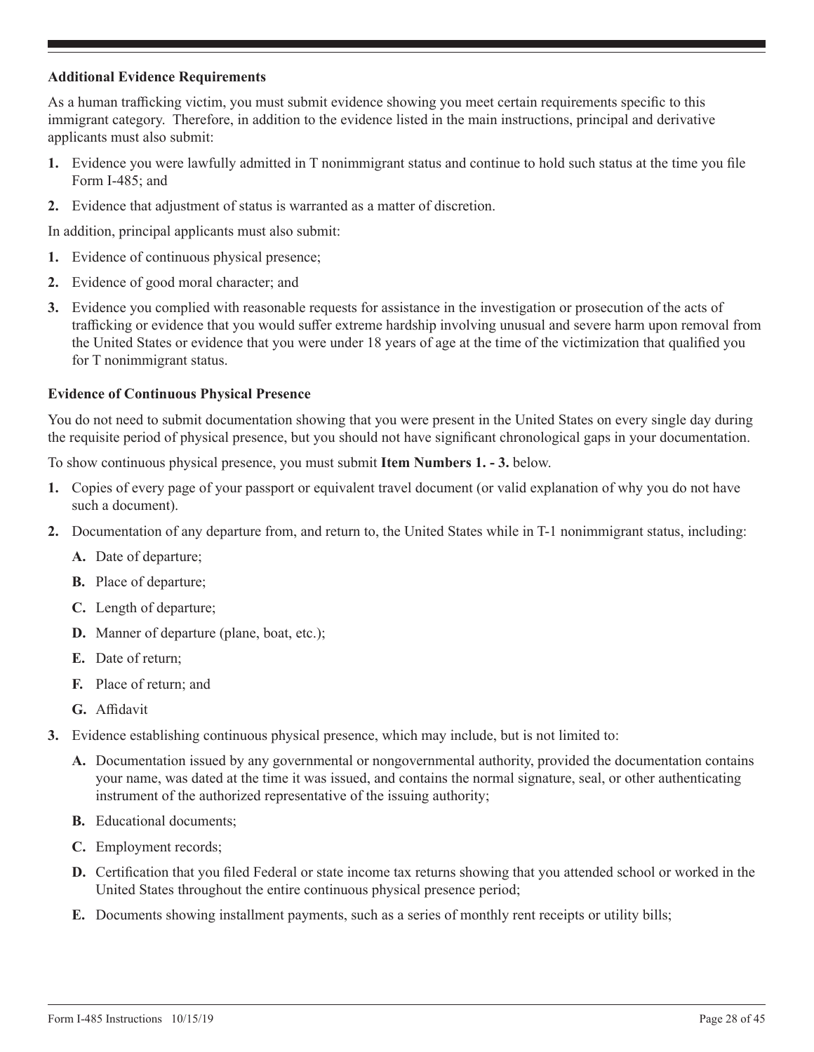### Additional Evidence Requirements

As a human trafficking victim, you must submit evidence showing you meet certain requirements specific to this immigrant category. Therefore, in addition to the evidence listed in the main instructions, principal and derivative applicants must also submit:

1. Evidence you were lawfully admitted in T nonimmigrant status and continue to hold such status at the time you file Form I-485; and
2. Evidence that adjustment of status is warranted as a matter of discretion.

In addition, principal applicants must also submit:

1. Evidence of continuous physical presence;
2. Evidence of good moral character; and
3. Evidence you complied with reasonable requests for assistance in the investigation or prosecution of the acts of trafficking or evidence that you would suffer extreme hardship involving unusual and severe harm upon removal from the United States or evidence that you were under 18 years of age at the time of the victimization that qualified you for T nonimmigrant status.

### Evidence of Continuous Physical Presence

You do not need to submit documentation showing that you were present in the United States on every single day during the requisite period of physical presence, but you should not have significant chronological gaps in your documentation.

To show continuous physical presence, you must submit **Item Numbers 1. - 3.** below.

1. Copies of every page of your passport or equivalent travel document (or valid explanation of why you do not have such a document).
2. Documentation of any departure from, and return to, the United States while in T-1 nonimmigrant status, including:
   - **A.** Date of departure;
   - **B.** Place of departure;
   - **C.** Length of departure;
   - **D.** Manner of departure (plane, boat, etc.);
   - **E.** Date of return;
   - **F.** Place of return; and
   - **G.** Affidavit
3. Evidence establishing continuous physical presence, which may include, but is not limited to:
   - **A.** Documentation issued by any governmental or nongovernmental authority, provided the documentation contains your name, was dated at the time it was issued, and contains the normal signature, seal, or other authenticating instrument of the authorized representative of the issuing authority;
   - **B.** Educational documents;
   - **C.** Employment records;
   - **D.** Certification that you filed Federal or state income tax returns showing that you attended school or worked in the United States throughout the entire continuous physical presence period;
   - **E.** Documents showing installment payments, such as a series of monthly rent receipts or utility bills;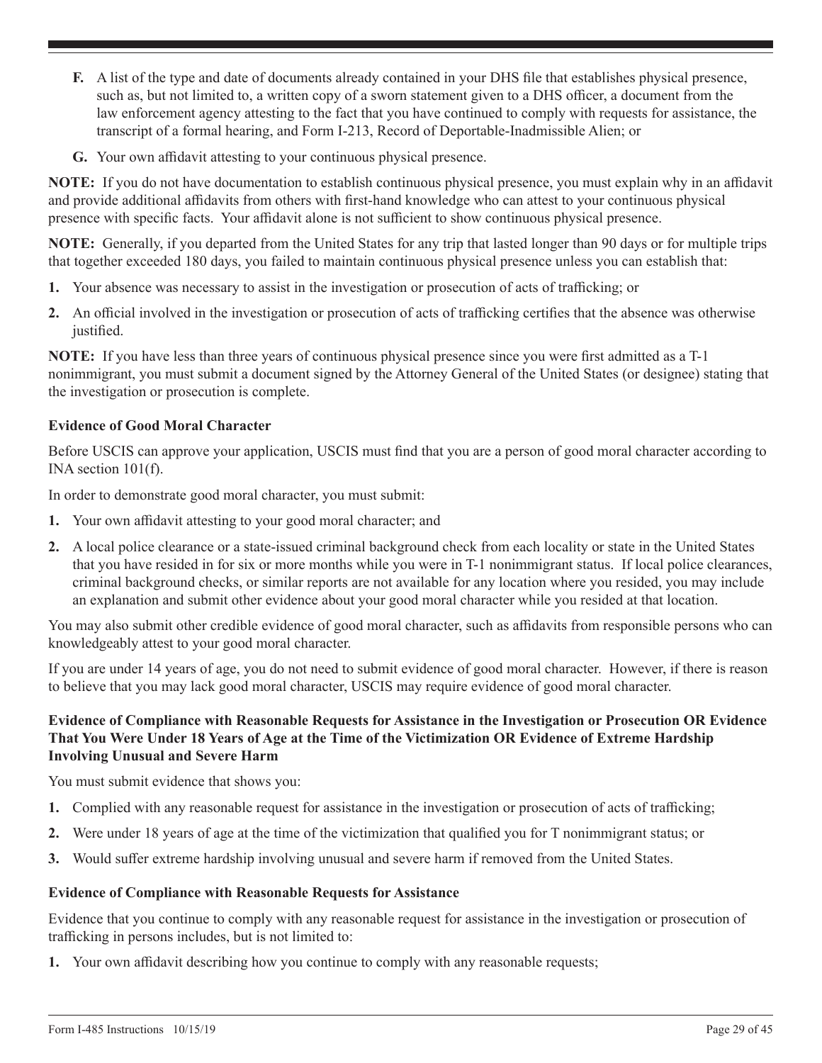**F.** A list of the type and date of documents already contained in your DHS file that establishes physical presence, such as, but not limited to, a written copy of a sworn statement given to a DHS officer, a document from the law enforcement agency attesting to the fact that you have continued to comply with requests for assistance, the transcript of a formal hearing, and Form I-213, Record of Deportable-Inadmissible Alien; or

**G.** Your own affidavit attesting to your continuous physical presence.

**NOTE:** If you do not have documentation to establish continuous physical presence, you must explain why in an affidavit and provide additional affidavits from others with first-hand knowledge who can attest to your continuous physical presence with specific facts. Your affidavit alone is not sufficient to show continuous physical presence.

**NOTE:** Generally, if you departed from the United States for any trip that lasted longer than 90 days or for multiple trips that together exceeded 180 days, you failed to maintain continuous physical presence unless you can establish that:

**1.** Your absence was necessary to assist in the investigation or prosecution of acts of trafficking; or

**2.** An official involved in the investigation or prosecution of acts of trafficking certifies that the absence was otherwise justified.

**NOTE:** If you have less than three years of continuous physical presence since you were first admitted as a T-1 nonimmigrant, you must submit a document signed by the Attorney General of the United States (or designee) stating that the investigation or prosecution is complete.

**Evidence of Good Moral Character**

Before USCIS can approve your application, USCIS must find that you are a person of good moral character according to INA section 101(f).

In order to demonstrate good moral character, you must submit:

**1.** Your own affidavit attesting to your good moral character; and

**2.** A local police clearance or a state-issued criminal background check from each locality or state in the United States that you have resided in for six or more months while you were in T-1 nonimmigrant status. If local police clearances, criminal background checks, or similar reports are not available for any location where you resided, you may include an explanation and submit other evidence about your good moral character while you resided at that location.

You may also submit other credible evidence of good moral character, such as affidavits from responsible persons who can knowledgeably attest to your good moral character.

If you are under 14 years of age, you do not need to submit evidence of good moral character. However, if there is reason to believe that you may lack good moral character, USCIS may require evidence of good moral character.

**Evidence of Compliance with Reasonable Requests for Assistance in the Investigation or Prosecution OR Evidence That You Were Under 18 Years of Age at the Time of the Victimization OR Evidence of Extreme Hardship Involving Unusual and Severe Harm**

You must submit evidence that shows you:

**1.** Complied with any reasonable request for assistance in the investigation or prosecution of acts of trafficking;

**2.** Were under 18 years of age at the time of the victimization that qualified you for T nonimmigrant status; or

**3.** Would suffer extreme hardship involving unusual and severe harm if removed from the United States.

**Evidence of Compliance with Reasonable Requests for Assistance**

Evidence that you continue to comply with any reasonable request for assistance in the investigation or prosecution of trafficking in persons includes, but is not limited to:

**1.** Your own affidavit describing how you continue to comply with any reasonable requests;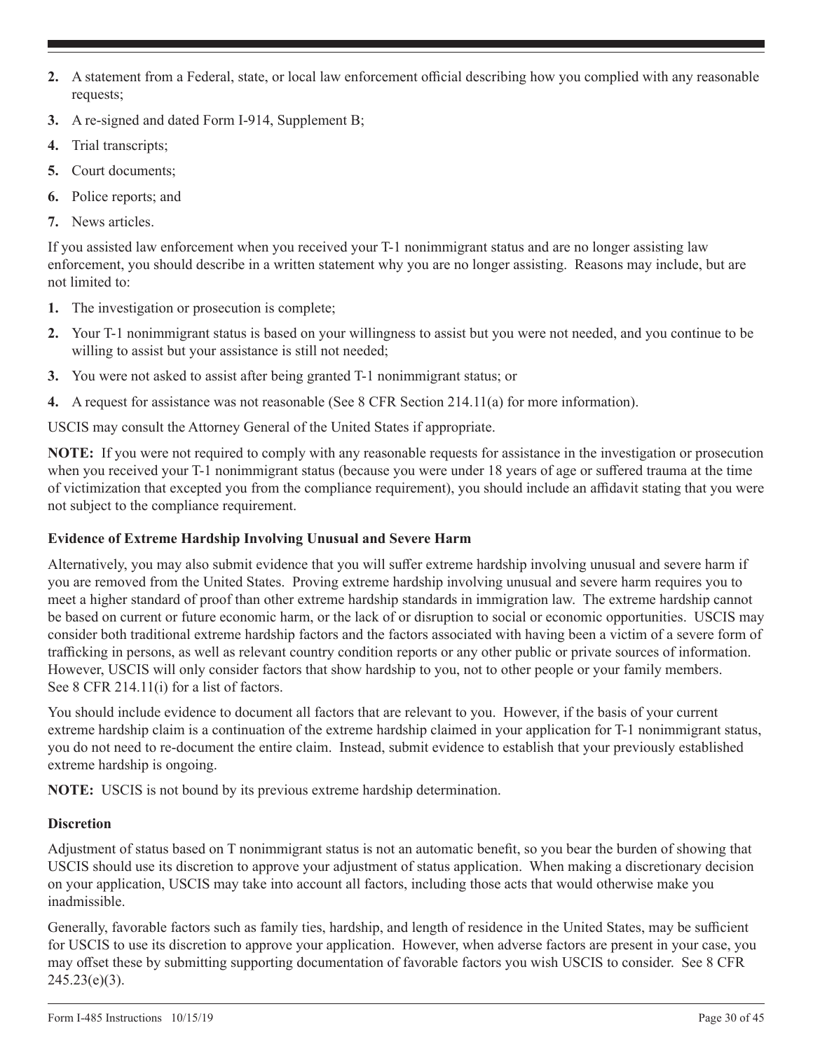2. A statement from a Federal, state, or local law enforcement official describing how you complied with any reasonable requests;
3. A re-signed and dated Form I-914, Supplement B;
4. Trial transcripts;
5. Court documents;
6. Police reports; and
7. News articles.

If you assisted law enforcement when you received your T-1 nonimmigrant status and are no longer assisting law enforcement, you should describe in a written statement why you are no longer assisting. Reasons may include, but are not limited to:

1. The investigation or prosecution is complete;
2. Your T-1 nonimmigrant status is based on your willingness to assist but you were not needed, and you continue to be willing to assist but your assistance is still not needed;
3. You were not asked to assist after being granted T-1 nonimmigrant status; or
4. A request for assistance was not reasonable (See 8 CFR Section 214.11(a) for more information).

USCIS may consult the Attorney General of the United States if appropriate.

**NOTE:** If you were not required to comply with any reasonable requests for assistance in the investigation or prosecution when you received your T-1 nonimmigrant status (because you were under 18 years of age or suffered trauma at the time of victimization that excepted you from the compliance requirement), you should include an affidavit stating that you were not subject to the compliance requirement.

**Evidence of Extreme Hardship Involving Unusual and Severe Harm**

Alternatively, you may also submit evidence that you will suffer extreme hardship involving unusual and severe harm if you are removed from the United States. Proving extreme hardship involving unusual and severe harm requires you to meet a higher standard of proof than other extreme hardship standards in immigration law. The extreme hardship cannot be based on current or future economic harm, or the lack of or disruption to social or economic opportunities. USCIS may consider both traditional extreme hardship factors and the factors associated with having been a victim of a severe form of trafficking in persons, as well as relevant country condition reports or any other public or private sources of information. However, USCIS will only consider factors that show hardship to you, not to other people or your family members. See 8 CFR 214.11(i) for a list of factors.

You should include evidence to document all factors that are relevant to you. However, if the basis of your current extreme hardship claim is a continuation of the extreme hardship claimed in your application for T-1 nonimmigrant status, you do not need to re-document the entire claim. Instead, submit evidence to establish that your previously established extreme hardship is ongoing.

**NOTE:** USCIS is not bound by its previous extreme hardship determination.

**Discretion**

Adjustment of status based on T nonimmigrant status is not an automatic benefit, so you bear the burden of showing that USCIS should use its discretion to approve your adjustment of status application. When making a discretionary decision on your application, USCIS may take into account all factors, including those acts that would otherwise make you inadmissible.

Generally, favorable factors such as family ties, hardship, and length of residence in the United States, may be sufficient for USCIS to use its discretion to approve your application. However, when adverse factors are present in your case, you may offset these by submitting supporting documentation of favorable factors you wish USCIS to consider. See 8 CFR 245.23(e)(3).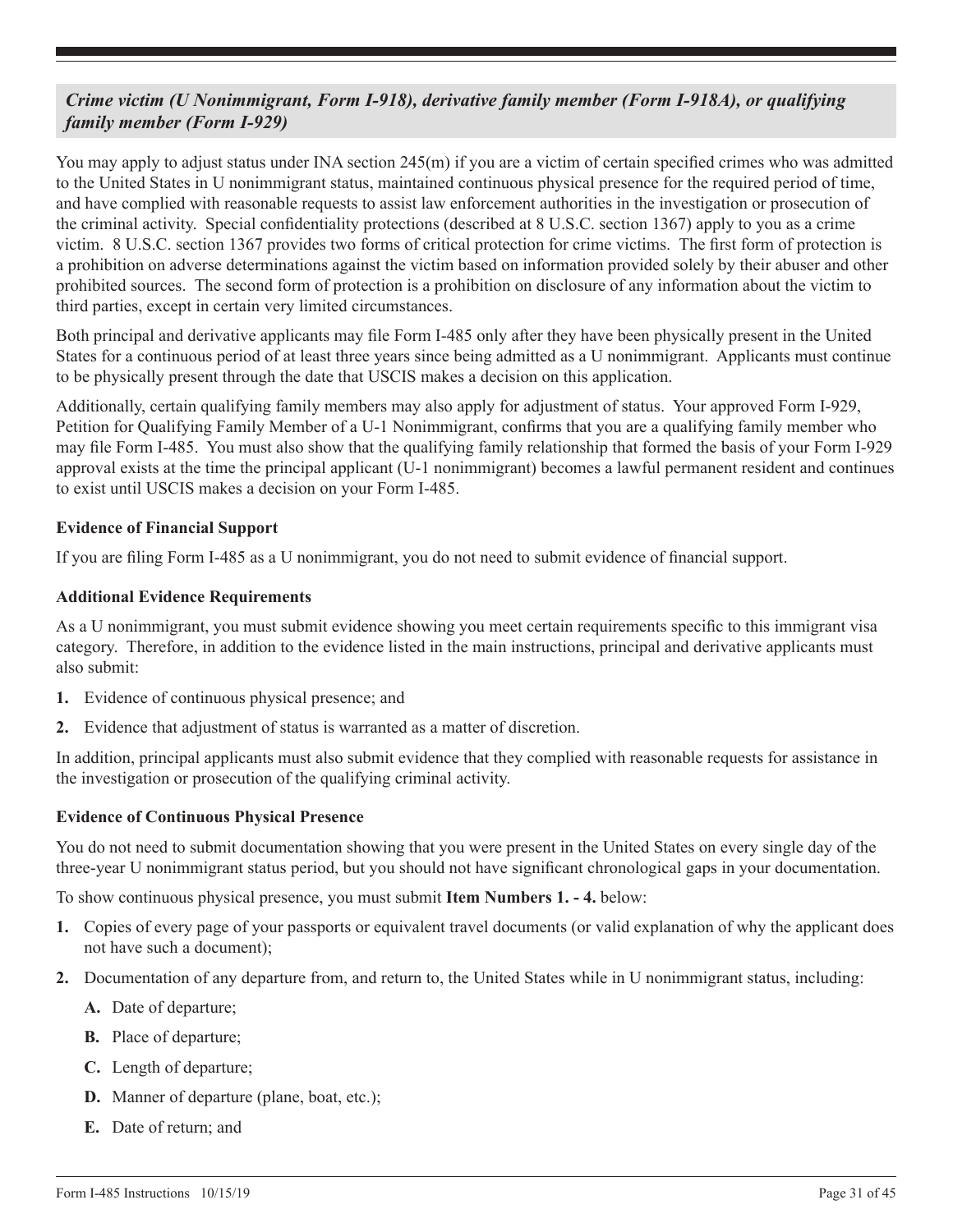### *Crime victim (U Nonimmigrant, Form I-918), derivative family member (Form I-918A), or qualifying family member (Form I-929)*

You may apply to adjust status under INA section 245(m) if you are a victim of certain specified crimes who was admitted to the United States in U nonimmigrant status, maintained continuous physical presence for the required period of time, and have complied with reasonable requests to assist law enforcement authorities in the investigation or prosecution of the criminal activity. Special confidentiality protections (described at 8 U.S.C. section 1367) apply to you as a crime victim. 8 U.S.C. section 1367 provides two forms of critical protection for crime victims. The first form of protection is a prohibition on adverse determinations against the victim based on information provided solely by their abuser and other prohibited sources. The second form of protection is a prohibition on disclosure of any information about the victim to third parties, except in certain very limited circumstances.

Both principal and derivative applicants may file Form I-485 only after they have been physically present in the United States for a continuous period of at least three years since being admitted as a U nonimmigrant. Applicants must continue to be physically present through the date that USCIS makes a decision on this application.

Additionally, certain qualifying family members may also apply for adjustment of status. Your approved Form I-929, Petition for Qualifying Family Member of a U-1 Nonimmigrant, confirms that you are a qualifying family member who may file Form I-485. You must also show that the qualifying family relationship that formed the basis of your Form I-929 approval exists at the time the principal applicant (U-1 nonimmigrant) becomes a lawful permanent resident and continues to exist until USCIS makes a decision on your Form I-485.

**Evidence of Financial Support**

If you are filing Form I-485 as a U nonimmigrant, you do not need to submit evidence of financial support.

**Additional Evidence Requirements**

As a U nonimmigrant, you must submit evidence showing you meet certain requirements specific to this immigrant visa category. Therefore, in addition to the evidence listed in the main instructions, principal and derivative applicants must also submit:

1. Evidence of continuous physical presence; and
2. Evidence that adjustment of status is warranted as a matter of discretion.

In addition, principal applicants must also submit evidence that they complied with reasonable requests for assistance in the investigation or prosecution of the qualifying criminal activity.

**Evidence of Continuous Physical Presence**

You do not need to submit documentation showing that you were present in the United States on every single day of the three-year U nonimmigrant status period, but you should not have significant chronological gaps in your documentation.

To show continuous physical presence, you must submit **Item Numbers 1. - 4.** below:

1. Copies of every page of your passports or equivalent travel documents (or valid explanation of why the applicant does not have such a document);
2. Documentation of any departure from, and return to, the United States while in U nonimmigrant status, including:
   - **A.** Date of departure;
   - **B.** Place of departure;
   - **C.** Length of departure;
   - **D.** Manner of departure (plane, boat, etc.);
   - **E.** Date of return; and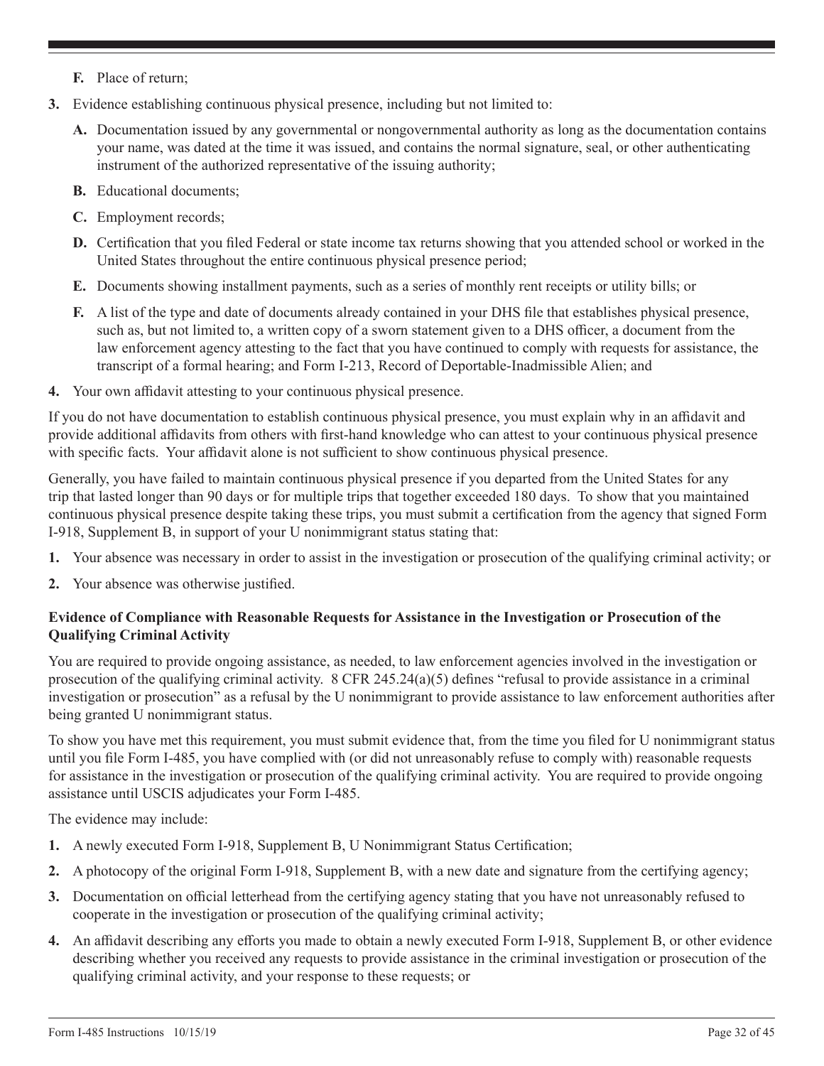**F.** Place of return;

**3.** Evidence establishing continuous physical presence, including but not limited to:

**A.** Documentation issued by any governmental or nongovernmental authority as long as the documentation contains your name, was dated at the time it was issued, and contains the normal signature, seal, or other authenticating instrument of the authorized representative of the issuing authority;

**B.** Educational documents;

**C.** Employment records;

**D.** Certification that you filed Federal or state income tax returns showing that you attended school or worked in the United States throughout the entire continuous physical presence period;

**E.** Documents showing installment payments, such as a series of monthly rent receipts or utility bills; or

**F.** A list of the type and date of documents already contained in your DHS file that establishes physical presence, such as, but not limited to, a written copy of a sworn statement given to a DHS officer, a document from the law enforcement agency attesting to the fact that you have continued to comply with requests for assistance, the transcript of a formal hearing; and Form I-213, Record of Deportable-Inadmissible Alien; and

**4.** Your own affidavit attesting to your continuous physical presence.

If you do not have documentation to establish continuous physical presence, you must explain why in an affidavit and provide additional affidavits from others with first-hand knowledge who can attest to your continuous physical presence with specific facts. Your affidavit alone is not sufficient to show continuous physical presence.

Generally, you have failed to maintain continuous physical presence if you departed from the United States for any trip that lasted longer than 90 days or for multiple trips that together exceeded 180 days. To show that you maintained continuous physical presence despite taking these trips, you must submit a certification from the agency that signed Form I-918, Supplement B, in support of your U nonimmigrant status stating that:

**1.** Your absence was necessary in order to assist in the investigation or prosecution of the qualifying criminal activity; or

**2.** Your absence was otherwise justified.

**Evidence of Compliance with Reasonable Requests for Assistance in the Investigation or Prosecution of the Qualifying Criminal Activity**

You are required to provide ongoing assistance, as needed, to law enforcement agencies involved in the investigation or prosecution of the qualifying criminal activity. 8 CFR 245.24(a)(5) defines "refusal to provide assistance in a criminal investigation or prosecution" as a refusal by the U nonimmigrant to provide assistance to law enforcement authorities after being granted U nonimmigrant status.

To show you have met this requirement, you must submit evidence that, from the time you filed for U nonimmigrant status until you file Form I-485, you have complied with (or did not unreasonably refuse to comply with) reasonable requests for assistance in the investigation or prosecution of the qualifying criminal activity. You are required to provide ongoing assistance until USCIS adjudicates your Form I-485.

The evidence may include:

**1.** A newly executed Form I-918, Supplement B, U Nonimmigrant Status Certification;

**2.** A photocopy of the original Form I-918, Supplement B, with a new date and signature from the certifying agency;

**3.** Documentation on official letterhead from the certifying agency stating that you have not unreasonably refused to cooperate in the investigation or prosecution of the qualifying criminal activity;

**4.** An affidavit describing any efforts you made to obtain a newly executed Form I-918, Supplement B, or other evidence describing whether you received any requests to provide assistance in the criminal investigation or prosecution of the qualifying criminal activity, and your response to these requests; or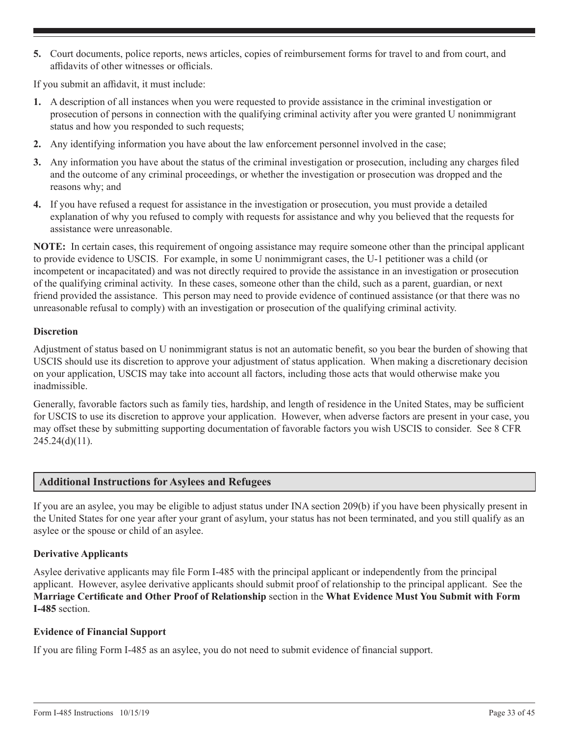5. Court documents, police reports, news articles, copies of reimbursement forms for travel to and from court, and affidavits of other witnesses or officials.

If you submit an affidavit, it must include:

1. A description of all instances when you were requested to provide assistance in the criminal investigation or prosecution of persons in connection with the qualifying criminal activity after you were granted U nonimmigrant status and how you responded to such requests;
2. Any identifying information you have about the law enforcement personnel involved in the case;
3. Any information you have about the status of the criminal investigation or prosecution, including any charges filed and the outcome of any criminal proceedings, or whether the investigation or prosecution was dropped and the reasons why; and
4. If you have refused a request for assistance in the investigation or prosecution, you must provide a detailed explanation of why you refused to comply with requests for assistance and why you believed that the requests for assistance were unreasonable.

**NOTE:** In certain cases, this requirement of ongoing assistance may require someone other than the principal applicant to provide evidence to USCIS. For example, in some U nonimmigrant cases, the U-1 petitioner was a child (or incompetent or incapacitated) and was not directly required to provide the assistance in an investigation or prosecution of the qualifying criminal activity. In these cases, someone other than the child, such as a parent, guardian, or next friend provided the assistance. This person may need to provide evidence of continued assistance (or that there was no unreasonable refusal to comply) with an investigation or prosecution of the qualifying criminal activity.

### Discretion

Adjustment of status based on U nonimmigrant status is not an automatic benefit, so you bear the burden of showing that USCIS should use its discretion to approve your adjustment of status application. When making a discretionary decision on your application, USCIS may take into account all factors, including those acts that would otherwise make you inadmissible.

Generally, favorable factors such as family ties, hardship, and length of residence in the United States, may be sufficient for USCIS to use its discretion to approve your application. However, when adverse factors are present in your case, you may offset these by submitting supporting documentation of favorable factors you wish USCIS to consider. See 8 CFR 245.24(d)(11).

## Additional Instructions for Asylees and Refugees

If you are an asylee, you may be eligible to adjust status under INA section 209(b) if you have been physically present in the United States for one year after your grant of asylum, your status has not been terminated, and you still qualify as an asylee or the spouse or child of an asylee.

### Derivative Applicants

Asylee derivative applicants may file Form I-485 with the principal applicant or independently from the principal applicant. However, asylee derivative applicants should submit proof of relationship to the principal applicant. See the **Marriage Certificate and Other Proof of Relationship** section in the **What Evidence Must You Submit with Form I-485** section.

### Evidence of Financial Support

If you are filing Form I-485 as an asylee, you do not need to submit evidence of financial support.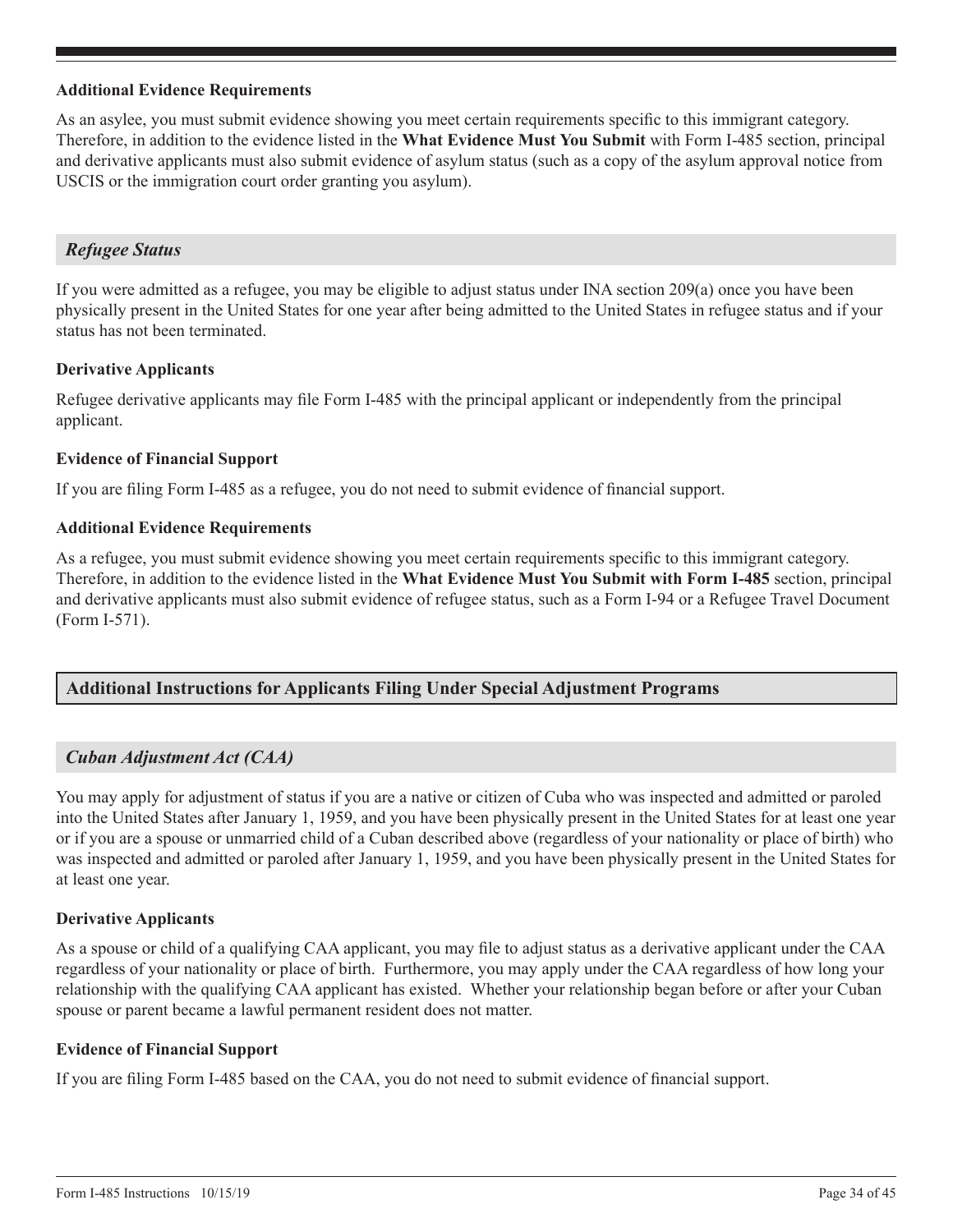#### Additional Evidence Requirements

As an asylee, you must submit evidence showing you meet certain requirements specific to this immigrant category. Therefore, in addition to the evidence listed in the **What Evidence Must You Submit** with Form I-485 section, principal and derivative applicants must also submit evidence of asylum status (such as a copy of the asylum approval notice from USCIS or the immigration court order granting you asylum).

### *Refugee Status*

If you were admitted as a refugee, you may be eligible to adjust status under INA section 209(a) once you have been physically present in the United States for one year after being admitted to the United States in refugee status and if your status has not been terminated.

#### Derivative Applicants

Refugee derivative applicants may file Form I-485 with the principal applicant or independently from the principal applicant.

#### Evidence of Financial Support

If you are filing Form I-485 as a refugee, you do not need to submit evidence of financial support.

#### Additional Evidence Requirements

As a refugee, you must submit evidence showing you meet certain requirements specific to this immigrant category. Therefore, in addition to the evidence listed in the **What Evidence Must You Submit with Form I-485** section, principal and derivative applicants must also submit evidence of refugee status, such as a Form I-94 or a Refugee Travel Document (Form I-571).

## Additional Instructions for Applicants Filing Under Special Adjustment Programs

### *Cuban Adjustment Act (CAA)*

You may apply for adjustment of status if you are a native or citizen of Cuba who was inspected and admitted or paroled into the United States after January 1, 1959, and you have been physically present in the United States for at least one year or if you are a spouse or unmarried child of a Cuban described above (regardless of your nationality or place of birth) who was inspected and admitted or paroled after January 1, 1959, and you have been physically present in the United States for at least one year.

#### Derivative Applicants

As a spouse or child of a qualifying CAA applicant, you may file to adjust status as a derivative applicant under the CAA regardless of your nationality or place of birth. Furthermore, you may apply under the CAA regardless of how long your relationship with the qualifying CAA applicant has existed. Whether your relationship began before or after your Cuban spouse or parent became a lawful permanent resident does not matter.

#### Evidence of Financial Support

If you are filing Form I-485 based on the CAA, you do not need to submit evidence of financial support.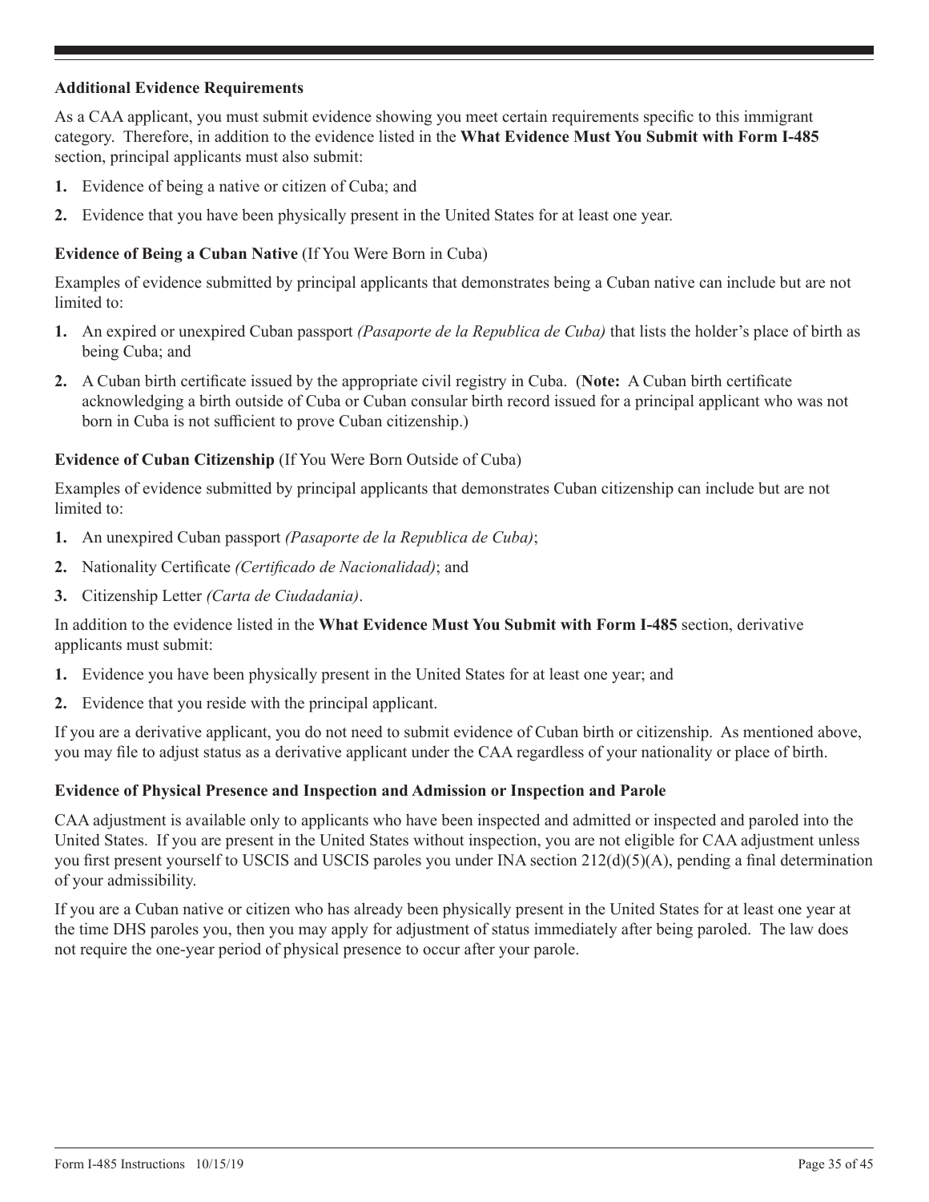**Additional Evidence Requirements**

As a CAA applicant, you must submit evidence showing you meet certain requirements specific to this immigrant category. Therefore, in addition to the evidence listed in the **What Evidence Must You Submit with Form I-485** section, principal applicants must also submit:

1. Evidence of being a native or citizen of Cuba; and
2. Evidence that you have been physically present in the United States for at least one year.

**Evidence of Being a Cuban Native** (If You Were Born in Cuba)

Examples of evidence submitted by principal applicants that demonstrates being a Cuban native can include but are not limited to:

1. An expired or unexpired Cuban passport *(Pasaporte de la Republica de Cuba)* that lists the holder's place of birth as being Cuba; and
2. A Cuban birth certificate issued by the appropriate civil registry in Cuba. (**Note:** A Cuban birth certificate acknowledging a birth outside of Cuba or Cuban consular birth record issued for a principal applicant who was not born in Cuba is not sufficient to prove Cuban citizenship.)

**Evidence of Cuban Citizenship** (If You Were Born Outside of Cuba)

Examples of evidence submitted by principal applicants that demonstrates Cuban citizenship can include but are not limited to:

1. An unexpired Cuban passport *(Pasaporte de la Republica de Cuba)*;
2. Nationality Certificate *(Certificado de Nacionalidad)*; and
3. Citizenship Letter *(Carta de Ciudadania)*.

In addition to the evidence listed in the **What Evidence Must You Submit with Form I-485** section, derivative applicants must submit:

1. Evidence you have been physically present in the United States for at least one year; and
2. Evidence that you reside with the principal applicant.

If you are a derivative applicant, you do not need to submit evidence of Cuban birth or citizenship. As mentioned above, you may file to adjust status as a derivative applicant under the CAA regardless of your nationality or place of birth.

**Evidence of Physical Presence and Inspection and Admission or Inspection and Parole**

CAA adjustment is available only to applicants who have been inspected and admitted or inspected and paroled into the United States. If you are present in the United States without inspection, you are not eligible for CAA adjustment unless you first present yourself to USCIS and USCIS paroles you under INA section 212(d)(5)(A), pending a final determination of your admissibility.

If you are a Cuban native or citizen who has already been physically present in the United States for at least one year at the time DHS paroles you, then you may apply for adjustment of status immediately after being paroled. The law does not require the one-year period of physical presence to occur after your parole.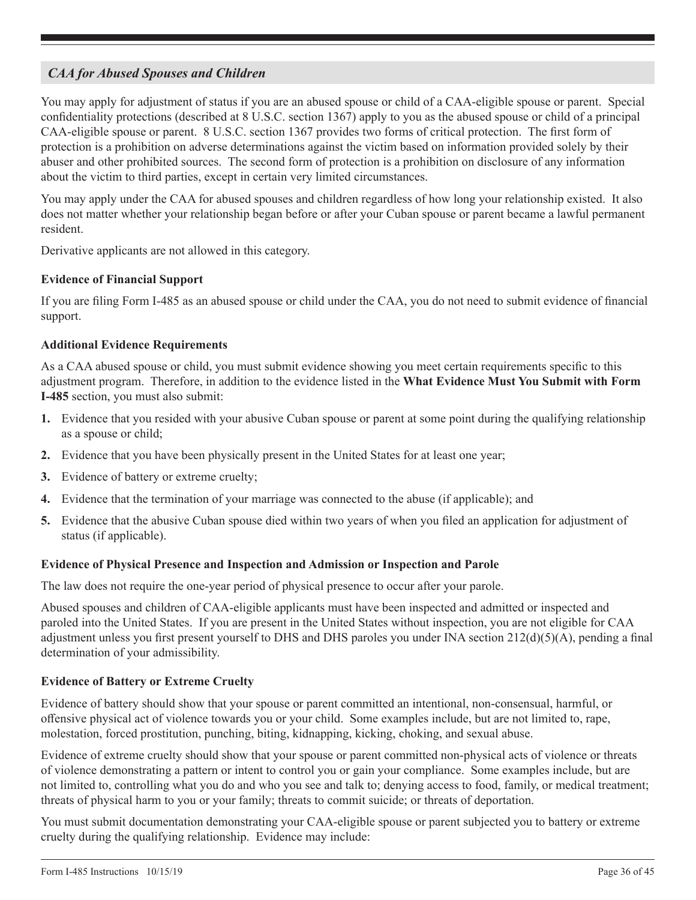## *CAA for Abused Spouses and Children*

You may apply for adjustment of status if you are an abused spouse or child of a CAA-eligible spouse or parent. Special confidentiality protections (described at 8 U.S.C. section 1367) apply to you as the abused spouse or child of a principal CAA-eligible spouse or parent. 8 U.S.C. section 1367 provides two forms of critical protection. The first form of protection is a prohibition on adverse determinations against the victim based on information provided solely by their abuser and other prohibited sources. The second form of protection is a prohibition on disclosure of any information about the victim to third parties, except in certain very limited circumstances.

You may apply under the CAA for abused spouses and children regardless of how long your relationship existed. It also does not matter whether your relationship began before or after your Cuban spouse or parent became a lawful permanent resident.

Derivative applicants are not allowed in this category.

### Evidence of Financial Support

If you are filing Form I-485 as an abused spouse or child under the CAA, you do not need to submit evidence of financial support.

### Additional Evidence Requirements

As a CAA abused spouse or child, you must submit evidence showing you meet certain requirements specific to this adjustment program. Therefore, in addition to the evidence listed in the **What Evidence Must You Submit with Form I-485** section, you must also submit:

1. Evidence that you resided with your abusive Cuban spouse or parent at some point during the qualifying relationship as a spouse or child;
2. Evidence that you have been physically present in the United States for at least one year;
3. Evidence of battery or extreme cruelty;
4. Evidence that the termination of your marriage was connected to the abuse (if applicable); and
5. Evidence that the abusive Cuban spouse died within two years of when you filed an application for adjustment of status (if applicable).

### Evidence of Physical Presence and Inspection and Admission or Inspection and Parole

The law does not require the one-year period of physical presence to occur after your parole.

Abused spouses and children of CAA-eligible applicants must have been inspected and admitted or inspected and paroled into the United States. If you are present in the United States without inspection, you are not eligible for CAA adjustment unless you first present yourself to DHS and DHS paroles you under INA section 212(d)(5)(A), pending a final determination of your admissibility.

### Evidence of Battery or Extreme Cruelty

Evidence of battery should show that your spouse or parent committed an intentional, non-consensual, harmful, or offensive physical act of violence towards you or your child. Some examples include, but are not limited to, rape, molestation, forced prostitution, punching, biting, kidnapping, kicking, choking, and sexual abuse.

Evidence of extreme cruelty should show that your spouse or parent committed non-physical acts of violence or threats of violence demonstrating a pattern or intent to control you or gain your compliance. Some examples include, but are not limited to, controlling what you do and who you see and talk to; denying access to food, family, or medical treatment; threats of physical harm to you or your family; threats to commit suicide; or threats of deportation.

You must submit documentation demonstrating your CAA-eligible spouse or parent subjected you to battery or extreme cruelty during the qualifying relationship. Evidence may include: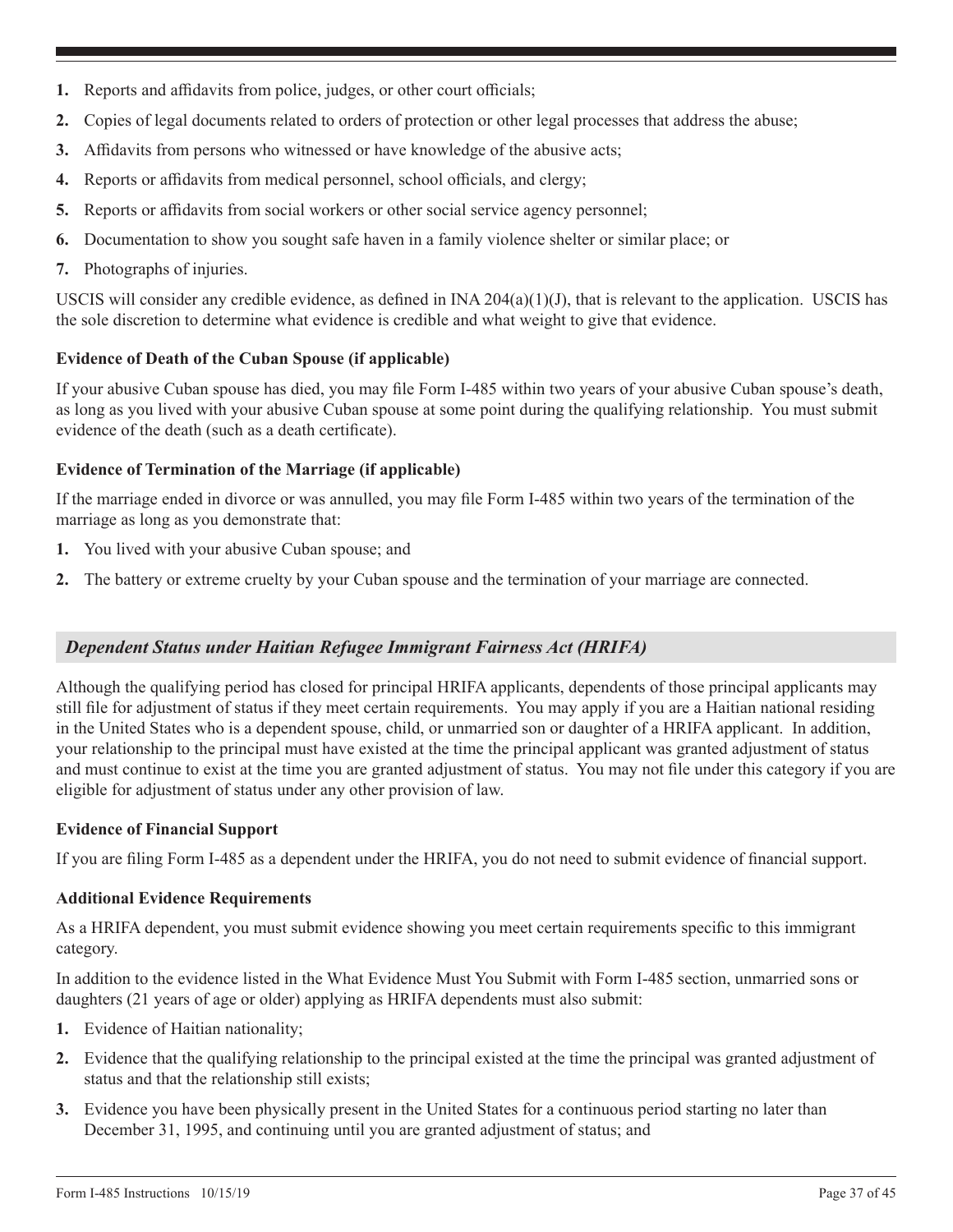1. Reports and affidavits from police, judges, or other court officials;
2. Copies of legal documents related to orders of protection or other legal processes that address the abuse;
3. Affidavits from persons who witnessed or have knowledge of the abusive acts;
4. Reports or affidavits from medical personnel, school officials, and clergy;
5. Reports or affidavits from social workers or other social service agency personnel;
6. Documentation to show you sought safe haven in a family violence shelter or similar place; or
7. Photographs of injuries.

USCIS will consider any credible evidence, as defined in INA 204(a)(1)(J), that is relevant to the application. USCIS has the sole discretion to determine what evidence is credible and what weight to give that evidence.

**Evidence of Death of the Cuban Spouse (if applicable)**

If your abusive Cuban spouse has died, you may file Form I-485 within two years of your abusive Cuban spouse's death, as long as you lived with your abusive Cuban spouse at some point during the qualifying relationship. You must submit evidence of the death (such as a death certificate).

**Evidence of Termination of the Marriage (if applicable)**

If the marriage ended in divorce or was annulled, you may file Form I-485 within two years of the termination of the marriage as long as you demonstrate that:

1. You lived with your abusive Cuban spouse; and
2. The battery or extreme cruelty by your Cuban spouse and the termination of your marriage are connected.

## *Dependent Status under Haitian Refugee Immigrant Fairness Act (HRIFA)*

Although the qualifying period has closed for principal HRIFA applicants, dependents of those principal applicants may still file for adjustment of status if they meet certain requirements. You may apply if you are a Haitian national residing in the United States who is a dependent spouse, child, or unmarried son or daughter of a HRIFA applicant. In addition, your relationship to the principal must have existed at the time the principal applicant was granted adjustment of status and must continue to exist at the time you are granted adjustment of status. You may not file under this category if you are eligible for adjustment of status under any other provision of law.

**Evidence of Financial Support**

If you are filing Form I-485 as a dependent under the HRIFA, you do not need to submit evidence of financial support.

**Additional Evidence Requirements**

As a HRIFA dependent, you must submit evidence showing you meet certain requirements specific to this immigrant category.

In addition to the evidence listed in the What Evidence Must You Submit with Form I-485 section, unmarried sons or daughters (21 years of age or older) applying as HRIFA dependents must also submit:

1. Evidence of Haitian nationality;
2. Evidence that the qualifying relationship to the principal existed at the time the principal was granted adjustment of status and that the relationship still exists;
3. Evidence you have been physically present in the United States for a continuous period starting no later than December 31, 1995, and continuing until you are granted adjustment of status; and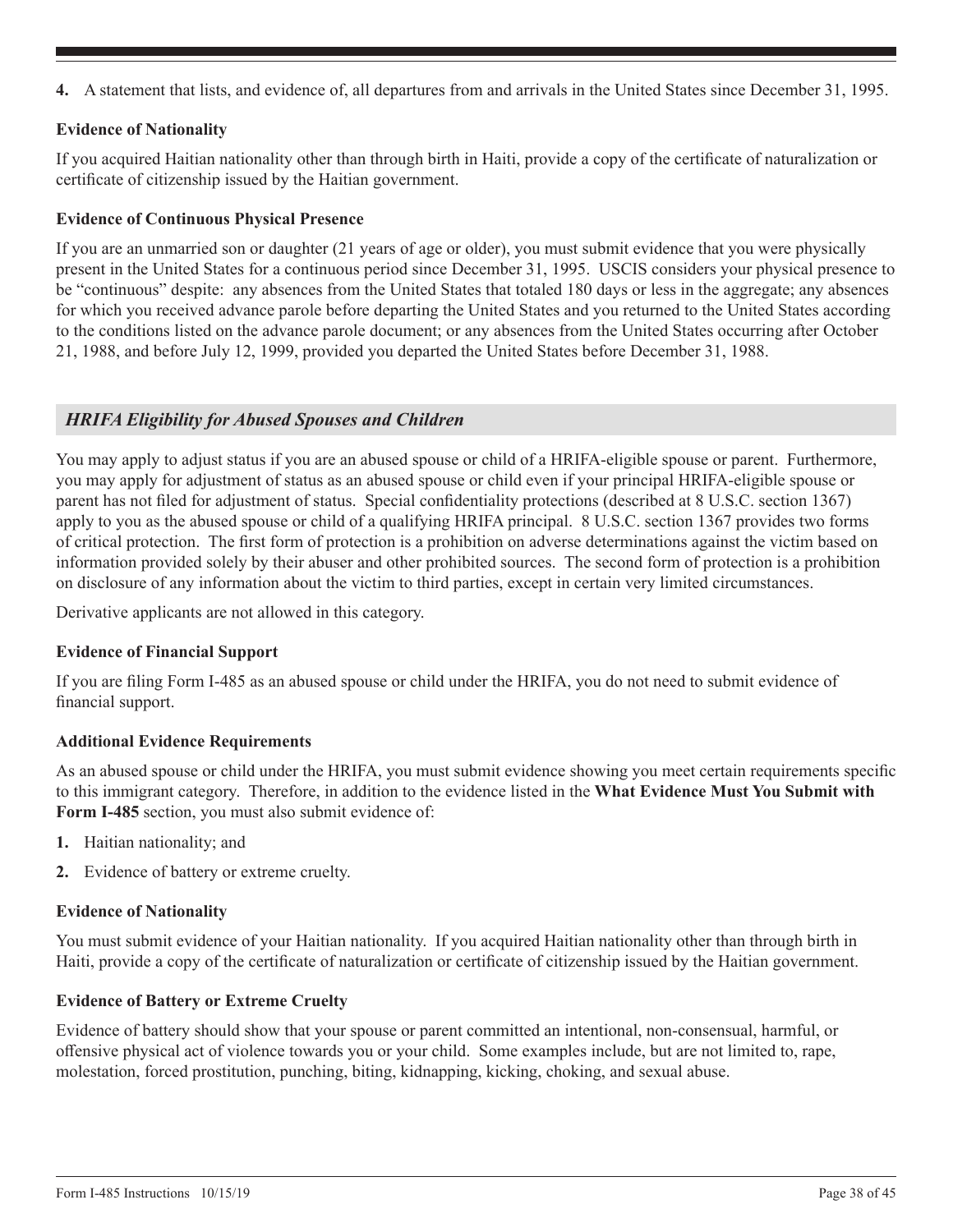4. A statement that lists, and evidence of, all departures from and arrivals in the United States since December 31, 1995.

**Evidence of Nationality**

If you acquired Haitian nationality other than through birth in Haiti, provide a copy of the certificate of naturalization or certificate of citizenship issued by the Haitian government.

**Evidence of Continuous Physical Presence**

If you are an unmarried son or daughter (21 years of age or older), you must submit evidence that you were physically present in the United States for a continuous period since December 31, 1995. USCIS considers your physical presence to be "continuous" despite: any absences from the United States that totaled 180 days or less in the aggregate; any absences for which you received advance parole before departing the United States and you returned to the United States according to the conditions listed on the advance parole document; or any absences from the United States occurring after October 21, 1988, and before July 12, 1999, provided you departed the United States before December 31, 1988.

### *HRIFA Eligibility for Abused Spouses and Children*

You may apply to adjust status if you are an abused spouse or child of a HRIFA-eligible spouse or parent. Furthermore, you may apply for adjustment of status as an abused spouse or child even if your principal HRIFA-eligible spouse or parent has not filed for adjustment of status. Special confidentiality protections (described at 8 U.S.C. section 1367) apply to you as the abused spouse or child of a qualifying HRIFA principal. 8 U.S.C. section 1367 provides two forms of critical protection. The first form of protection is a prohibition on adverse determinations against the victim based on information provided solely by their abuser and other prohibited sources. The second form of protection is a prohibition on disclosure of any information about the victim to third parties, except in certain very limited circumstances.

Derivative applicants are not allowed in this category.

**Evidence of Financial Support**

If you are filing Form I-485 as an abused spouse or child under the HRIFA, you do not need to submit evidence of financial support.

**Additional Evidence Requirements**

As an abused spouse or child under the HRIFA, you must submit evidence showing you meet certain requirements specific to this immigrant category. Therefore, in addition to the evidence listed in the **What Evidence Must You Submit with Form I-485** section, you must also submit evidence of:

1. Haitian nationality; and
2. Evidence of battery or extreme cruelty.

**Evidence of Nationality**

You must submit evidence of your Haitian nationality. If you acquired Haitian nationality other than through birth in Haiti, provide a copy of the certificate of naturalization or certificate of citizenship issued by the Haitian government.

**Evidence of Battery or Extreme Cruelty**

Evidence of battery should show that your spouse or parent committed an intentional, non-consensual, harmful, or offensive physical act of violence towards you or your child. Some examples include, but are not limited to, rape, molestation, forced prostitution, punching, biting, kidnapping, kicking, choking, and sexual abuse.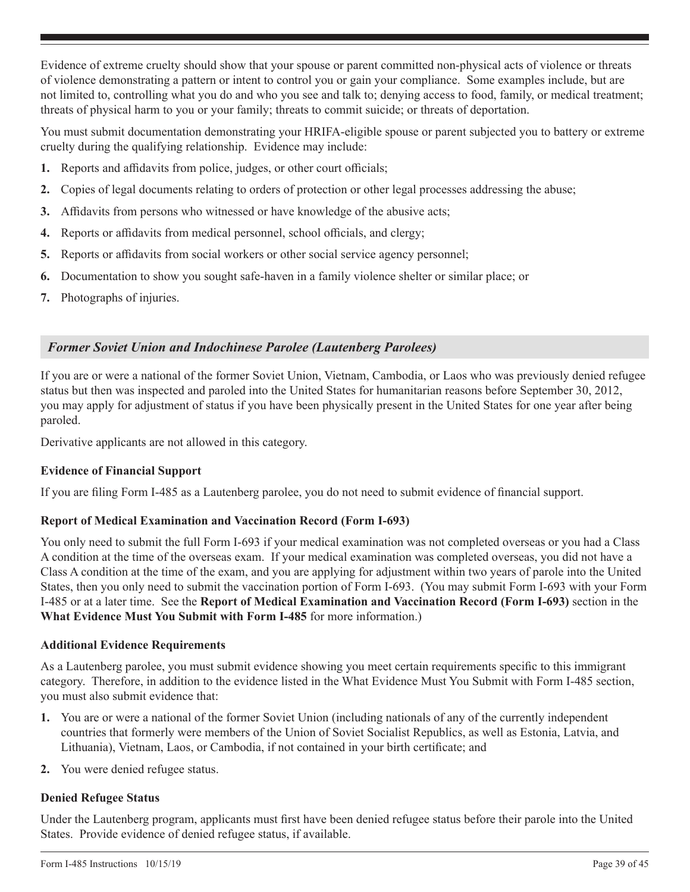Evidence of extreme cruelty should show that your spouse or parent committed non-physical acts of violence or threats of violence demonstrating a pattern or intent to control you or gain your compliance. Some examples include, but are not limited to, controlling what you do and who you see and talk to; denying access to food, family, or medical treatment; threats of physical harm to you or your family; threats to commit suicide; or threats of deportation.

You must submit documentation demonstrating your HRIFA-eligible spouse or parent subjected you to battery or extreme cruelty during the qualifying relationship. Evidence may include:

1. Reports and affidavits from police, judges, or other court officials;
2. Copies of legal documents relating to orders of protection or other legal processes addressing the abuse;
3. Affidavits from persons who witnessed or have knowledge of the abusive acts;
4. Reports or affidavits from medical personnel, school officials, and clergy;
5. Reports or affidavits from social workers or other social service agency personnel;
6. Documentation to show you sought safe-haven in a family violence shelter or similar place; or
7. Photographs of injuries.

## *Former Soviet Union and Indochinese Parolee (Lautenberg Parolees)*

If you are or were a national of the former Soviet Union, Vietnam, Cambodia, or Laos who was previously denied refugee status but then was inspected and paroled into the United States for humanitarian reasons before September 30, 2012, you may apply for adjustment of status if you have been physically present in the United States for one year after being paroled.

Derivative applicants are not allowed in this category.

### Evidence of Financial Support

If you are filing Form I-485 as a Lautenberg parolee, you do not need to submit evidence of financial support.

### Report of Medical Examination and Vaccination Record (Form I-693)

You only need to submit the full Form I-693 if your medical examination was not completed overseas or you had a Class A condition at the time of the overseas exam. If your medical examination was completed overseas, you did not have a Class A condition at the time of the exam, and you are applying for adjustment within two years of parole into the United States, then you only need to submit the vaccination portion of Form I-693. (You may submit Form I-693 with your Form I-485 or at a later time. See the **Report of Medical Examination and Vaccination Record (Form I-693)** section in the **What Evidence Must You Submit with Form I-485** for more information.)

### Additional Evidence Requirements

As a Lautenberg parolee, you must submit evidence showing you meet certain requirements specific to this immigrant category. Therefore, in addition to the evidence listed in the What Evidence Must You Submit with Form I-485 section, you must also submit evidence that:

1. You are or were a national of the former Soviet Union (including nationals of any of the currently independent countries that formerly were members of the Union of Soviet Socialist Republics, as well as Estonia, Latvia, and Lithuania), Vietnam, Laos, or Cambodia, if not contained in your birth certificate; and
2. You were denied refugee status.

### Denied Refugee Status

Under the Lautenberg program, applicants must first have been denied refugee status before their parole into the United States. Provide evidence of denied refugee status, if available.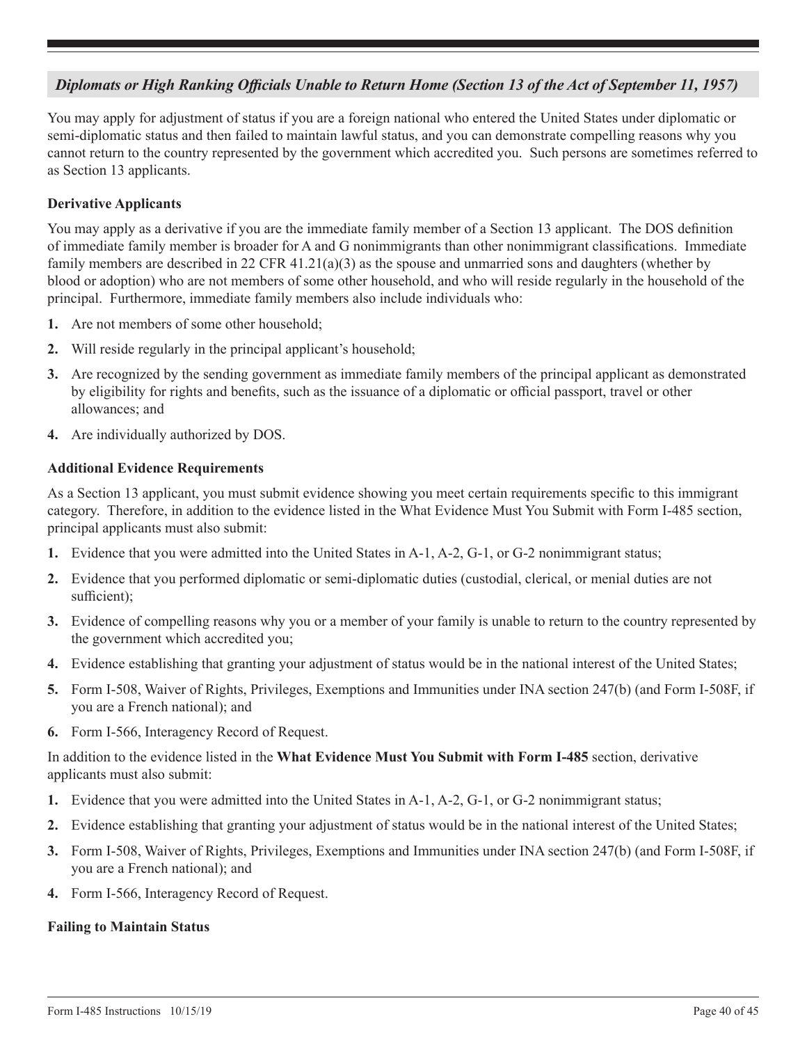### *Diplomats or High Ranking Officials Unable to Return Home (Section 13 of the Act of September 11, 1957)*

You may apply for adjustment of status if you are a foreign national who entered the United States under diplomatic or semi-diplomatic status and then failed to maintain lawful status, and you can demonstrate compelling reasons why you cannot return to the country represented by the government which accredited you. Such persons are sometimes referred to as Section 13 applicants.

**Derivative Applicants**

You may apply as a derivative if you are the immediate family member of a Section 13 applicant. The DOS definition of immediate family member is broader for A and G nonimmigrants than other nonimmigrant classifications. Immediate family members are described in 22 CFR 41.21(a)(3) as the spouse and unmarried sons and daughters (whether by blood or adoption) who are not members of some other household, and who will reside regularly in the household of the principal. Furthermore, immediate family members also include individuals who:

1. Are not members of some other household;
2. Will reside regularly in the principal applicant's household;
3. Are recognized by the sending government as immediate family members of the principal applicant as demonstrated by eligibility for rights and benefits, such as the issuance of a diplomatic or official passport, travel or other allowances; and
4. Are individually authorized by DOS.

**Additional Evidence Requirements**

As a Section 13 applicant, you must submit evidence showing you meet certain requirements specific to this immigrant category. Therefore, in addition to the evidence listed in the What Evidence Must You Submit with Form I-485 section, principal applicants must also submit:

1. Evidence that you were admitted into the United States in A-1, A-2, G-1, or G-2 nonimmigrant status;
2. Evidence that you performed diplomatic or semi-diplomatic duties (custodial, clerical, or menial duties are not sufficient);
3. Evidence of compelling reasons why you or a member of your family is unable to return to the country represented by the government which accredited you;
4. Evidence establishing that granting your adjustment of status would be in the national interest of the United States;
5. Form I-508, Waiver of Rights, Privileges, Exemptions and Immunities under INA section 247(b) (and Form I-508F, if you are a French national); and
6. Form I-566, Interagency Record of Request.

In addition to the evidence listed in the **What Evidence Must You Submit with Form I-485** section, derivative applicants must also submit:

1. Evidence that you were admitted into the United States in A-1, A-2, G-1, or G-2 nonimmigrant status;
2. Evidence establishing that granting your adjustment of status would be in the national interest of the United States;
3. Form I-508, Waiver of Rights, Privileges, Exemptions and Immunities under INA section 247(b) (and Form I-508F, if you are a French national); and
4. Form I-566, Interagency Record of Request.

**Failing to Maintain Status**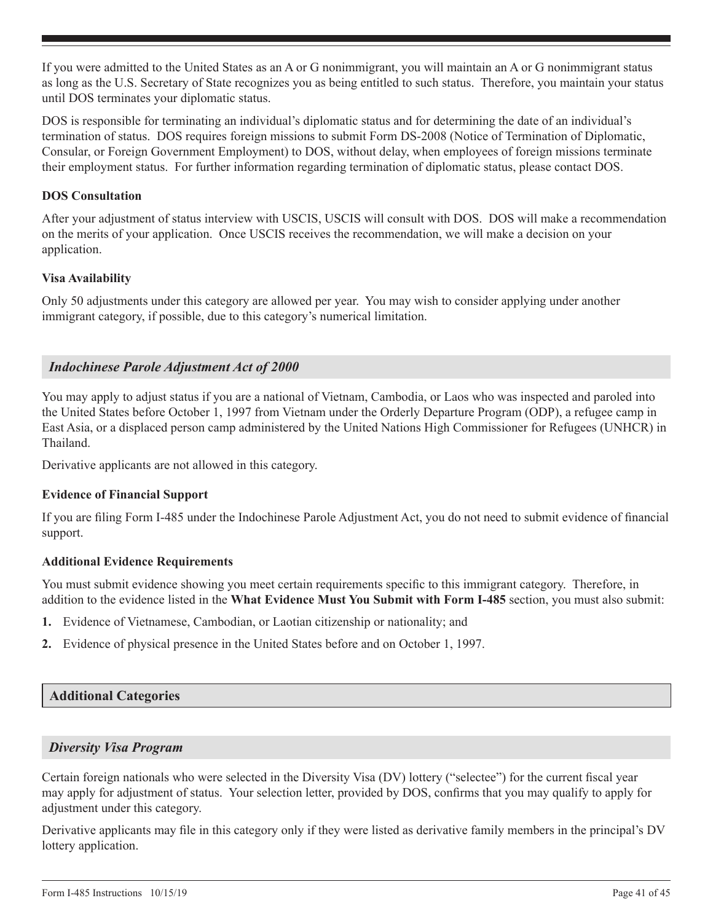If you were admitted to the United States as an A or G nonimmigrant, you will maintain an A or G nonimmigrant status as long as the U.S. Secretary of State recognizes you as being entitled to such status. Therefore, you maintain your status until DOS terminates your diplomatic status.

DOS is responsible for terminating an individual's diplomatic status and for determining the date of an individual's termination of status. DOS requires foreign missions to submit Form DS-2008 (Notice of Termination of Diplomatic, Consular, or Foreign Government Employment) to DOS, without delay, when employees of foreign missions terminate their employment status. For further information regarding termination of diplomatic status, please contact DOS.

**DOS Consultation**

After your adjustment of status interview with USCIS, USCIS will consult with DOS. DOS will make a recommendation on the merits of your application. Once USCIS receives the recommendation, we will make a decision on your application.

**Visa Availability**

Only 50 adjustments under this category are allowed per year. You may wish to consider applying under another immigrant category, if possible, due to this category's numerical limitation.

### *Indochinese Parole Adjustment Act of 2000*

You may apply to adjust status if you are a national of Vietnam, Cambodia, or Laos who was inspected and paroled into the United States before October 1, 1997 from Vietnam under the Orderly Departure Program (ODP), a refugee camp in East Asia, or a displaced person camp administered by the United Nations High Commissioner for Refugees (UNHCR) in Thailand.

Derivative applicants are not allowed in this category.

**Evidence of Financial Support**

If you are filing Form I-485 under the Indochinese Parole Adjustment Act, you do not need to submit evidence of financial support.

**Additional Evidence Requirements**

You must submit evidence showing you meet certain requirements specific to this immigrant category. Therefore, in addition to the evidence listed in the **What Evidence Must You Submit with Form I-485** section, you must also submit:

1. Evidence of Vietnamese, Cambodian, or Laotian citizenship or nationality; and
2. Evidence of physical presence in the United States before and on October 1, 1997.

## Additional Categories

### *Diversity Visa Program*

Certain foreign nationals who were selected in the Diversity Visa (DV) lottery ("selectee") for the current fiscal year may apply for adjustment of status. Your selection letter, provided by DOS, confirms that you may qualify to apply for adjustment under this category.

Derivative applicants may file in this category only if they were listed as derivative family members in the principal's DV lottery application.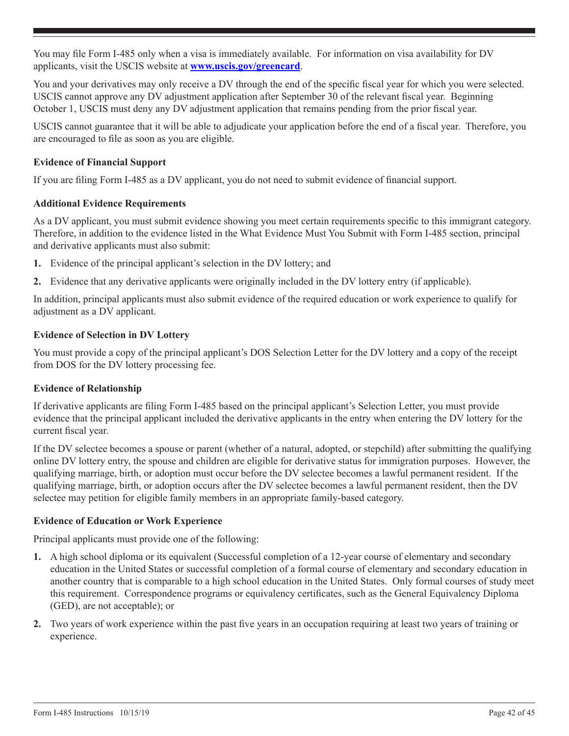You may file Form I-485 only when a visa is immediately available. For information on visa availability for DV applicants, visit the USCIS website at **[www.uscis.gov/greencard](http://www.uscis.gov/greencard)**.

You and your derivatives may only receive a DV through the end of the specific fiscal year for which you were selected. USCIS cannot approve any DV adjustment application after September 30 of the relevant fiscal year. Beginning October 1, USCIS must deny any DV adjustment application that remains pending from the prior fiscal year.

USCIS cannot guarantee that it will be able to adjudicate your application before the end of a fiscal year. Therefore, you are encouraged to file as soon as you are eligible.

**Evidence of Financial Support**

If you are filing Form I-485 as a DV applicant, you do not need to submit evidence of financial support.

**Additional Evidence Requirements**

As a DV applicant, you must submit evidence showing you meet certain requirements specific to this immigrant category. Therefore, in addition to the evidence listed in the What Evidence Must You Submit with Form I-485 section, principal and derivative applicants must also submit:

1. Evidence of the principal applicant's selection in the DV lottery; and
2. Evidence that any derivative applicants were originally included in the DV lottery entry (if applicable).

In addition, principal applicants must also submit evidence of the required education or work experience to qualify for adjustment as a DV applicant.

**Evidence of Selection in DV Lottery**

You must provide a copy of the principal applicant's DOS Selection Letter for the DV lottery and a copy of the receipt from DOS for the DV lottery processing fee.

**Evidence of Relationship**

If derivative applicants are filing Form I-485 based on the principal applicant's Selection Letter, you must provide evidence that the principal applicant included the derivative applicants in the entry when entering the DV lottery for the current fiscal year.

If the DV selectee becomes a spouse or parent (whether of a natural, adopted, or stepchild) after submitting the qualifying online DV lottery entry, the spouse and children are eligible for derivative status for immigration purposes. However, the qualifying marriage, birth, or adoption must occur before the DV selectee becomes a lawful permanent resident. If the qualifying marriage, birth, or adoption occurs after the DV selectee becomes a lawful permanent resident, then the DV selectee may petition for eligible family members in an appropriate family-based category.

**Evidence of Education or Work Experience**

Principal applicants must provide one of the following:

1. A high school diploma or its equivalent (Successful completion of a 12-year course of elementary and secondary education in the United States or successful completion of a formal course of elementary and secondary education in another country that is comparable to a high school education in the United States. Only formal courses of study meet this requirement. Correspondence programs or equivalency certificates, such as the General Equivalency Diploma (GED), are not acceptable); or
2. Two years of work experience within the past five years in an occupation requiring at least two years of training or experience.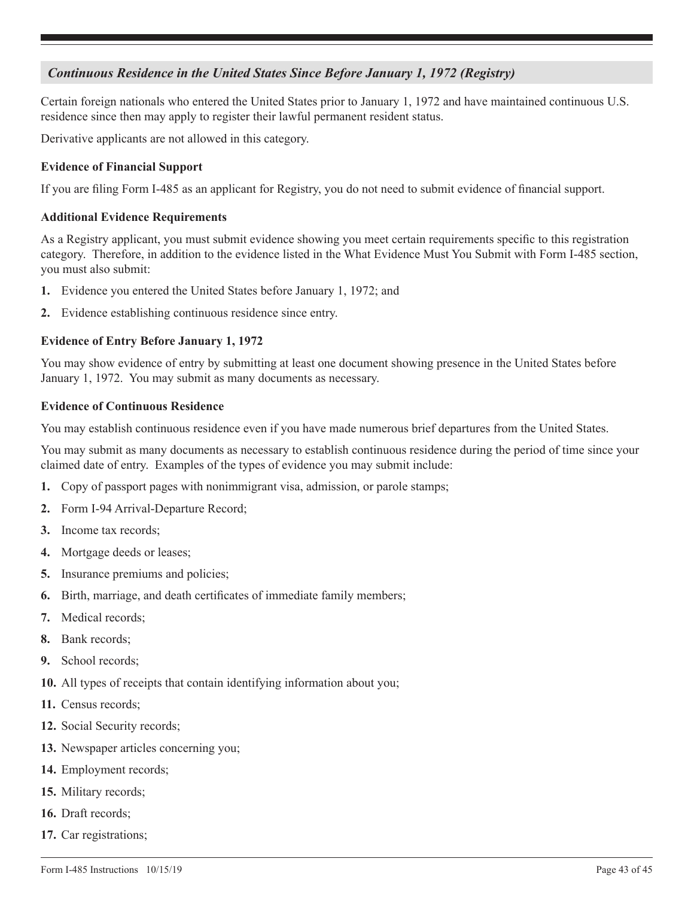## *Continuous Residence in the United States Since Before January 1, 1972 (Registry)*

Certain foreign nationals who entered the United States prior to January 1, 1972 and have maintained continuous U.S. residence since then may apply to register their lawful permanent resident status.

Derivative applicants are not allowed in this category.

**Evidence of Financial Support**

If you are filing Form I-485 as an applicant for Registry, you do not need to submit evidence of financial support.

**Additional Evidence Requirements**

As a Registry applicant, you must submit evidence showing you meet certain requirements specific to this registration category. Therefore, in addition to the evidence listed in the What Evidence Must You Submit with Form I-485 section, you must also submit:

1. Evidence you entered the United States before January 1, 1972; and
2. Evidence establishing continuous residence since entry.

**Evidence of Entry Before January 1, 1972**

You may show evidence of entry by submitting at least one document showing presence in the United States before January 1, 1972. You may submit as many documents as necessary.

**Evidence of Continuous Residence**

You may establish continuous residence even if you have made numerous brief departures from the United States.

You may submit as many documents as necessary to establish continuous residence during the period of time since your claimed date of entry. Examples of the types of evidence you may submit include:

1. Copy of passport pages with nonimmigrant visa, admission, or parole stamps;
2. Form I-94 Arrival-Departure Record;
3. Income tax records;
4. Mortgage deeds or leases;
5. Insurance premiums and policies;
6. Birth, marriage, and death certificates of immediate family members;
7. Medical records;
8. Bank records;
9. School records;
10. All types of receipts that contain identifying information about you;
11. Census records;
12. Social Security records;
13. Newspaper articles concerning you;
14. Employment records;
15. Military records;
16. Draft records;
17. Car registrations;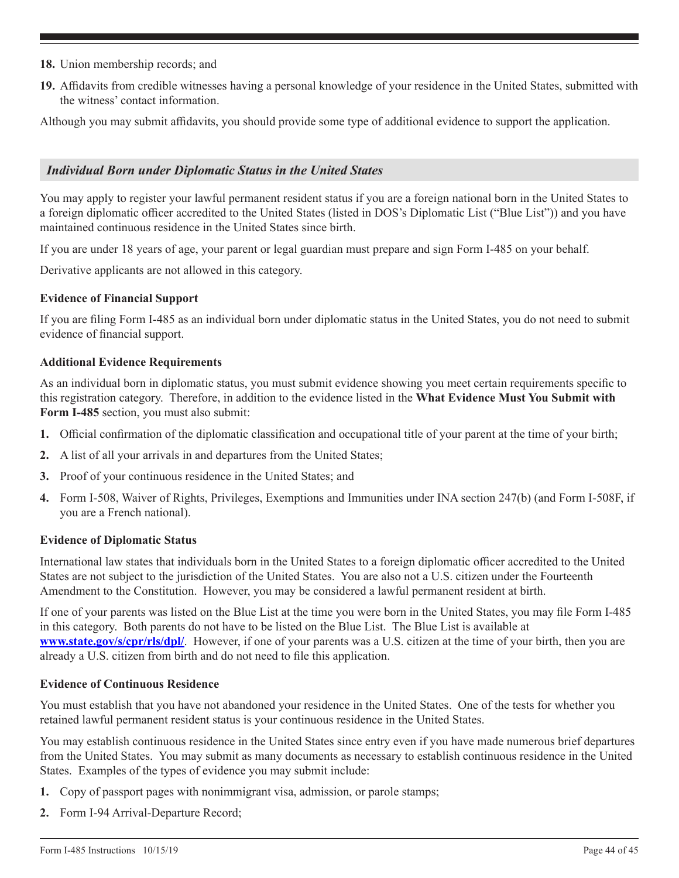18. Union membership records; and

19. Affidavits from credible witnesses having a personal knowledge of your residence in the United States, submitted with the witness' contact information.

Although you may submit affidavits, you should provide some type of additional evidence to support the application.

## *Individual Born under Diplomatic Status in the United States*

You may apply to register your lawful permanent resident status if you are a foreign national born in the United States to a foreign diplomatic officer accredited to the United States (listed in DOS's Diplomatic List ("Blue List")) and you have maintained continuous residence in the United States since birth.

If you are under 18 years of age, your parent or legal guardian must prepare and sign Form I-485 on your behalf.

Derivative applicants are not allowed in this category.

### Evidence of Financial Support

If you are filing Form I-485 as an individual born under diplomatic status in the United States, you do not need to submit evidence of financial support.

### Additional Evidence Requirements

As an individual born in diplomatic status, you must submit evidence showing you meet certain requirements specific to this registration category. Therefore, in addition to the evidence listed in the **What Evidence Must You Submit with Form I-485** section, you must also submit:

1. Official confirmation of the diplomatic classification and occupational title of your parent at the time of your birth;
2. A list of all your arrivals in and departures from the United States;
3. Proof of your continuous residence in the United States; and
4. Form I-508, Waiver of Rights, Privileges, Exemptions and Immunities under INA section 247(b) (and Form I-508F, if you are a French national).

### Evidence of Diplomatic Status

International law states that individuals born in the United States to a foreign diplomatic officer accredited to the United States are not subject to the jurisdiction of the United States. You are also not a U.S. citizen under the Fourteenth Amendment to the Constitution. However, you may be considered a lawful permanent resident at birth.

If one of your parents was listed on the Blue List at the time you were born in the United States, you may file Form I-485 in this category. Both parents do not have to be listed on the Blue List. The Blue List is available at **www.state.gov/s/cpr/rls/dpl/**. However, if one of your parents was a U.S. citizen at the time of your birth, then you are already a U.S. citizen from birth and do not need to file this application.

### Evidence of Continuous Residence

You must establish that you have not abandoned your residence in the United States. One of the tests for whether you retained lawful permanent resident status is your continuous residence in the United States.

You may establish continuous residence in the United States since entry even if you have made numerous brief departures from the United States. You may submit as many documents as necessary to establish continuous residence in the United States. Examples of the types of evidence you may submit include:

1. Copy of passport pages with nonimmigrant visa, admission, or parole stamps;
2. Form I-94 Arrival-Departure Record;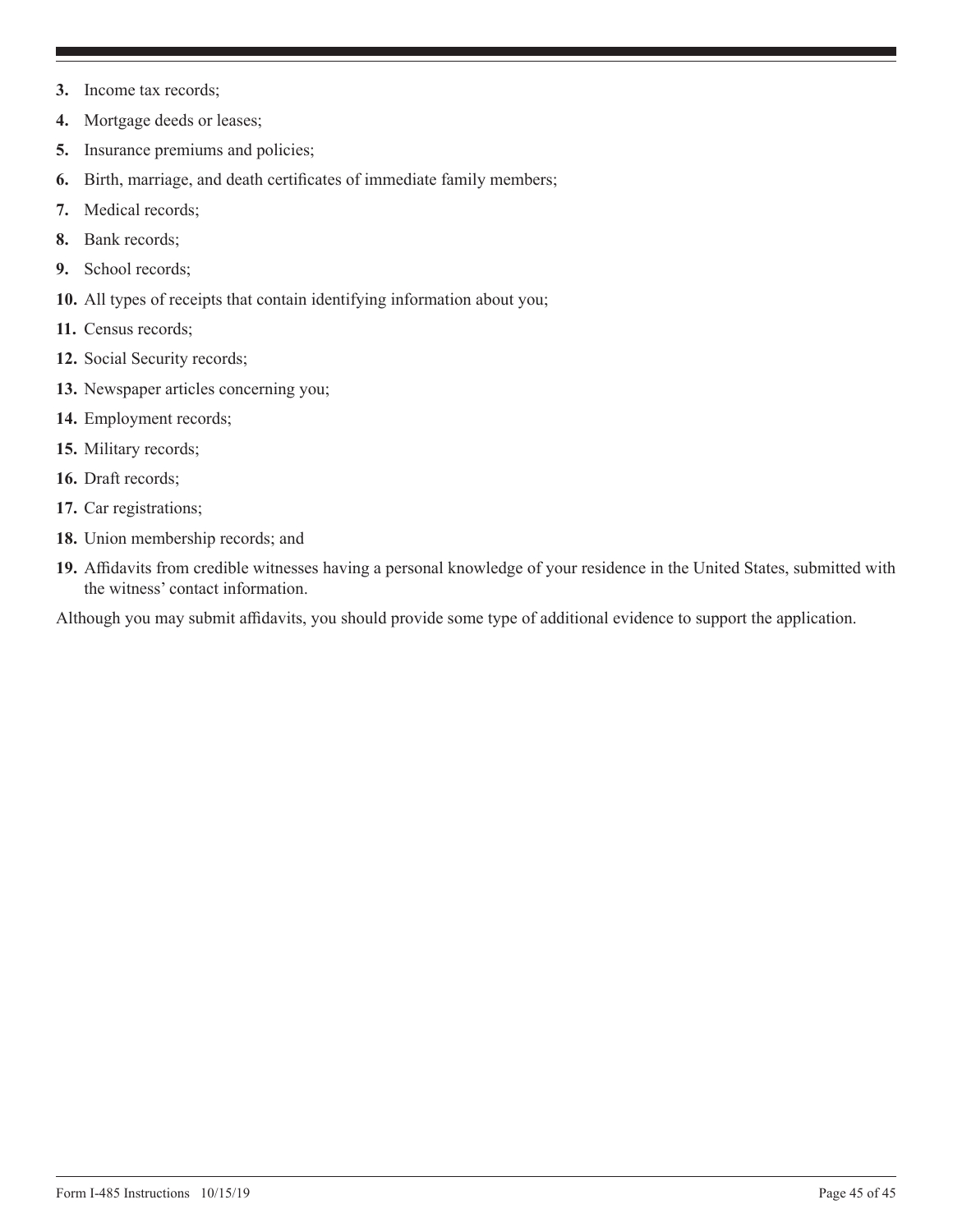3. Income tax records;
4. Mortgage deeds or leases;
5. Insurance premiums and policies;
6. Birth, marriage, and death certificates of immediate family members;
7. Medical records;
8. Bank records;
9. School records;
10. All types of receipts that contain identifying information about you;
11. Census records;
12. Social Security records;
13. Newspaper articles concerning you;
14. Employment records;
15. Military records;
16. Draft records;
17. Car registrations;
18. Union membership records; and
19. Affidavits from credible witnesses having a personal knowledge of your residence in the United States, submitted with the witness' contact information.

Although you may submit affidavits, you should provide some type of additional evidence to support the application.